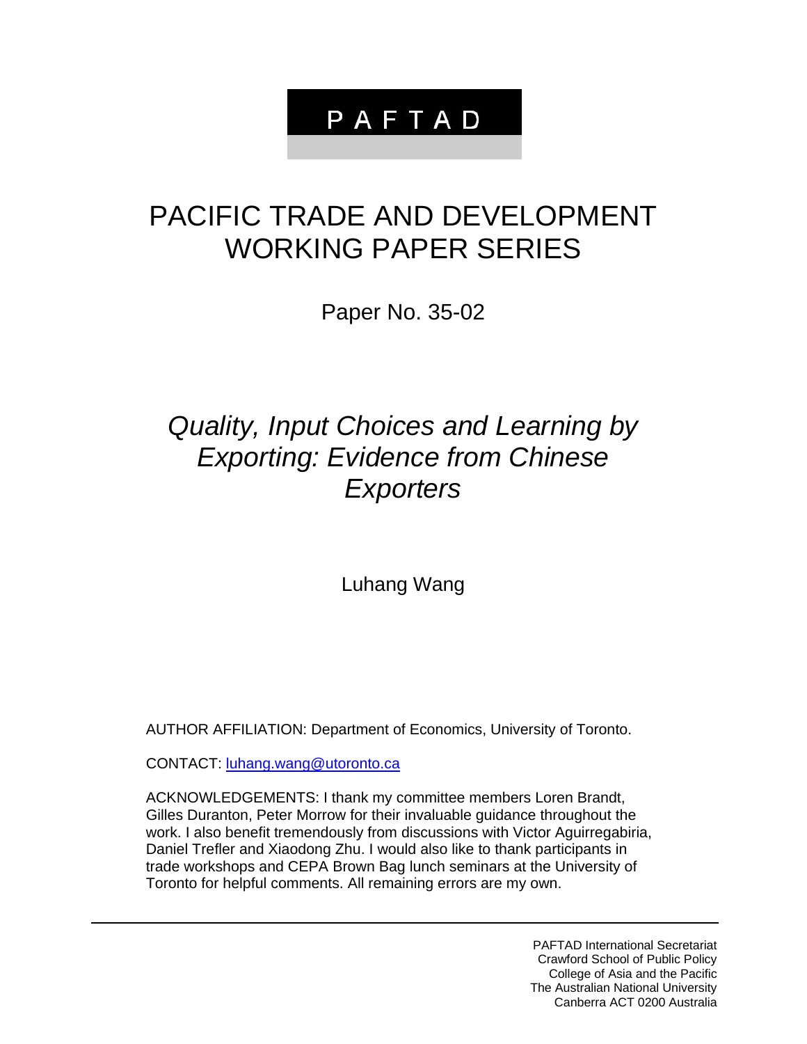# PAFTAD

# PACIFIC TRADE AND DEVELOPMENT WORKING PAPER SERIES

Paper No. 35-02

## *Quality, Input Choices and Learning by Exporting: Evidence from Chinese Exporters*

Luhang Wang

AUTHOR AFFILIATION: Department of Economics, University of Toronto.

CONTACT: luhang.wang@utoronto.ca

ACKNOWLEDGEMENTS: I thank my committee members Loren Brandt, Gilles Duranton, Peter Morrow for their invaluable guidance throughout the work. I also benefit tremendously from discussions with Victor Aguirregabiria, Daniel Trefler and Xiaodong Zhu. I would also like to thank participants in trade workshops and CEPA Brown Bag lunch seminars at the University of Toronto for helpful comments. All remaining errors are my own.

PAFTAD International Secretariat
Crawford School of Public Policy
College of Asia and the Pacific
The Australian National University
Canberra ACT 0200 Australia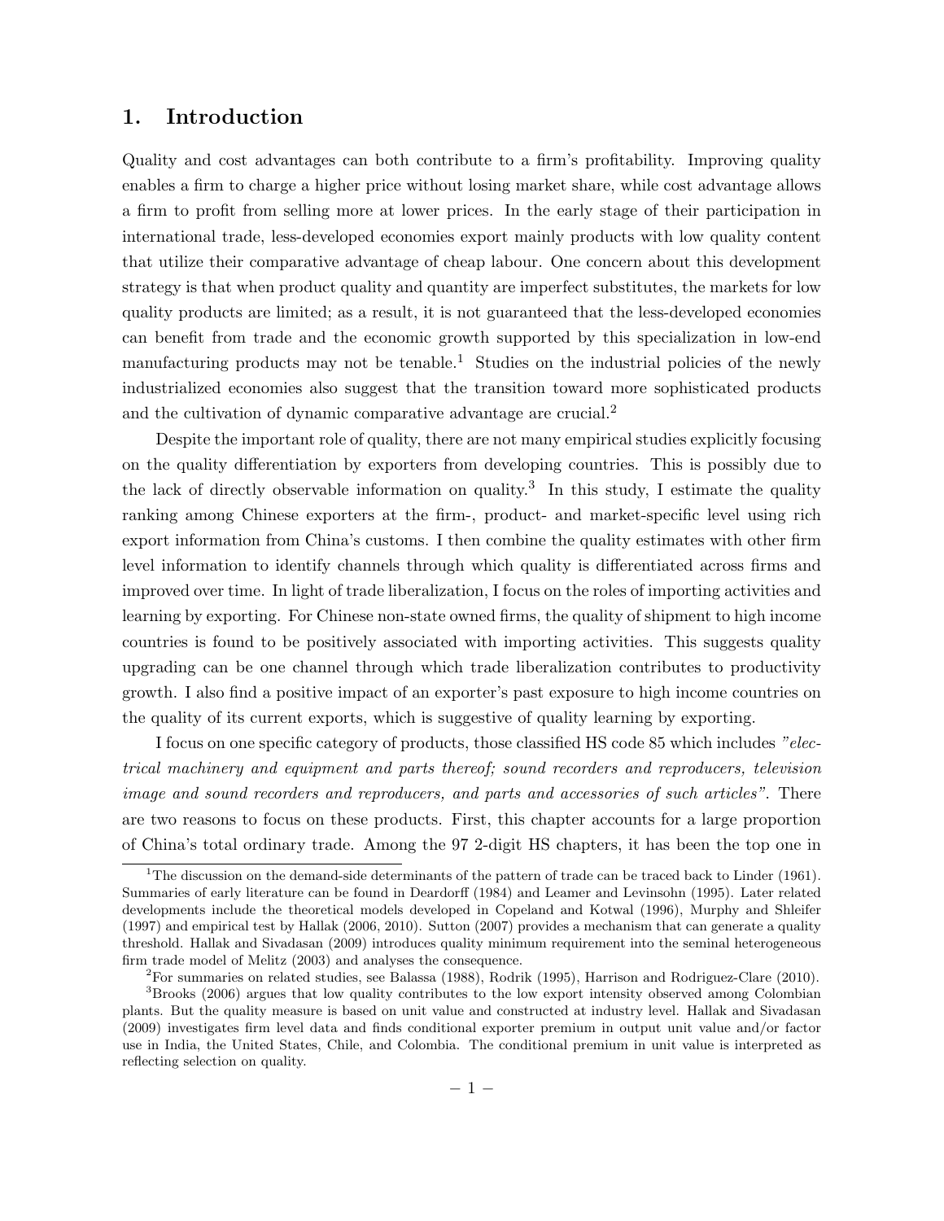## 1. Introduction

Quality and cost advantages can both contribute to a firm's profitability. Improving quality enables a firm to charge a higher price without losing market share, while cost advantage allows a firm to profit from selling more at lower prices. In the early stage of their participation in international trade, less-developed economies export mainly products with low quality content that utilize their comparative advantage of cheap labour. One concern about this development strategy is that when product quality and quantity are imperfect substitutes, the markets for low quality products are limited; as a result, it is not guaranteed that the less-developed economies can benefit from trade and the economic growth supported by this specialization in low-end manufacturing products may not be tenable.[1] Studies on the industrial policies of the newly industrialized economies also suggest that the transition toward more sophisticated products and the cultivation of dynamic comparative advantage are crucial.[2]

Despite the important role of quality, there are not many empirical studies explicitly focusing on the quality differentiation by exporters from developing countries. This is possibly due to the lack of directly observable information on quality.[3] In this study, I estimate the quality ranking among Chinese exporters at the firm-, product- and market-specific level using rich export information from China's customs. I then combine the quality estimates with other firm level information to identify channels through which quality is differentiated across firms and improved over time. In light of trade liberalization, I focus on the roles of importing activities and learning by exporting. For Chinese non-state owned firms, the quality of shipment to high income countries is found to be positively associated with importing activities. This suggests quality upgrading can be one channel through which trade liberalization contributes to productivity growth. I also find a positive impact of an exporter's past exposure to high income countries on the quality of its current exports, which is suggestive of quality learning by exporting.

I focus on one specific category of products, those classified HS code 85 which includes *"electrical machinery and equipment and parts thereof; sound recorders and reproducers, television image and sound recorders and reproducers, and parts and accessories of such articles"*. There are two reasons to focus on these products. First, this chapter accounts for a large proportion of China's total ordinary trade. Among the 97 2-digit HS chapters, it has been the top one in

---

[1] The discussion on the demand-side determinants of the pattern of trade can be traced back to Linder (1961). Summaries of early literature can be found in Deardorff (1984) and Leamer and Levinsohn (1995). Later related developments include the theoretical models developed in Copeland and Kotwal (1996), Murphy and Shleifer (1997) and empirical test by Hallak (2006, 2010). Sutton (2007) provides a mechanism that can generate a quality threshold. Hallak and Sivadasan (2009) introduces quality minimum requirement into the seminal heterogeneous firm trade model of Melitz (2003) and analyses the consequence.

[2] For summaries on related studies, see Balassa (1988), Rodrik (1995), Harrison and Rodriguez-Clare (2010).

[3] Brooks (2006) argues that low quality contributes to the low export intensity observed among Colombian plants. But the quality measure is based on unit value and constructed at industry level. Hallak and Sivadasan (2009) investigates firm level data and finds conditional exporter premium in output unit value and/or factor use in India, the United States, Chile, and Colombia. The conditional premium in unit value is interpreted as reflecting selection on quality.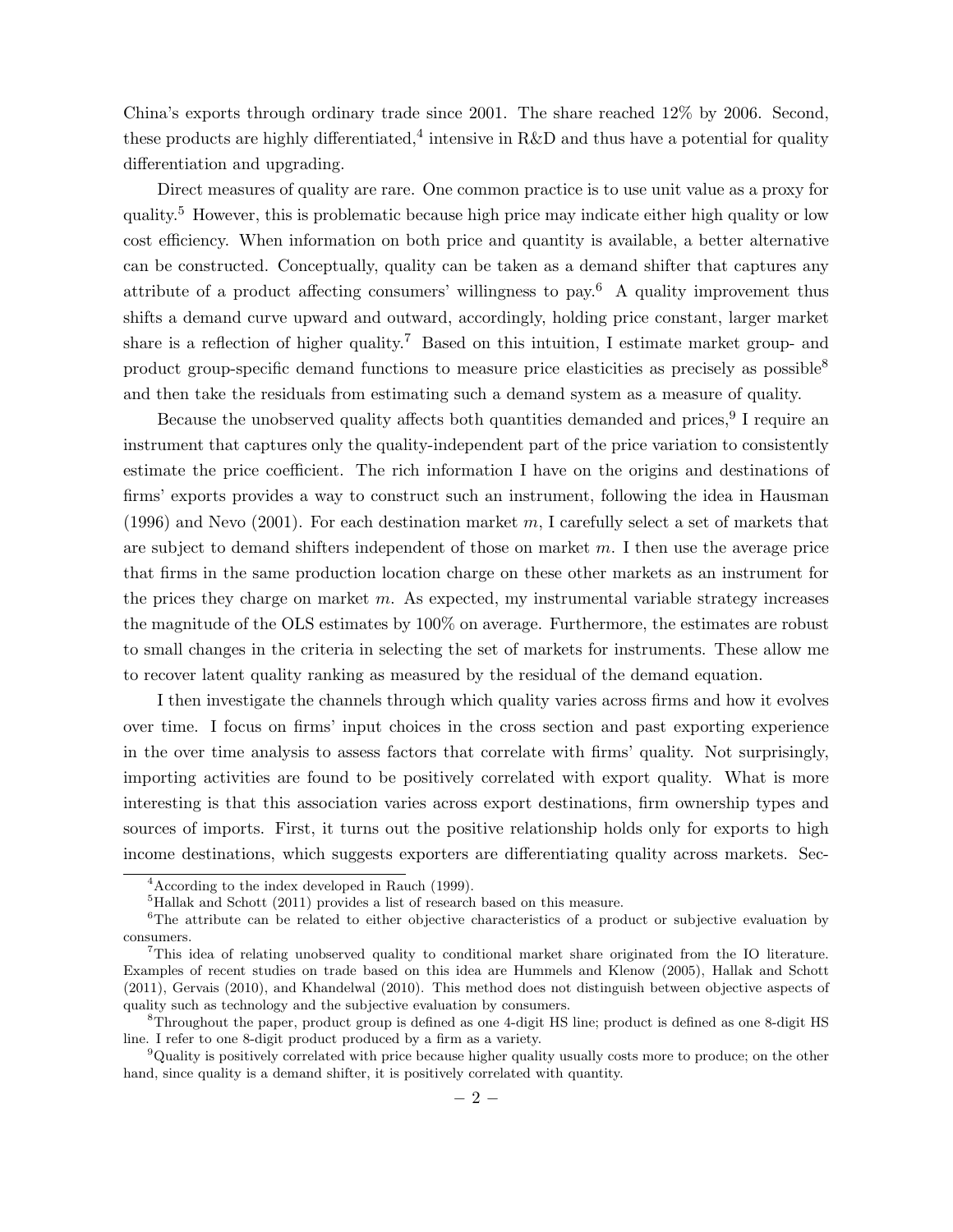China's exports through ordinary trade since 2001. The share reached 12% by 2006. Second, these products are highly differentiated,[4] intensive in R&D and thus have a potential for quality differentiation and upgrading.

Direct measures of quality are rare. One common practice is to use unit value as a proxy for quality.[5] However, this is problematic because high price may indicate either high quality or low cost efficiency. When information on both price and quantity is available, a better alternative can be constructed. Conceptually, quality can be taken as a demand shifter that captures any attribute of a product affecting consumers' willingness to pay.[6] A quality improvement thus shifts a demand curve upward and outward, accordingly, holding price constant, larger market share is a reflection of higher quality.[7] Based on this intuition, I estimate market group- and product group-specific demand functions to measure price elasticities as precisely as possible[8] and then take the residuals from estimating such a demand system as a measure of quality.

Because the unobserved quality affects both quantities demanded and prices,[9] I require an instrument that captures only the quality-independent part of the price variation to consistently estimate the price coefficient. The rich information I have on the origins and destinations of firms' exports provides a way to construct such an instrument, following the idea in Hausman (1996) and Nevo (2001). For each destination market $m$, I carefully select a set of markets that are subject to demand shifters independent of those on market $m$. I then use the average price that firms in the same production location charge on these other markets as an instrument for the prices they charge on market $m$. As expected, my instrumental variable strategy increases the magnitude of the OLS estimates by 100% on average. Furthermore, the estimates are robust to small changes in the criteria in selecting the set of markets for instruments. These allow me to recover latent quality ranking as measured by the residual of the demand equation.

I then investigate the channels through which quality varies across firms and how it evolves over time. I focus on firms' input choices in the cross section and past exporting experience in the over time analysis to assess factors that correlate with firms' quality. Not surprisingly, importing activities are found to be positively correlated with export quality. What is more interesting is that this association varies across export destinations, firm ownership types and sources of imports. First, it turns out the positive relationship holds only for exports to high income destinations, which suggests exporters are differentiating quality across markets. Sec-

[4] According to the index developed in Rauch (1999).

[5] Hallak and Schott (2011) provides a list of research based on this measure.

[6] The attribute can be related to either objective characteristics of a product or subjective evaluation by consumers.

[7] This idea of relating unobserved quality to conditional market share originated from the IO literature. Examples of recent studies on trade based on this idea are Hummels and Klenow (2005), Hallak and Schott (2011), Gervais (2010), and Khandelwal (2010). This method does not distinguish between objective aspects of quality such as technology and the subjective evaluation by consumers.

[8] Throughout the paper, product group is defined as one 4-digit HS line; product is defined as one 8-digit HS line. I refer to one 8-digit product produced by a firm as a variety.

[9] Quality is positively correlated with price because higher quality usually costs more to produce; on the other hand, since quality is a demand shifter, it is positively correlated with quantity.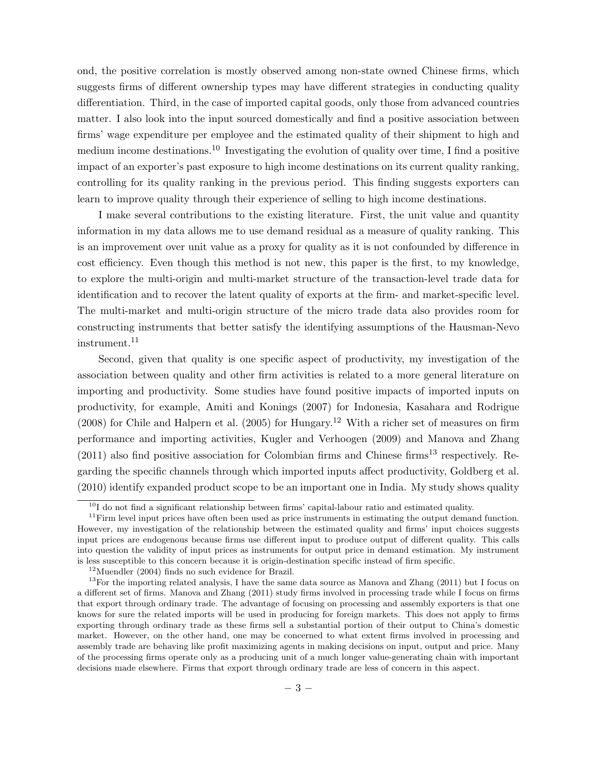ond, the positive correlation is mostly observed among non-state owned Chinese firms, which suggests firms of different ownership types may have different strategies in conducting quality differentiation. Third, in the case of imported capital goods, only those from advanced countries matter. I also look into the input sourced domestically and find a positive association between firms' wage expenditure per employee and the estimated quality of their shipment to high and medium income destinations.[10] Investigating the evolution of quality over time, I find a positive impact of an exporter's past exposure to high income destinations on its current quality ranking, controlling for its quality ranking in the previous period. This finding suggests exporters can learn to improve quality through their experience of selling to high income destinations.

I make several contributions to the existing literature. First, the unit value and quantity information in my data allows me to use demand residual as a measure of quality ranking. This is an improvement over unit value as a proxy for quality as it is not confounded by difference in cost efficiency. Even though this method is not new, this paper is the first, to my knowledge, to explore the multi-origin and multi-market structure of the transaction-level trade data for identification and to recover the latent quality of exports at the firm- and market-specific level. The multi-market and multi-origin structure of the micro trade data also provides room for constructing instruments that better satisfy the identifying assumptions of the Hausman-Nevo instrument.[11]

Second, given that quality is one specific aspect of productivity, my investigation of the association between quality and other firm activities is related to a more general literature on importing and productivity. Some studies have found positive impacts of imported inputs on productivity, for example, Amiti and Konings (2007) for Indonesia, Kasahara and Rodrigue (2008) for Chile and Halpern et al. (2005) for Hungary.[12] With a richer set of measures on firm performance and importing activities, Kugler and Verhoogen (2009) and Manova and Zhang (2011) also find positive association for Colombian firms and Chinese firms[13] respectively. Regarding the specific channels through which imported inputs affect productivity, Goldberg et al. (2010) identify expanded product scope to be an important one in India. My study shows quality

[10] I do not find a significant relationship between firms' capital-labour ratio and estimated quality.

[11] Firm level input prices have often been used as price instruments in estimating the output demand function. However, my investigation of the relationship between the estimated quality and firms' input choices suggests input prices are endogenous because firms use different input to produce output of different quality. This calls into question the validity of input prices as instruments for output price in demand estimation. My instrument is less susceptible to this concern because it is origin-destination specific instead of firm specific.

[12] Muendler (2004) finds no such evidence for Brazil.

[13] For the importing related analysis, I have the same data source as Manova and Zhang (2011) but I focus on a different set of firms. Manova and Zhang (2011) study firms involved in processing trade while I focus on firms that export through ordinary trade. The advantage of focusing on processing and assembly exporters is that one knows for sure the related imports will be used in producing for foreign markets. This does not apply to firms exporting through ordinary trade as these firms sell a substantial portion of their output to China's domestic market. However, on the other hand, one may be concerned to what extent firms involved in processing and assembly trade are behaving like profit maximizing agents in making decisions on input, output and price. Many of the processing firms operate only as a producing unit of a much longer value-generating chain with important decisions made elsewhere. Firms that export through ordinary trade are less of concern in this aspect.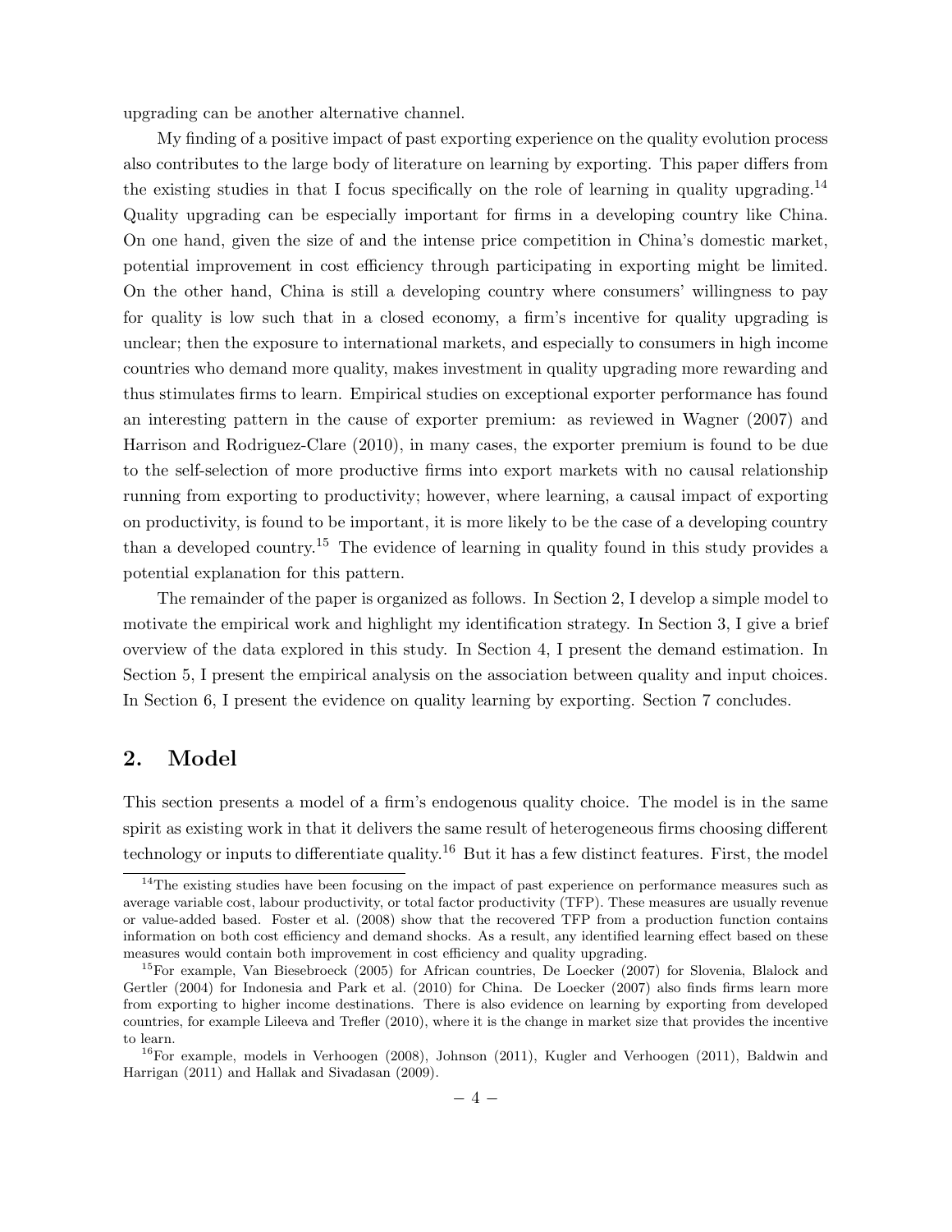upgrading can be another alternative channel.

My finding of a positive impact of past exporting experience on the quality evolution process also contributes to the large body of literature on learning by exporting. This paper differs from the existing studies in that I focus specifically on the role of learning in quality upgrading.[14] Quality upgrading can be especially important for firms in a developing country like China. On one hand, given the size of and the intense price competition in China's domestic market, potential improvement in cost efficiency through participating in exporting might be limited. On the other hand, China is still a developing country where consumers' willingness to pay for quality is low such that in a closed economy, a firm's incentive for quality upgrading is unclear; then the exposure to international markets, and especially to consumers in high income countries who demand more quality, makes investment in quality upgrading more rewarding and thus stimulates firms to learn. Empirical studies on exceptional exporter performance has found an interesting pattern in the cause of exporter premium: as reviewed in Wagner (2007) and Harrison and Rodriguez-Clare (2010), in many cases, the exporter premium is found to be due to the self-selection of more productive firms into export markets with no causal relationship running from exporting to productivity; however, where learning, a causal impact of exporting on productivity, is found to be important, it is more likely to be the case of a developing country than a developed country.[15] The evidence of learning in quality found in this study provides a potential explanation for this pattern.

The remainder of the paper is organized as follows. In Section 2, I develop a simple model to motivate the empirical work and highlight my identification strategy. In Section 3, I give a brief overview of the data explored in this study. In Section 4, I present the demand estimation. In Section 5, I present the empirical analysis on the association between quality and input choices. In Section 6, I present the evidence on quality learning by exporting. Section 7 concludes.

## 2. Model

This section presents a model of a firm's endogenous quality choice. The model is in the same spirit as existing work in that it delivers the same result of heterogeneous firms choosing different technology or inputs to differentiate quality.[16] But it has a few distinct features. First, the model

---

[14] The existing studies have been focusing on the impact of past experience on performance measures such as average variable cost, labour productivity, or total factor productivity (TFP). These measures are usually revenue or value-added based. Foster et al. (2008) show that the recovered TFP from a production function contains information on both cost efficiency and demand shocks. As a result, any identified learning effect based on these measures would contain both improvement in cost efficiency and quality upgrading.

[15] For example, Van Biesebroeck (2005) for African countries, De Loecker (2007) for Slovenia, Blalock and Gertler (2004) for Indonesia and Park et al. (2010) for China. De Loecker (2007) also finds firms learn more from exporting to higher income destinations. There is also evidence on learning by exporting from developed countries, for example Lileeva and Trefler (2010), where it is the change in market size that provides the incentive to learn.

[16] For example, models in Verhoogen (2008), Johnson (2011), Kugler and Verhoogen (2011), Baldwin and Harrigan (2011) and Hallak and Sivadasan (2009).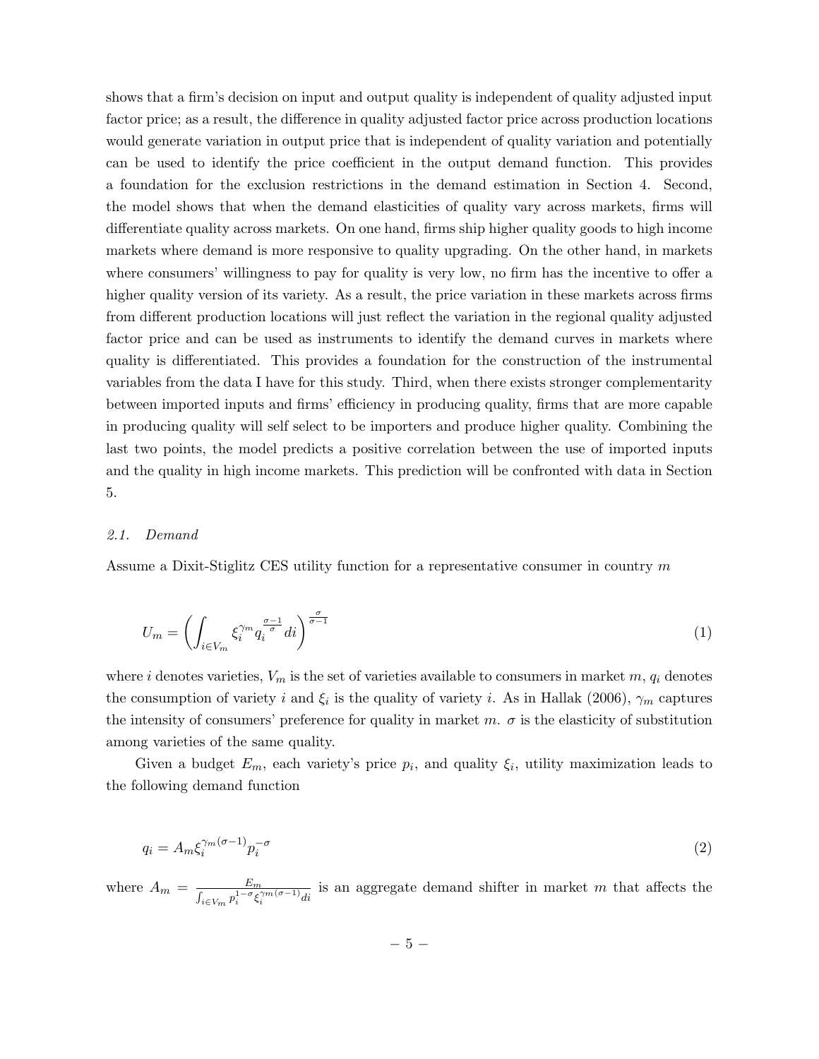shows that a firm's decision on input and output quality is independent of quality adjusted input factor price; as a result, the difference in quality adjusted factor price across production locations would generate variation in output price that is independent of quality variation and potentially can be used to identify the price coefficient in the output demand function. This provides a foundation for the exclusion restrictions in the demand estimation in Section 4. Second, the model shows that when the demand elasticities of quality vary across markets, firms will differentiate quality across markets. On one hand, firms ship higher quality goods to high income markets where demand is more responsive to quality upgrading. On the other hand, in markets where consumers' willingness to pay for quality is very low, no firm has the incentive to offer a higher quality version of its variety. As a result, the price variation in these markets across firms from different production locations will just reflect the variation in the regional quality adjusted factor price and can be used as instruments to identify the demand curves in markets where quality is differentiated. This provides a foundation for the construction of the instrumental variables from the data I have for this study. Third, when there exists stronger complementarity between imported inputs and firms' efficiency in producing quality, firms that are more capable in producing quality will self select to be importers and produce higher quality. Combining the last two points, the model predicts a positive correlation between the use of imported inputs and the quality in high income markets. This prediction will be confronted with data in Section 5.

### *2.1. Demand*

Assume a Dixit-Stiglitz CES utility function for a representative consumer in country $m$

$$U_m = \left( \int_{i \in V_m} \xi_i^{\gamma_m} q_i^{\frac{\sigma-1}{\sigma}} di \right)^{\frac{\sigma}{\sigma-1}} \tag{1}$$

where $i$ denotes varieties, $V_m$ is the set of varieties available to consumers in market $m$, $q_i$ denotes the consumption of variety $i$ and $\xi_i$ is the quality of variety $i$. As in Hallak (2006), $\gamma_m$ captures the intensity of consumers' preference for quality in market $m$. $\sigma$ is the elasticity of substitution among varieties of the same quality.

Given a budget $E_m$, each variety's price $p_i$, and quality $\xi_i$, utility maximization leads to the following demand function

$$q_i = A_m \xi_i^{\gamma_m(\sigma-1)} p_i^{-\sigma} \tag{2}$$

where $A_m = \frac{E_m}{\int_{i \in V_m} p_i^{1-\sigma} \xi_i^{\gamma_m(\sigma-1)} di}$ is an aggregate demand shifter in market $m$ that affects the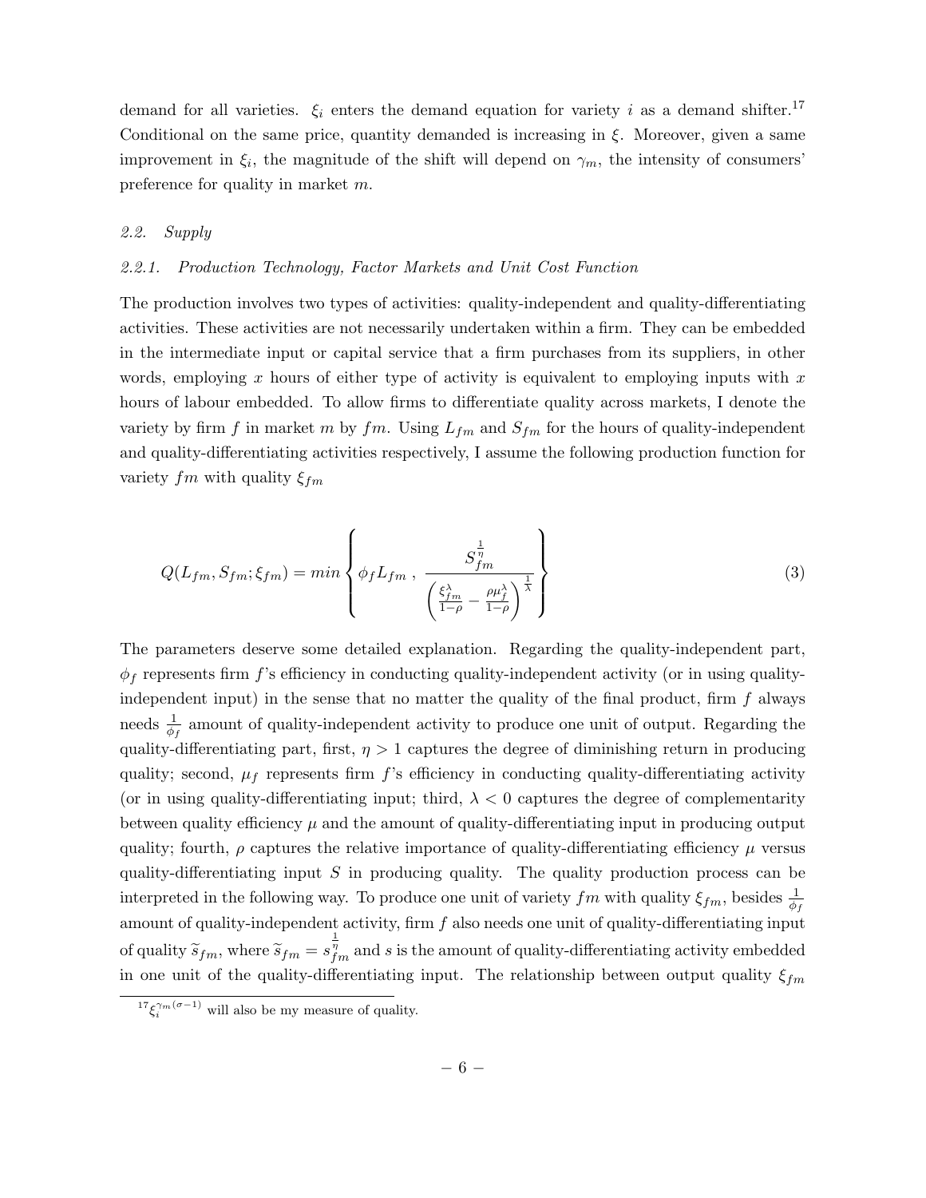demand for all varieties. $\xi_i$ enters the demand equation for variety $i$ as a demand shifter.[17] Conditional on the same price, quantity demanded is increasing in $\xi$. Moreover, given a same improvement in $\xi_i$, the magnitude of the shift will depend on $\gamma_m$, the intensity of consumers' preference for quality in market $m$.

### *2.2. Supply*

#### *2.2.1. Production Technology, Factor Markets and Unit Cost Function*

The production involves two types of activities: quality-independent and quality-differentiating activities. These activities are not necessarily undertaken within a firm. They can be embedded in the intermediate input or capital service that a firm purchases from its suppliers, in other words, employing $x$ hours of either type of activity is equivalent to employing inputs with $x$ hours of labour embedded. To allow firms to differentiate quality across markets, I denote the variety by firm $f$ in market $m$ by $fm$. Using $L_{fm}$ and $S_{fm}$ for the hours of quality-independent and quality-differentiating activities respectively, I assume the following production function for variety $fm$ with quality $\xi_{fm}$

$$
Q(L_{fm}, S_{fm}; \xi_{fm}) = min \left\{ \phi_f L_{fm} \ , \ \frac{S_{fm}^{\frac{1}{\eta}}}{\left( \frac{\xi_{fm}^{\lambda}}{1-\rho} - \frac{\rho \mu_f^{\lambda}}{1-\rho} \right)^{\frac{1}{\lambda}}} \right\} \tag{3}
$$

The parameters deserve some detailed explanation. Regarding the quality-independent part, $\phi_f$ represents firm $f$'s efficiency in conducting quality-independent activity (or in using quality-independent input) in the sense that no matter the quality of the final product, firm $f$ always needs $\frac{1}{\phi_f}$ amount of quality-independent activity to produce one unit of output. Regarding the quality-differentiating part, first, $\eta > 1$ captures the degree of diminishing return in producing quality; second, $\mu_f$ represents firm $f$'s efficiency in conducting quality-differentiating activity (or in using quality-differentiating input; third, $\lambda < 0$ captures the degree of complementarity between quality efficiency $\mu$ and the amount of quality-differentiating input in producing output quality; fourth, $\rho$ captures the relative importance of quality-differentiating efficiency $\mu$ versus quality-differentiating input $S$ in producing quality. The quality production process can be interpreted in the following way. To produce one unit of variety $fm$ with quality $\xi_{fm}$, besides $\frac{1}{\phi_f}$ amount of quality-independent activity, firm $f$ also needs one unit of quality-differentiating input of quality $\widetilde{s}_{fm}$, where $\widetilde{s}_{fm} = s_{fm}^{\frac{1}{\eta}}$ and $s$ is the amount of quality-differentiating activity embedded in one unit of the quality-differentiating input. The relationship between output quality $\xi_{fm}$

[17] $\xi_i^{\gamma_m(\sigma-1)}$ will also be my measure of quality.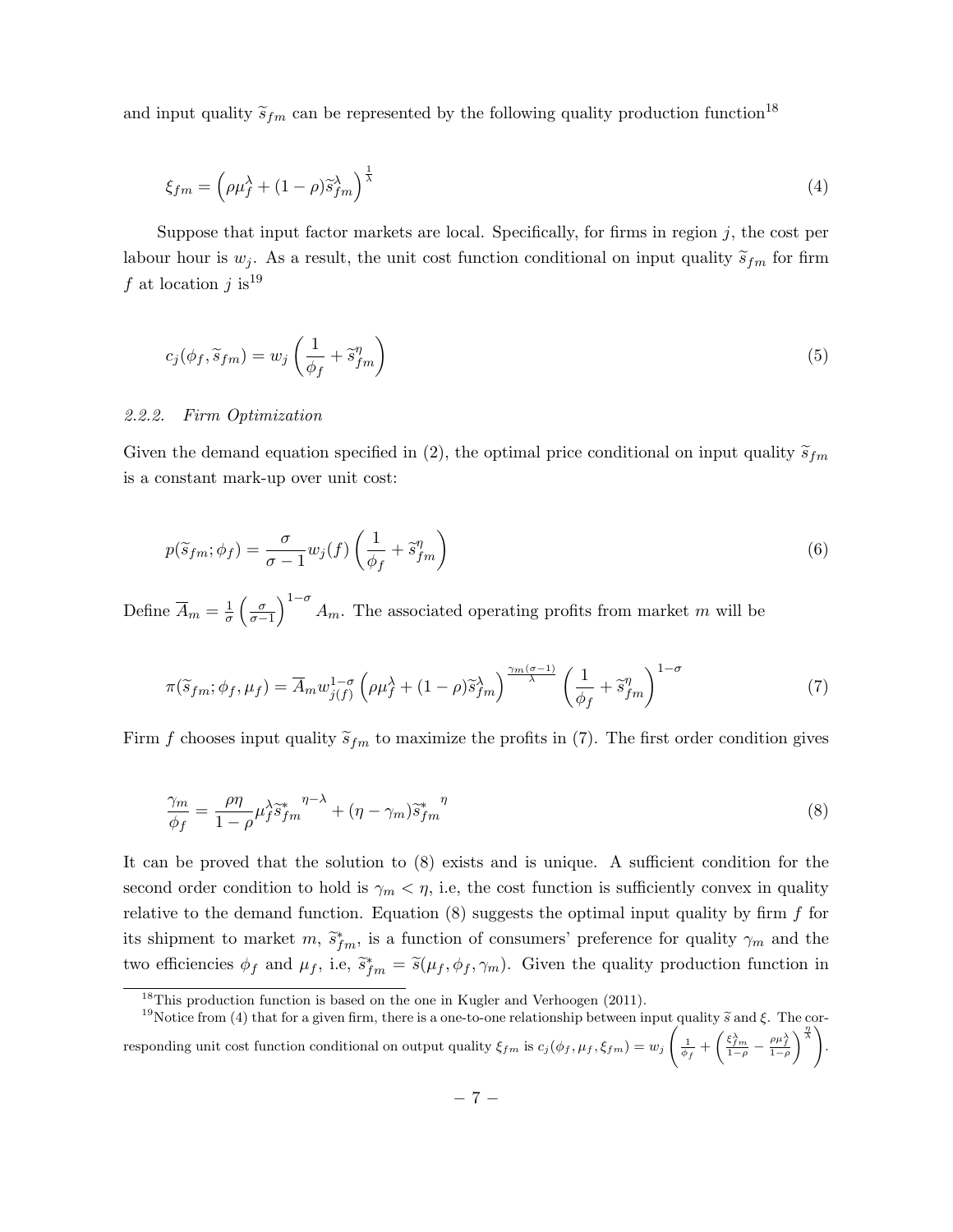and input quality $\widetilde{s}_{fm}$ can be represented by the following quality production function[18]

$$\xi_{fm} = \left(\rho\mu_f^{\lambda} + (1-\rho)\widetilde{s}_{fm}^{\lambda}\right)^{\frac{1}{\lambda}} \tag{4}$$

Suppose that input factor markets are local. Specifically, for firms in region $j$, the cost per labour hour is $w_j$. As a result, the unit cost function conditional on input quality $\widetilde{s}_{fm}$ for firm $f$ at location $j$ is[19]

$$c_j(\phi_f, \widetilde{s}_{fm}) = w_j \left(\frac{1}{\phi_f} + \widetilde{s}_{fm}^{\eta}\right) \tag{5}$$

### 2.2.2. *Firm Optimization*

Given the demand equation specified in (2), the optimal price conditional on input quality $\widetilde{s}_{fm}$ is a constant mark-up over unit cost:

$$p(\widetilde{s}_{fm}; \phi_f) = \frac{\sigma}{\sigma - 1} w_j(f) \left(\frac{1}{\phi_f} + \widetilde{s}_{fm}^{\eta}\right) \tag{6}$$

Define $\overline{A}_m = \frac{1}{\sigma}\left(\frac{\sigma}{\sigma-1}\right)^{1-\sigma} A_m$. The associated operating profits from market $m$ will be

$$\pi(\widetilde{s}_{fm}; \phi_f, \mu_f) = \overline{A}_m w_{j(f)}^{1-\sigma} \left(\rho\mu_f^{\lambda} + (1-\rho)\widetilde{s}_{fm}^{\lambda}\right)^{\frac{\gamma_m(\sigma-1)}{\lambda}} \left(\frac{1}{\phi_f} + \widetilde{s}_{fm}^{\eta}\right)^{1-\sigma} \tag{7}$$

Firm $f$ chooses input quality $\widetilde{s}_{fm}$ to maximize the profits in (7). The first order condition gives

$$\frac{\gamma_m}{\phi_f} = \frac{\rho\eta}{1-\rho}\mu_f^{\lambda} {\widetilde{s}_{fm}^{*}}^{\eta-\lambda} + (\eta - \gamma_m){\widetilde{s}_{fm}^{*}}^{\eta} \tag{8}$$

It can be proved that the solution to (8) exists and is unique. A sufficient condition for the second order condition to hold is $\gamma_m < \eta$, i.e, the cost function is sufficiently convex in quality relative to the demand function. Equation (8) suggests the optimal input quality by firm $f$ for its shipment to market $m$, $\widetilde{s}_{fm}^{*}$, is a function of consumers' preference for quality $\gamma_m$ and the two efficiencies $\phi_f$ and $\mu_f$, i.e, $\widetilde{s}_{fm}^{*} = \widetilde{s}(\mu_f, \phi_f, \gamma_m)$. Given the quality production function in

[18] This production function is based on the one in Kugler and Verhoogen (2011).

[19] Notice from (4) that for a given firm, there is a one-to-one relationship between input quality $\widetilde{s}$ and $\xi$. The corresponding unit cost function conditional on output quality $\xi_{fm}$ is $c_j(\phi_f, \mu_f, \xi_{fm}) = w_j\left(\frac{1}{\phi_f} + \left(\frac{\xi_{fm}^{\lambda}}{1-\rho} - \frac{\rho\mu_f^{\lambda}}{1-\rho}\right)^{\frac{\eta}{\lambda}}\right)$.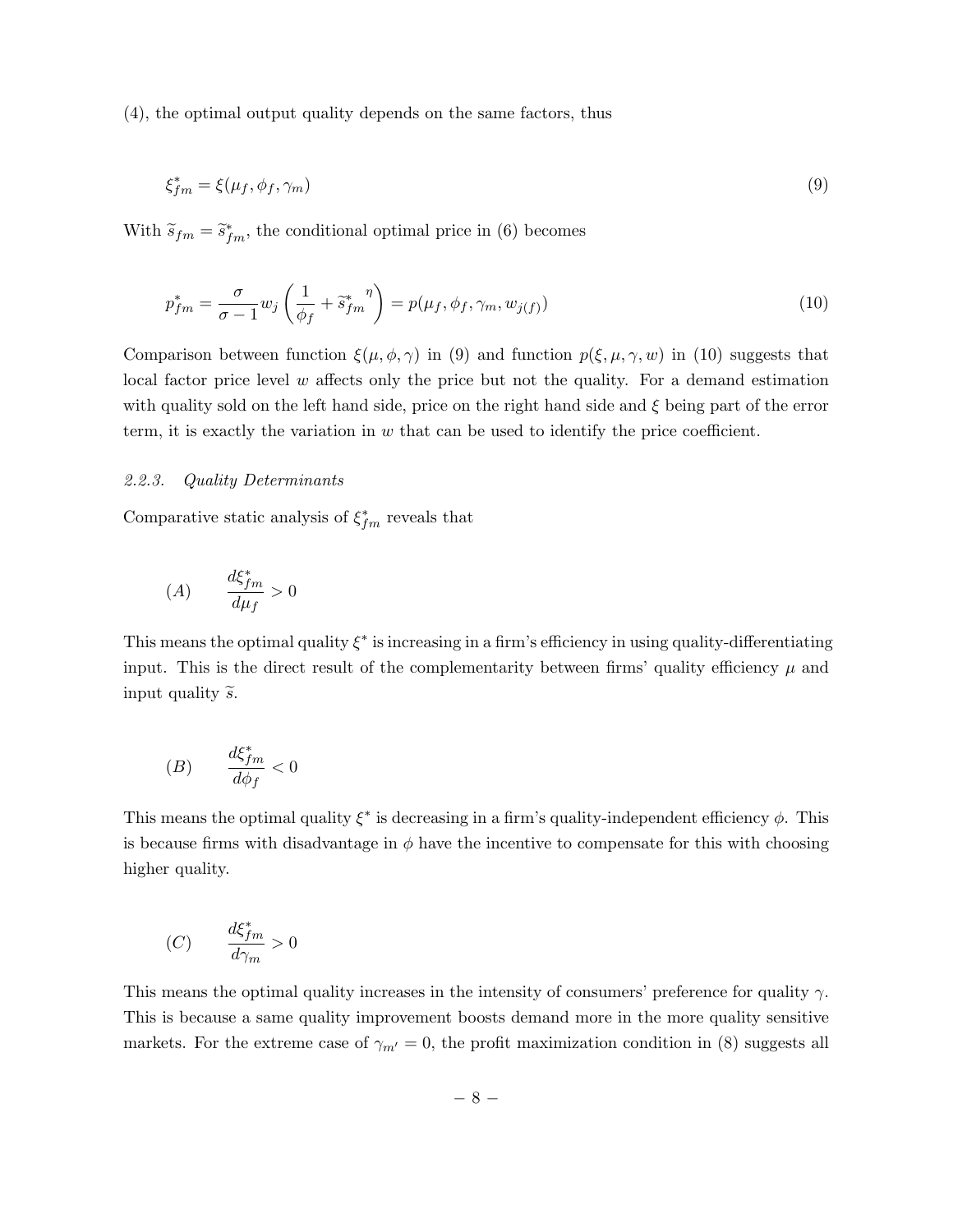(4), the optimal output quality depends on the same factors, thus

$$\xi^*_{fm} = \xi(\mu_f, \phi_f, \gamma_m) \tag{9}$$

With $\widetilde{s}_{fm} = \widetilde{s}^*_{fm}$, the conditional optimal price in (6) becomes

$$p^*_{fm} = \frac{\sigma}{\sigma - 1} w_j \left( \frac{1}{\phi_f} + \widetilde{s}^{*\ \eta}_{fm} \right) = p(\mu_f, \phi_f, \gamma_m, w_{j(f)}) \tag{10}$$

Comparison between function $\xi(\mu, \phi, \gamma)$ in (9) and function $p(\xi, \mu, \gamma, w)$ in (10) suggests that local factor price level $w$ affects only the price but not the quality. For a demand estimation with quality sold on the left hand side, price on the right hand side and $\xi$ being part of the error term, it is exactly the variation in $w$ that can be used to identify the price coefficient.

### *2.2.3. Quality Determinants*

Comparative static analysis of $\xi^*_{fm}$ reveals that

$$(A) \qquad \frac{d\xi^*_{fm}}{d\mu_f} > 0$$

This means the optimal quality $\xi^*$ is increasing in a firm's efficiency in using quality-differentiating input. This is the direct result of the complementarity between firms' quality efficiency $\mu$ and input quality $\widetilde{s}$.

$$(B) \qquad \frac{d\xi^*_{fm}}{d\phi_f} < 0$$

This means the optimal quality $\xi^*$ is decreasing in a firm's quality-independent efficiency $\phi$. This is because firms with disadvantage in $\phi$ have the incentive to compensate for this with choosing higher quality.

$$(C) \qquad \frac{d\xi^*_{fm}}{d\gamma_m} > 0$$

This means the optimal quality increases in the intensity of consumers' preference for quality $\gamma$. This is because a same quality improvement boosts demand more in the more quality sensitive markets. For the extreme case of $\gamma_{m'} = 0$, the profit maximization condition in (8) suggests all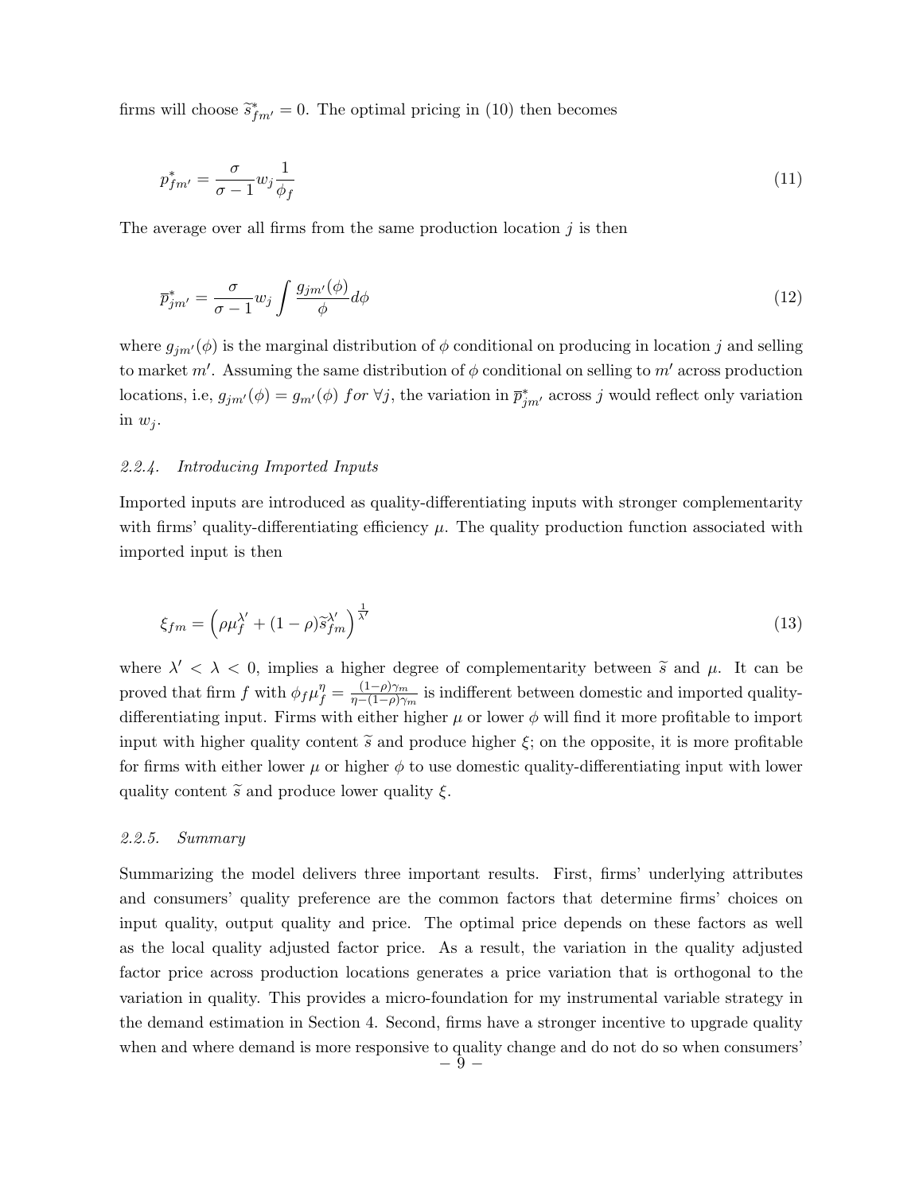firms will choose $\widetilde{s}^*_{fm'} = 0$. The optimal pricing in (10) then becomes

$$p^*_{fm'} = \frac{\sigma}{\sigma - 1} w_j \frac{1}{\phi_f} \tag{11}$$

The average over all firms from the same production location $j$ is then

$$\overline{p}^*_{jm'} = \frac{\sigma}{\sigma - 1} w_j \int \frac{g_{jm'}(\phi)}{\phi} d\phi \tag{12}$$

where $g_{jm'}(\phi)$ is the marginal distribution of $\phi$ conditional on producing in location $j$ and selling to market $m'$. Assuming the same distribution of $\phi$ conditional on selling to $m'$ across production locations, i.e, $g_{jm'}(\phi) = g_{m'}(\phi) \; for \; \forall j$, the variation in $\overline{p}^*_{jm'}$ across $j$ would reflect only variation in $w_j$.

### *2.2.4. Introducing Imported Inputs*

Imported inputs are introduced as quality-differentiating inputs with stronger complementarity with firms' quality-differentiating efficiency $\mu$. The quality production function associated with imported input is then

$$\xi_{fm} = \left(\rho \mu_f^{\lambda'} + (1 - \rho) \widetilde{s}_{fm}^{\lambda'}\right)^{\frac{1}{\lambda'}} \tag{13}$$

where $\lambda' < \lambda < 0$, implies a higher degree of complementarity between $\widetilde{s}$ and $\mu$. It can be proved that firm $f$ with $\phi_f \mu_f^{\eta} = \frac{(1-\rho)\gamma_m}{\eta - (1-\rho)\gamma_m}$ is indifferent between domestic and imported quality-differentiating input. Firms with either higher $\mu$ or lower $\phi$ will find it more profitable to import input with higher quality content $\widetilde{s}$ and produce higher $\xi$; on the opposite, it is more profitable for firms with either lower $\mu$ or higher $\phi$ to use domestic quality-differentiating input with lower quality content $\widetilde{s}$ and produce lower quality $\xi$.

### *2.2.5. Summary*

Summarizing the model delivers three important results. First, firms' underlying attributes and consumers' quality preference are the common factors that determine firms' choices on input quality, output quality and price. The optimal price depends on these factors as well as the local quality adjusted factor price. As a result, the variation in the quality adjusted factor price across production locations generates a price variation that is orthogonal to the variation in quality. This provides a micro-foundation for my instrumental variable strategy in the demand estimation in Section 4. Second, firms have a stronger incentive to upgrade quality when and where demand is more responsive to quality change and do not do so when consumers'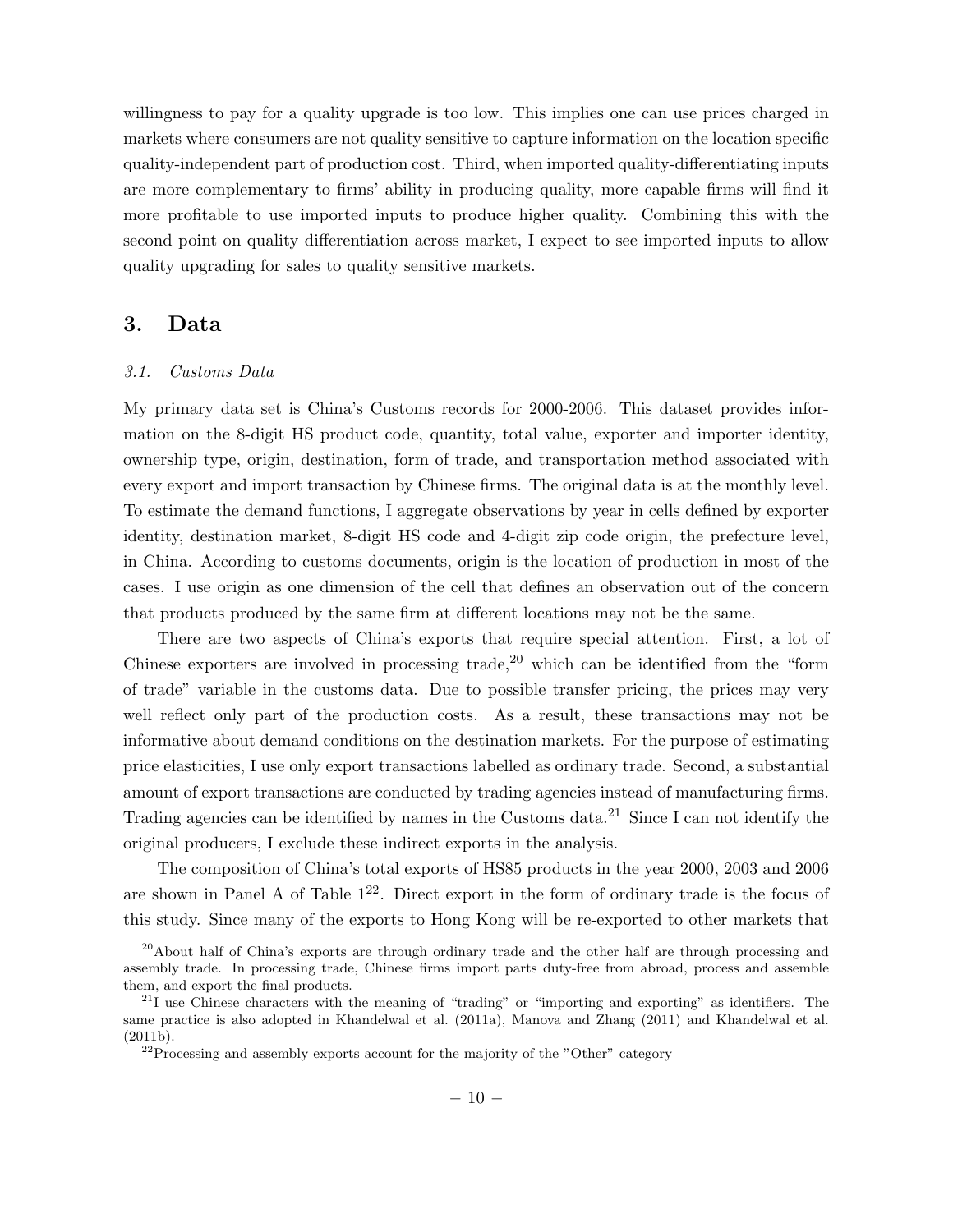willingness to pay for a quality upgrade is too low. This implies one can use prices charged in markets where consumers are not quality sensitive to capture information on the location specific quality-independent part of production cost. Third, when imported quality-differentiating inputs are more complementary to firms' ability in producing quality, more capable firms will find it more profitable to use imported inputs to produce higher quality. Combining this with the second point on quality differentiation across market, I expect to see imported inputs to allow quality upgrading for sales to quality sensitive markets.

## 3. Data

### *3.1. Customs Data*

My primary data set is China's Customs records for 2000-2006. This dataset provides information on the 8-digit HS product code, quantity, total value, exporter and importer identity, ownership type, origin, destination, form of trade, and transportation method associated with every export and import transaction by Chinese firms. The original data is at the monthly level. To estimate the demand functions, I aggregate observations by year in cells defined by exporter identity, destination market, 8-digit HS code and 4-digit zip code origin, the prefecture level, in China. According to customs documents, origin is the location of production in most of the cases. I use origin as one dimension of the cell that defines an observation out of the concern that products produced by the same firm at different locations may not be the same.

There are two aspects of China's exports that require special attention. First, a lot of Chinese exporters are involved in processing trade,[20] which can be identified from the "form of trade" variable in the customs data. Due to possible transfer pricing, the prices may very well reflect only part of the production costs. As a result, these transactions may not be informative about demand conditions on the destination markets. For the purpose of estimating price elasticities, I use only export transactions labelled as ordinary trade. Second, a substantial amount of export transactions are conducted by trading agencies instead of manufacturing firms. Trading agencies can be identified by names in the Customs data.[21] Since I can not identify the original producers, I exclude these indirect exports in the analysis.

The composition of China's total exports of HS85 products in the year 2000, 2003 and 2006 are shown in Panel A of Table 1[22]. Direct export in the form of ordinary trade is the focus of this study. Since many of the exports to Hong Kong will be re-exported to other markets that

[20] About half of China's exports are through ordinary trade and the other half are through processing and assembly trade. In processing trade, Chinese firms import parts duty-free from abroad, process and assemble them, and export the final products.

[21] I use Chinese characters with the meaning of "trading" or "importing and exporting" as identifiers. The same practice is also adopted in Khandelwal et al. (2011a), Manova and Zhang (2011) and Khandelwal et al. (2011b).

[22] Processing and assembly exports account for the majority of the "Other" category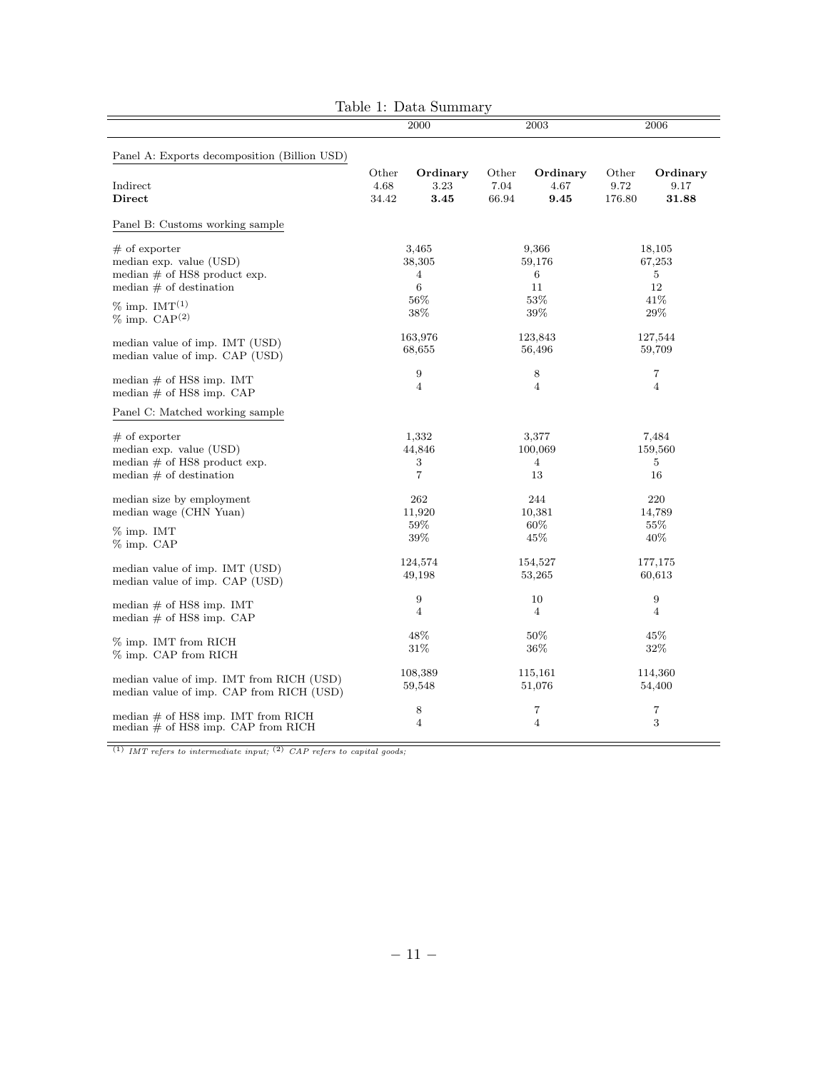Table 1: Data Summary

| | 2000 | | 2003 | | 2006 | |
|---|---|---|---|---|---|---|
| Panel A: Exports decomposition (Billion USD) | | | | | | |
| | Other | **Ordinary** | Other | **Ordinary** | Other | **Ordinary** |
| Indirect | 4.68 | 3.23 | 7.04 | 4.67 | 9.72 | 9.17 |
| **Direct** | 34.42 | **3.45** | 66.94 | **9.45** | 176.80 | **31.88** |
| Panel B: Customs working sample | | | | | | |
| # of exporter | 3,465 | | 9,366 | | 18,105 | |
| median exp. value (USD) | 38,305 | | 59,176 | | 67,253 | |
| median # of HS8 product exp. | 4 | | 6 | | 5 | |
| median # of destination | 6 | | 11 | | 12 | |
| % imp. IMT[(1)] | 56% | | 53% | | 41% | |
| % imp. CAP[(2)] | 38% | | 39% | | 29% | |
| median value of imp. IMT (USD) | 163,976 | | 123,843 | | 127,544 | |
| median value of imp. CAP (USD) | 68,655 | | 56,496 | | 59,709 | |
| median # of HS8 imp. IMT | 9 | | 8 | | 7 | |
| median # of HS8 imp. CAP | 4 | | 4 | | 4 | |
| Panel C: Matched working sample | | | | | | |
| # of exporter | 1,332 | | 3,377 | | 7,484 | |
| median exp. value (USD) | 44,846 | | 100,069 | | 159,560 | |
| median # of HS8 product exp. | 3 | | 4 | | 5 | |
| median # of destination | 7 | | 13 | | 16 | |
| median size by employment | 262 | | 244 | | 220 | |
| median wage (CHN Yuan) | 11,920 | | 10,381 | | 14,789 | |
| % imp. IMT | 59% | | 60% | | 55% | |
| % imp. CAP | 39% | | 45% | | 40% | |
| median value of imp. IMT (USD) | 124,574 | | 154,527 | | 177,175 | |
| median value of imp. CAP (USD) | 49,198 | | 53,265 | | 60,613 | |
| median # of HS8 imp. IMT | 9 | | 10 | | 9 | |
| median # of HS8 imp. CAP | 4 | | 4 | | 4 | |
| % imp. IMT from RICH | 48% | | 50% | | 45% | |
| % imp. CAP from RICH | 31% | | 36% | | 32% | |
| median value of imp. IMT from RICH (USD) | 108,389 | | 115,161 | | 114,360 | |
| median value of imp. CAP from RICH (USD) | 59,548 | | 51,076 | | 54,400 | |
| median # of HS8 imp. IMT from RICH | 8 | | 7 | | 7 | |
| median # of HS8 imp. CAP from RICH | 4 | | 4 | | 3 | |

(1) *IMT refers to intermediate input;* (2) *CAP refers to capital goods;*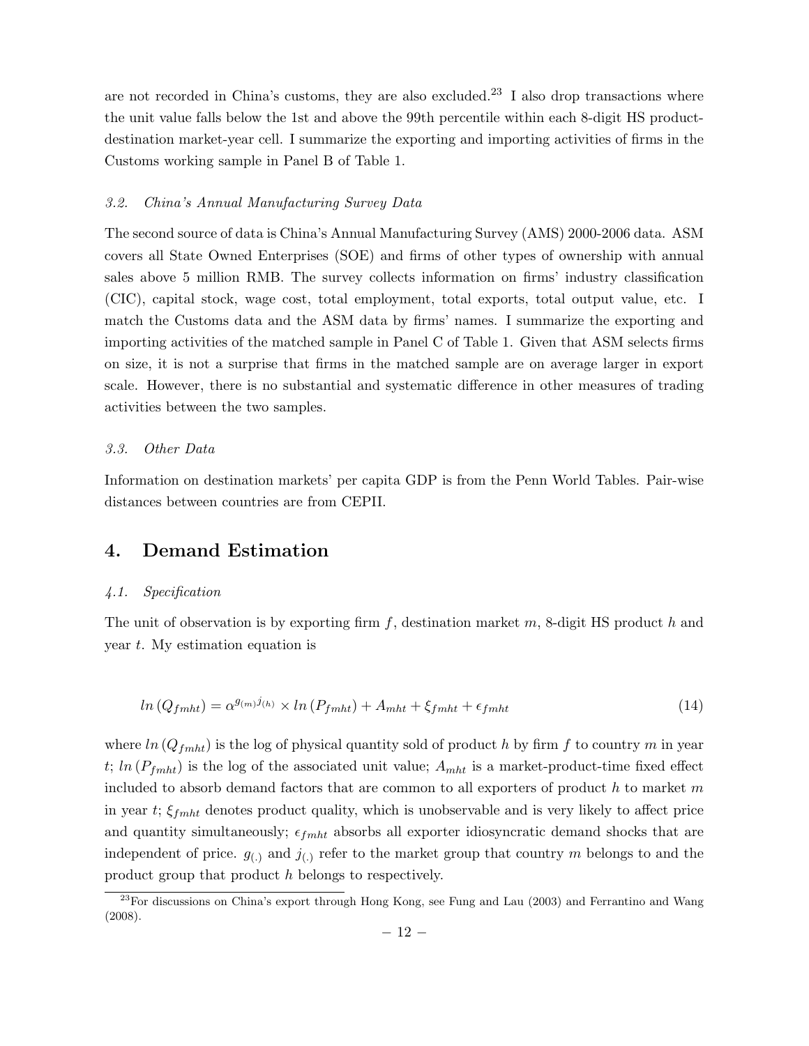are not recorded in China's customs, they are also excluded.[23] I also drop transactions where the unit value falls below the 1st and above the 99th percentile within each 8-digit HS product-destination market-year cell. I summarize the exporting and importing activities of firms in the Customs working sample in Panel B of Table 1.

### 3.2. *China's Annual Manufacturing Survey Data*

The second source of data is China's Annual Manufacturing Survey (AMS) 2000-2006 data. ASM covers all State Owned Enterprises (SOE) and firms of other types of ownership with annual sales above 5 million RMB. The survey collects information on firms' industry classification (CIC), capital stock, wage cost, total employment, total exports, total output value, etc. I match the Customs data and the ASM data by firms' names. I summarize the exporting and importing activities of the matched sample in Panel C of Table 1. Given that ASM selects firms on size, it is not a surprise that firms in the matched sample are on average larger in export scale. However, there is no substantial and systematic difference in other measures of trading activities between the two samples.

### 3.3. *Other Data*

Information on destination markets' per capita GDP is from the Penn World Tables. Pair-wise distances between countries are from CEPII.

## 4. Demand Estimation

### 4.1. *Specification*

The unit of observation is by exporting firm $f$, destination market $m$, 8-digit HS product $h$ and year $t$. My estimation equation is

$$ln\left(Q_{fmht}\right) = \alpha^{g_{(m)}j_{(h)}} \times ln\left(P_{fmht}\right) + A_{mht} + \xi_{fmht} + \epsilon_{fmht} \tag{14}$$

where $ln\left(Q_{fmht}\right)$ is the log of physical quantity sold of product $h$ by firm $f$ to country $m$ in year $t$; $ln\left(P_{fmht}\right)$ is the log of the associated unit value; $A_{mht}$ is a market-product-time fixed effect included to absorb demand factors that are common to all exporters of product $h$ to market $m$ in year $t$; $\xi_{fmht}$ denotes product quality, which is unobservable and is very likely to affect price and quantity simultaneously; $\epsilon_{fmht}$ absorbs all exporter idiosyncratic demand shocks that are independent of price. $g_{(.)}$ and $j_{(.)}$ refer to the market group that country $m$ belongs to and the product group that product $h$ belongs to respectively.

[23] For discussions on China's export through Hong Kong, see Fung and Lau (2003) and Ferrantino and Wang (2008).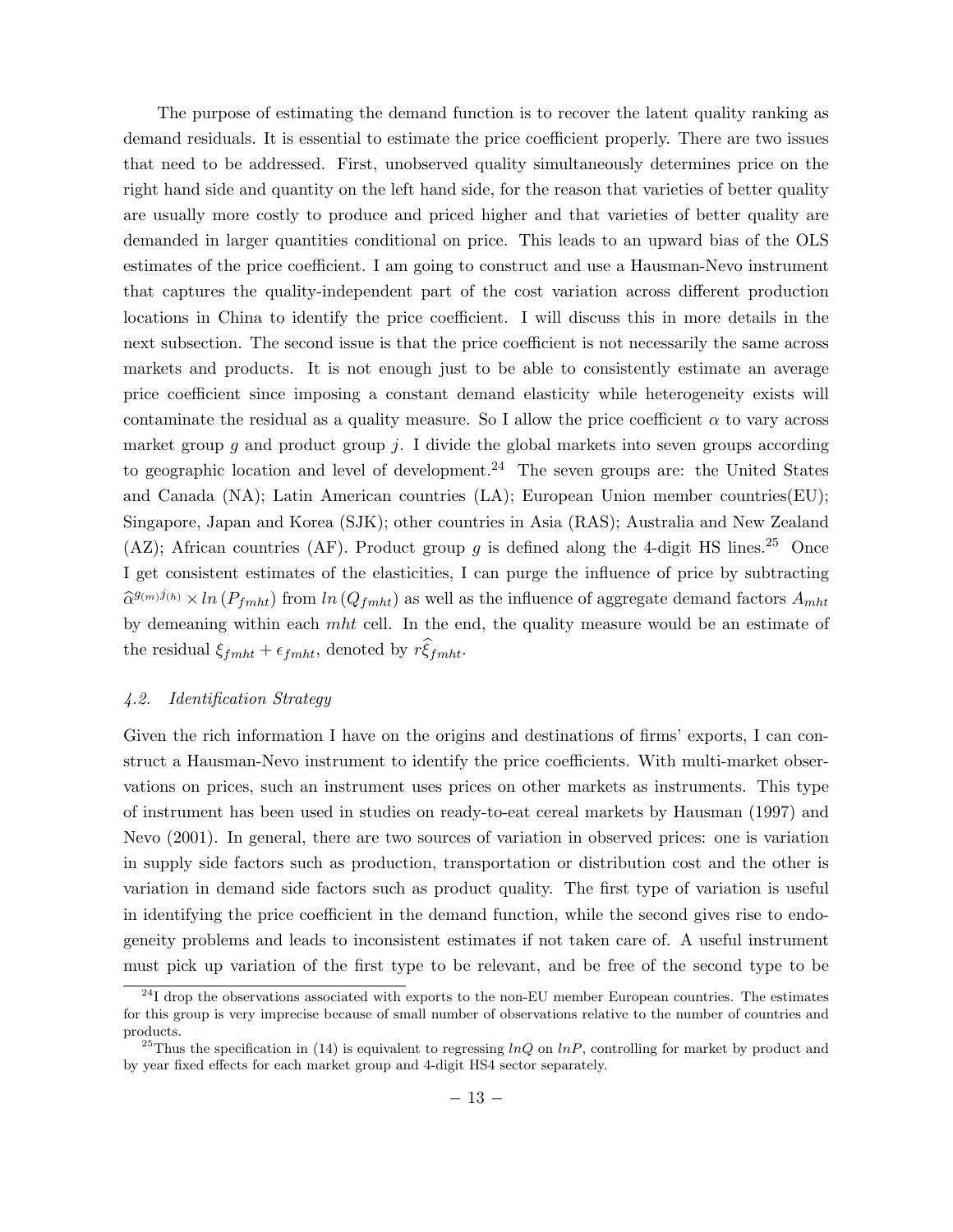The purpose of estimating the demand function is to recover the latent quality ranking as demand residuals. It is essential to estimate the price coefficient properly. There are two issues that need to be addressed. First, unobserved quality simultaneously determines price on the right hand side and quantity on the left hand side, for the reason that varieties of better quality are usually more costly to produce and priced higher and that varieties of better quality are demanded in larger quantities conditional on price. This leads to an upward bias of the OLS estimates of the price coefficient. I am going to construct and use a Hausman-Nevo instrument that captures the quality-independent part of the cost variation across different production locations in China to identify the price coefficient. I will discuss this in more details in the next subsection. The second issue is that the price coefficient is not necessarily the same across markets and products. It is not enough just to be able to consistently estimate an average price coefficient since imposing a constant demand elasticity while heterogeneity exists will contaminate the residual as a quality measure. So I allow the price coefficient $\alpha$ to vary across market group $g$ and product group $j$. I divide the global markets into seven groups according to geographic location and level of development.[24] The seven groups are: the United States and Canada (NA); Latin American countries (LA); European Union member countries(EU); Singapore, Japan and Korea (SJK); other countries in Asia (RAS); Australia and New Zealand (AZ); African countries (AF). Product group $g$ is defined along the 4-digit HS lines.[25] Once I get consistent estimates of the elasticities, I can purge the influence of price by subtracting $\widehat{\alpha}^{g(m)j(h)} \times ln\left(P_{fmht}\right)$ from $ln\left(Q_{fmht}\right)$ as well as the influence of aggregate demand factors $A_{mht}$ by demeaning within each $mht$ cell. In the end, the quality measure would be an estimate of the residual $\xi_{fmht} + \epsilon_{fmht}$, denoted by $r\widehat{\xi}_{fmht}$.

### *4.2. Identification Strategy*

Given the rich information I have on the origins and destinations of firms' exports, I can construct a Hausman-Nevo instrument to identify the price coefficients. With multi-market observations on prices, such an instrument uses prices on other markets as instruments. This type of instrument has been used in studies on ready-to-eat cereal markets by Hausman (1997) and Nevo (2001). In general, there are two sources of variation in observed prices: one is variation in supply side factors such as production, transportation or distribution cost and the other is variation in demand side factors such as product quality. The first type of variation is useful in identifying the price coefficient in the demand function, while the second gives rise to endogeneity problems and leads to inconsistent estimates if not taken care of. A useful instrument must pick up variation of the first type to be relevant, and be free of the second type to be

---

[24] I drop the observations associated with exports to the non-EU member European countries. The estimates for this group is very imprecise because of small number of observations relative to the number of countries and products.

[25] Thus the specification in (14) is equivalent to regressing $lnQ$ on $lnP$, controlling for market by product and by year fixed effects for each market group and 4-digit HS4 sector separately.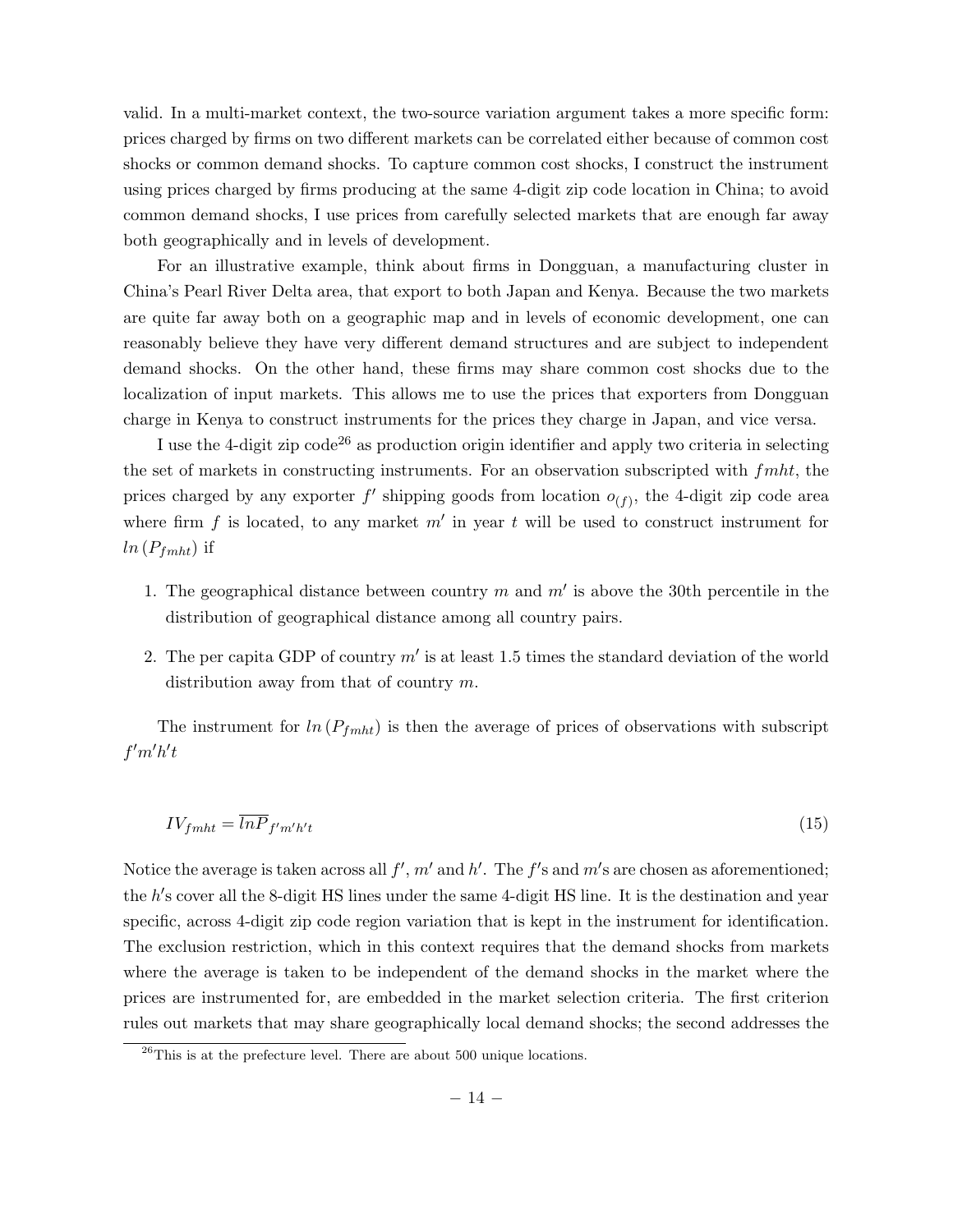valid. In a multi-market context, the two-source variation argument takes a more specific form: prices charged by firms on two different markets can be correlated either because of common cost shocks or common demand shocks. To capture common cost shocks, I construct the instrument using prices charged by firms producing at the same 4-digit zip code location in China; to avoid common demand shocks, I use prices from carefully selected markets that are enough far away both geographically and in levels of development.

For an illustrative example, think about firms in Dongguan, a manufacturing cluster in China's Pearl River Delta area, that export to both Japan and Kenya. Because the two markets are quite far away both on a geographic map and in levels of economic development, one can reasonably believe they have very different demand structures and are subject to independent demand shocks. On the other hand, these firms may share common cost shocks due to the localization of input markets. This allows me to use the prices that exporters from Dongguan charge in Kenya to construct instruments for the prices they charge in Japan, and vice versa.

I use the 4-digit zip code[26] as production origin identifier and apply two criteria in selecting the set of markets in constructing instruments. For an observation subscripted with $fmht$, the prices charged by any exporter $f'$ shipping goods from location $o_{(f)}$, the 4-digit zip code area where firm $f$ is located, to any market $m'$ in year $t$ will be used to construct instrument for $ln\left(P_{fmht}\right)$ if

1. The geographical distance between country $m$ and $m'$ is above the 30th percentile in the distribution of geographical distance among all country pairs.
2. The per capita GDP of country $m'$ is at least 1.5 times the standard deviation of the world distribution away from that of country $m$.

The instrument for $ln\left(P_{fmht}\right)$ is then the average of prices of observations with subscript $f'm'h't$

$$IV_{fmht} = \overline{lnP}_{f'm'h't} \tag{15}$$

Notice the average is taken across all $f'$, $m'$ and $h'$. The $f'$s and $m'$s are chosen as aforementioned; the $h'$s cover all the 8-digit HS lines under the same 4-digit HS line. It is the destination and year specific, across 4-digit zip code region variation that is kept in the instrument for identification. The exclusion restriction, which in this context requires that the demand shocks from markets where the average is taken to be independent of the demand shocks in the market where the prices are instrumented for, are embedded in the market selection criteria. The first criterion rules out markets that may share geographically local demand shocks; the second addresses the

[26]This is at the prefecture level. There are about 500 unique locations.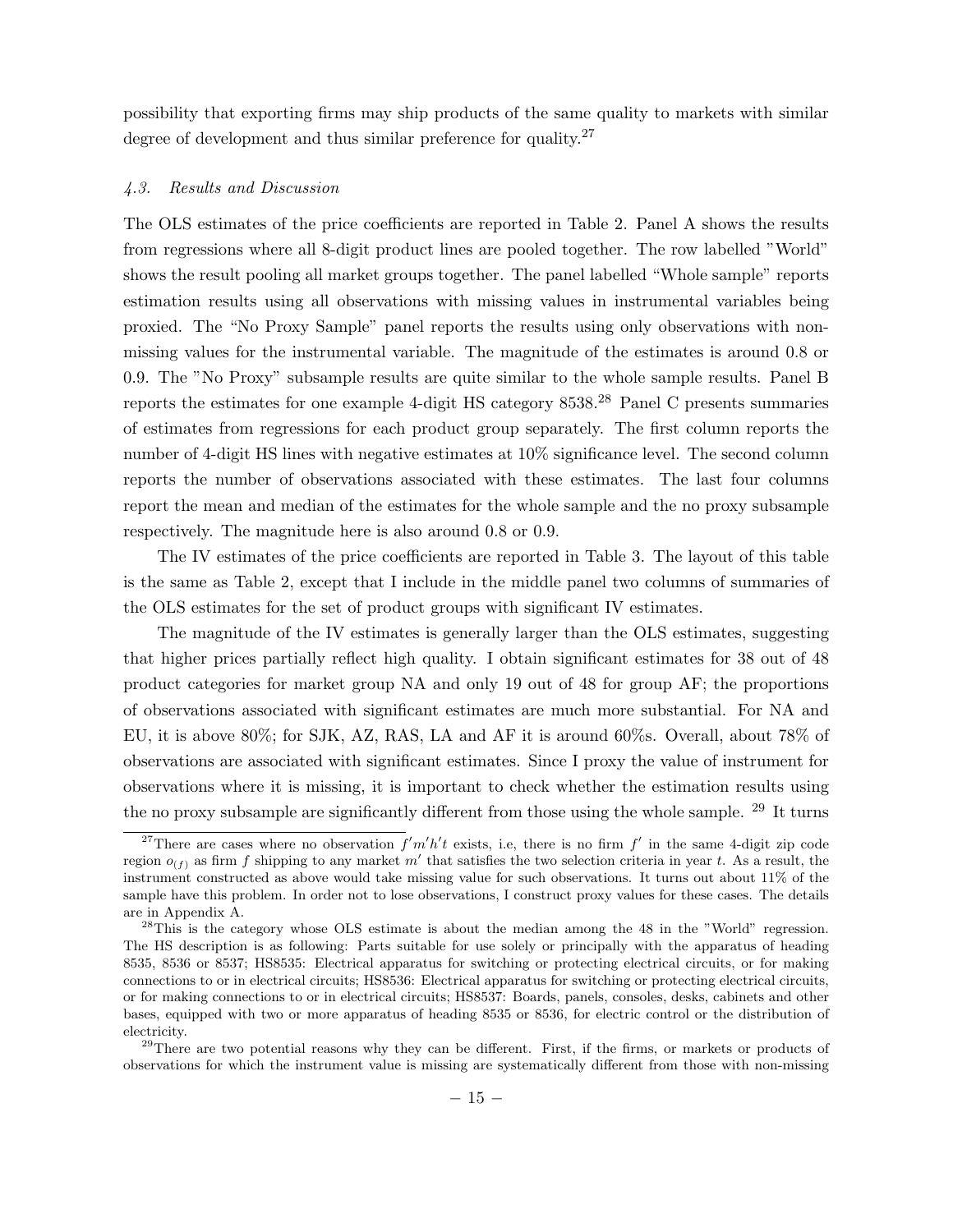possibility that exporting firms may ship products of the same quality to markets with similar degree of development and thus similar preference for quality.[27]

#### 4.3. Results and Discussion

The OLS estimates of the price coefficients are reported in Table 2. Panel A shows the results from regressions where all 8-digit product lines are pooled together. The row labelled "World" shows the result pooling all market groups together. The panel labelled "Whole sample" reports estimation results using all observations with missing values in instrumental variables being proxied. The "No Proxy Sample" panel reports the results using only observations with non-missing values for the instrumental variable. The magnitude of the estimates is around 0.8 or 0.9. The "No Proxy" subsample results are quite similar to the whole sample results. Panel B reports the estimates for one example 4-digit HS category 8538.[28] Panel C presents summaries of estimates from regressions for each product group separately. The first column reports the number of 4-digit HS lines with negative estimates at 10% significance level. The second column reports the number of observations associated with these estimates. The last four columns report the mean and median of the estimates for the whole sample and the no proxy subsample respectively. The magnitude here is also around 0.8 or 0.9.

The IV estimates of the price coefficients are reported in Table 3. The layout of this table is the same as Table 2, except that I include in the middle panel two columns of summaries of the OLS estimates for the set of product groups with significant IV estimates.

The magnitude of the IV estimates is generally larger than the OLS estimates, suggesting that higher prices partially reflect high quality. I obtain significant estimates for 38 out of 48 product categories for market group NA and only 19 out of 48 for group AF; the proportions of observations associated with significant estimates are much more substantial. For NA and EU, it is above 80%; for SJK, AZ, RAS, LA and AF it is around 60%s. Overall, about 78% of observations are associated with significant estimates. Since I proxy the value of instrument for observations where it is missing, it is important to check whether the estimation results using the no proxy subsample are significantly different from those using the whole sample. [29] It turns

[27] There are cases where no observation $f'm'h't$ exists, i.e, there is no firm $f'$ in the same 4-digit zip code region $o_{(f)}$ as firm $f$ shipping to any market $m'$ that satisfies the two selection criteria in year $t$. As a result, the instrument constructed as above would take missing value for such observations. It turns out about 11% of the sample have this problem. In order not to lose observations, I construct proxy values for these cases. The details are in Appendix A.

[28] This is the category whose OLS estimate is about the median among the 48 in the "World" regression. The HS description is as following: Parts suitable for use solely or principally with the apparatus of heading 8535, 8536 or 8537; HS8535: Electrical apparatus for switching or protecting electrical circuits, or for making connections to or in electrical circuits; HS8536: Electrical apparatus for switching or protecting electrical circuits, or for making connections to or in electrical circuits; HS8537: Boards, panels, consoles, desks, cabinets and other bases, equipped with two or more apparatus of heading 8535 or 8536, for electric control or the distribution of electricity.

[29] There are two potential reasons why they can be different. First, if the firms, or markets or products of observations for which the instrument value is missing are systematically different from those with non-missing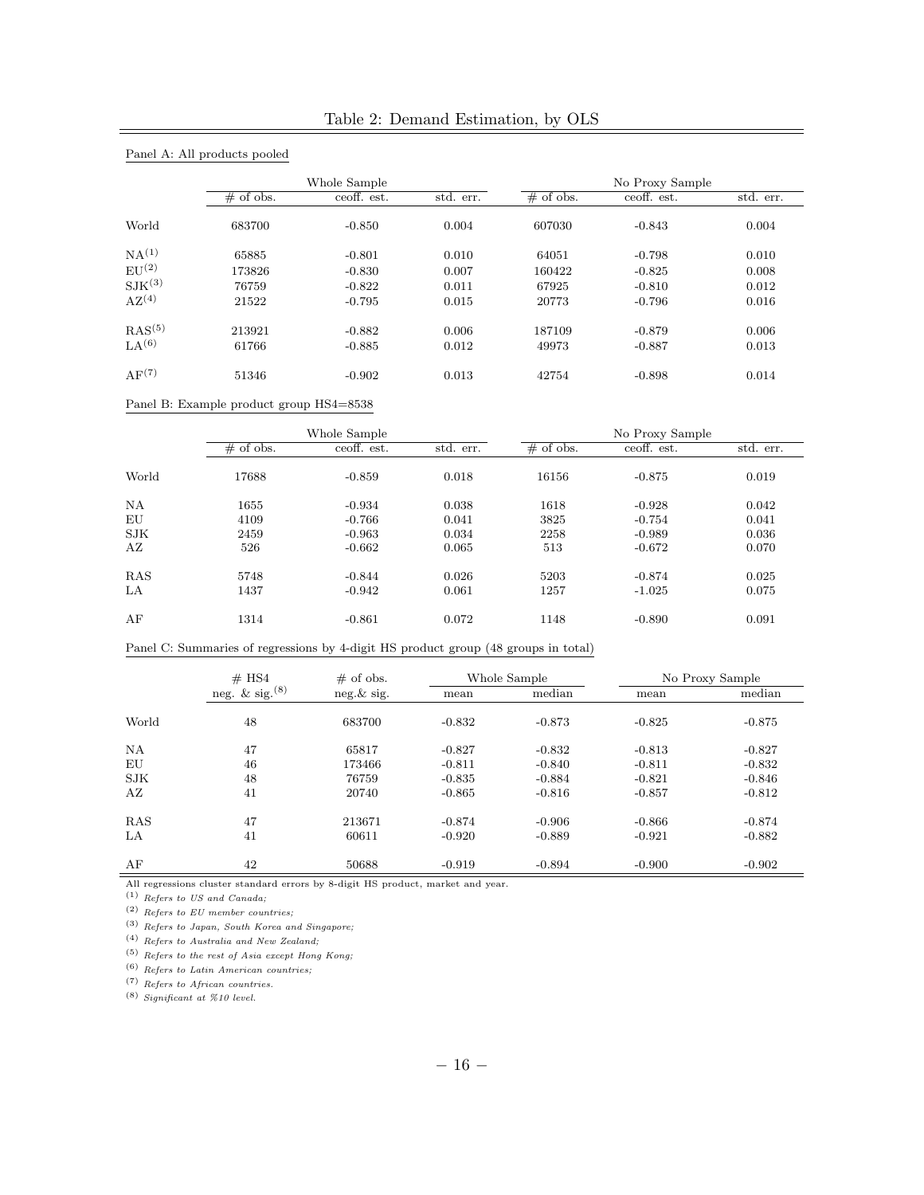# Table 2: Demand Estimation, by OLS

Panel A: All products pooled

| | Whole Sample | | | No Proxy Sample | | |
|---|---|---|---|---|---|---|
| | # of obs. | ceoff. est. | std. err. | # of obs. | ceoff. est. | std. err. |
| World | 683700 | -0.850 | 0.004 | 607030 | -0.843 | 0.004 |
| NA[(1)] | 65885 | -0.801 | 0.010 | 64051 | -0.798 | 0.010 |
| EU[(2)] | 173826 | -0.830 | 0.007 | 160422 | -0.825 | 0.008 |
| SJK[(3)] | 76759 | -0.822 | 0.011 | 67925 | -0.810 | 0.012 |
| AZ[(4)] | 21522 | -0.795 | 0.015 | 20773 | -0.796 | 0.016 |
| RAS[(5)] | 213921 | -0.882 | 0.006 | 187109 | -0.879 | 0.006 |
| LA[(6)] | 61766 | -0.885 | 0.012 | 49973 | -0.887 | 0.013 |
| AF[(7)] | 51346 | -0.902 | 0.013 | 42754 | -0.898 | 0.014 |

Panel B: Example product group HS4=8538

| | Whole Sample | | | No Proxy Sample | | |
|---|---|---|---|---|---|---|
| | # of obs. | ceoff. est. | std. err. | # of obs. | ceoff. est. | std. err. |
| World | 17688 | -0.859 | 0.018 | 16156 | -0.875 | 0.019 |
| NA | 1655 | -0.934 | 0.038 | 1618 | -0.928 | 0.042 |
| EU | 4109 | -0.766 | 0.041 | 3825 | -0.754 | 0.041 |
| SJK | 2459 | -0.963 | 0.034 | 2258 | -0.989 | 0.036 |
| AZ | 526 | -0.662 | 0.065 | 513 | -0.672 | 0.070 |
| RAS | 5748 | -0.844 | 0.026 | 5203 | -0.874 | 0.025 |
| LA | 1437 | -0.942 | 0.061 | 1257 | -1.025 | 0.075 |
| AF | 1314 | -0.861 | 0.072 | 1148 | -0.890 | 0.091 |

Panel C: Summaries of regressions by 4-digit HS product group (48 groups in total)

| | # HS4 neg. & sig.[(8)] | # of obs. neg.& sig. | Whole Sample | | No Proxy Sample | |
|---|---|---|---|---|---|---|
| | | | mean | median | mean | median |
| World | 48 | 683700 | -0.832 | -0.873 | -0.825 | -0.875 |
| NA | 47 | 65817 | -0.827 | -0.832 | -0.813 | -0.827 |
| EU | 46 | 173466 | -0.811 | -0.840 | -0.811 | -0.832 |
| SJK | 48 | 76759 | -0.835 | -0.884 | -0.821 | -0.846 |
| AZ | 41 | 20740 | -0.865 | -0.816 | -0.857 | -0.812 |
| RAS | 47 | 213671 | -0.874 | -0.906 | -0.866 | -0.874 |
| LA | 41 | 60611 | -0.920 | -0.889 | -0.921 | -0.882 |
| AF | 42 | 50688 | -0.919 | -0.894 | -0.900 | -0.902 |

All regressions cluster standard errors by 8-digit HS product, market and year.

(1) *Refers to US and Canada;*

(2) *Refers to EU member countries;*

(3) *Refers to Japan, South Korea and Singapore;*

(4) *Refers to Australia and New Zealand;*

(5) *Refers to the rest of Asia except Hong Kong;*

(6) *Refers to Latin American countries;*

(7) *Refers to African countries.*

(8) *Significant at %10 level.*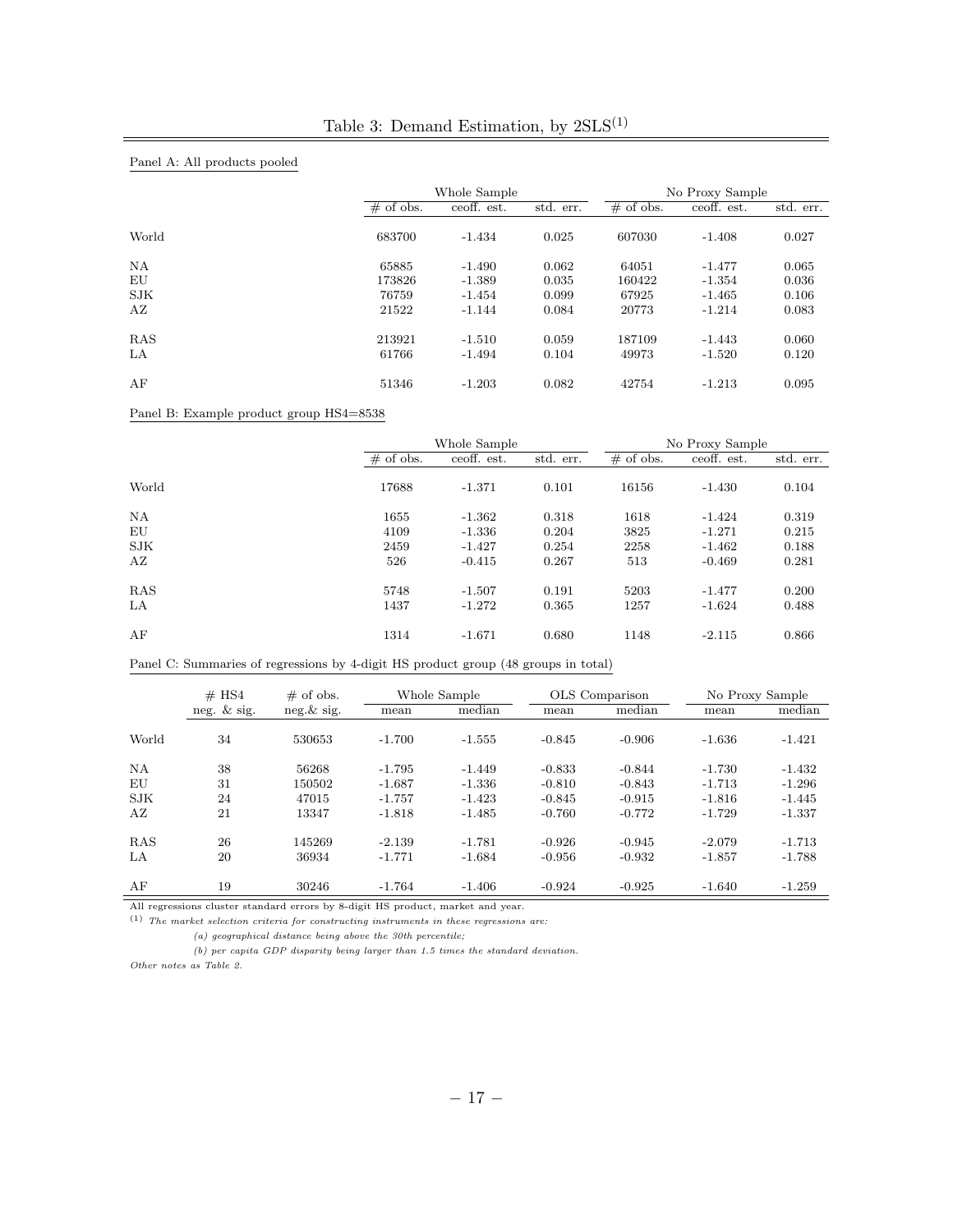Table 3: Demand Estimation, by 2SLS[(1)]

Panel A: All products pooled

| | Whole Sample | | | No Proxy Sample | | |
|---|---|---|---|---|---|---|
| | # of obs. | ceoff. est. | std. err. | # of obs. | ceoff. est. | std. err. |
| World | 683700 | -1.434 | 0.025 | 607030 | -1.408 | 0.027 |
| NA | 65885 | -1.490 | 0.062 | 64051 | -1.477 | 0.065 |
| EU | 173826 | -1.389 | 0.035 | 160422 | -1.354 | 0.036 |
| SJK | 76759 | -1.454 | 0.099 | 67925 | -1.465 | 0.106 |
| AZ | 21522 | -1.144 | 0.084 | 20773 | -1.214 | 0.083 |
| RAS | 213921 | -1.510 | 0.059 | 187109 | -1.443 | 0.060 |
| LA | 61766 | -1.494 | 0.104 | 49973 | -1.520 | 0.120 |
| AF | 51346 | -1.203 | 0.082 | 42754 | -1.213 | 0.095 |

Panel B: Example product group HS4=8538

| | Whole Sample | | | No Proxy Sample | | |
|---|---|---|---|---|---|---|
| | # of obs. | ceoff. est. | std. err. | # of obs. | ceoff. est. | std. err. |
| World | 17688 | -1.371 | 0.101 | 16156 | -1.430 | 0.104 |
| NA | 1655 | -1.362 | 0.318 | 1618 | -1.424 | 0.319 |
| EU | 4109 | -1.336 | 0.204 | 3825 | -1.271 | 0.215 |
| SJK | 2459 | -1.427 | 0.254 | 2258 | -1.462 | 0.188 |
| AZ | 526 | -0.415 | 0.267 | 513 | -0.469 | 0.281 |
| RAS | 5748 | -1.507 | 0.191 | 5203 | -1.477 | 0.200 |
| LA | 1437 | -1.272 | 0.365 | 1257 | -1.624 | 0.488 |
| AF | 1314 | -1.671 | 0.680 | 1148 | -2.115 | 0.866 |

Panel C: Summaries of regressions by 4-digit HS product group (48 groups in total)

| | # HS4 | # of obs. | Whole Sample | | OLS Comparison | | No Proxy Sample | |
|---|---|---|---|---|---|---|---|---|
| | neg. & sig. | neg.& sig. | mean | median | mean | median | mean | median |
| World | 34 | 530653 | -1.700 | -1.555 | -0.845 | -0.906 | -1.636 | -1.421 |
| NA | 38 | 56268 | -1.795 | -1.449 | -0.833 | -0.844 | -1.730 | -1.432 |
| EU | 31 | 150502 | -1.687 | -1.336 | -0.810 | -0.843 | -1.713 | -1.296 |
| SJK | 24 | 47015 | -1.757 | -1.423 | -0.845 | -0.915 | -1.816 | -1.445 |
| AZ | 21 | 13347 | -1.818 | -1.485 | -0.760 | -0.772 | -1.729 | -1.337 |
| RAS | 26 | 145269 | -2.139 | -1.781 | -0.926 | -0.945 | -2.079 | -1.713 |
| LA | 20 | 36934 | -1.771 | -1.684 | -0.956 | -0.932 | -1.857 | -1.788 |
| AF | 19 | 30246 | -1.764 | -1.406 | -0.924 | -0.925 | -1.640 | -1.259 |

All regressions cluster standard errors by 8-digit HS product, market and year.

(1) *The market selection criteria for constructing instruments in these regressions are:*

*(a) geographical distance being above the 30th percentile;*

*(b) per capita GDP disparity being larger than 1.5 times the standard deviation.*

*Other notes as Table 2.*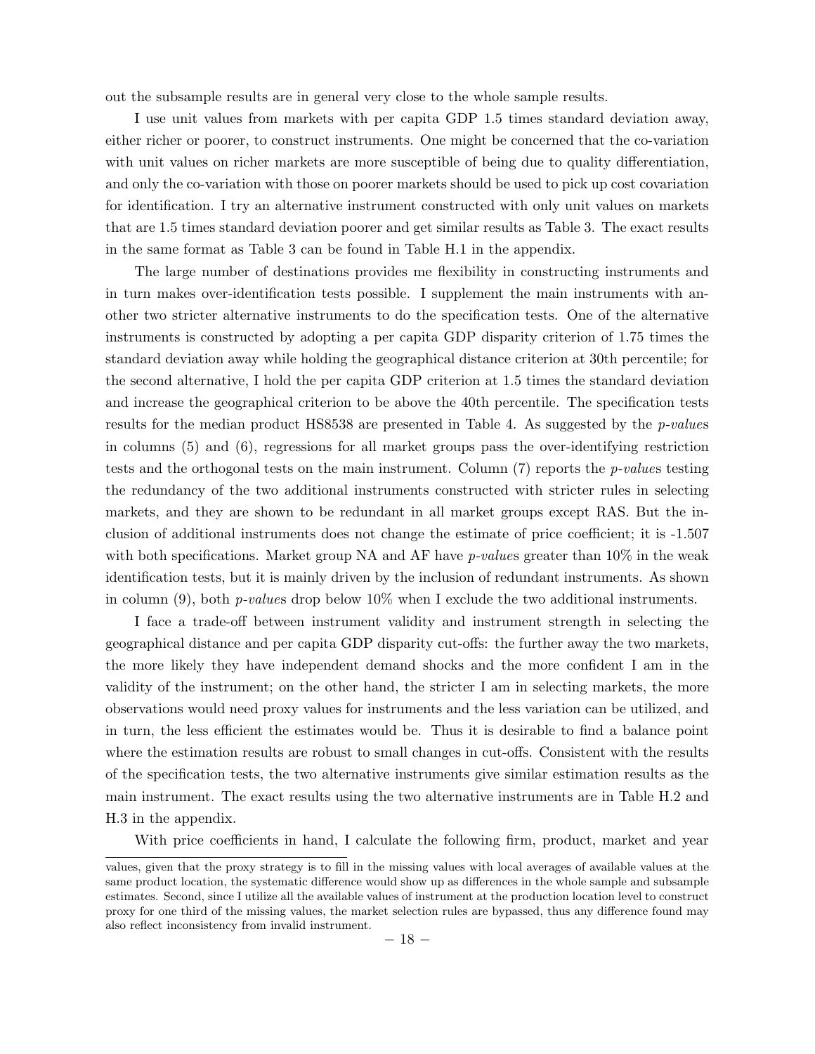out the subsample results are in general very close to the whole sample results.

I use unit values from markets with per capita GDP 1.5 times standard deviation away, either richer or poorer, to construct instruments. One might be concerned that the co-variation with unit values on richer markets are more susceptible of being due to quality differentiation, and only the co-variation with those on poorer markets should be used to pick up cost covariation for identification. I try an alternative instrument constructed with only unit values on markets that are 1.5 times standard deviation poorer and get similar results as Table 3. The exact results in the same format as Table 3 can be found in Table H.1 in the appendix.

The large number of destinations provides me flexibility in constructing instruments and in turn makes over-identification tests possible. I supplement the main instruments with another two stricter alternative instruments to do the specification tests. One of the alternative instruments is constructed by adopting a per capita GDP disparity criterion of 1.75 times the standard deviation away while holding the geographical distance criterion at 30th percentile; for the second alternative, I hold the per capita GDP criterion at 1.5 times the standard deviation and increase the geographical criterion to be above the 40th percentile. The specification tests results for the median product HS8538 are presented in Table 4. As suggested by the *p-value*s in columns (5) and (6), regressions for all market groups pass the over-identifying restriction tests and the orthogonal tests on the main instrument. Column (7) reports the *p-value*s testing the redundancy of the two additional instruments constructed with stricter rules in selecting markets, and they are shown to be redundant in all market groups except RAS. But the inclusion of additional instruments does not change the estimate of price coefficient; it is -1.507 with both specifications. Market group NA and AF have *p-value*s greater than 10% in the weak identification tests, but it is mainly driven by the inclusion of redundant instruments. As shown in column (9), both *p-value*s drop below 10% when I exclude the two additional instruments.

I face a trade-off between instrument validity and instrument strength in selecting the geographical distance and per capita GDP disparity cut-offs: the further away the two markets, the more likely they have independent demand shocks and the more confident I am in the validity of the instrument; on the other hand, the stricter I am in selecting markets, the more observations would need proxy values for instruments and the less variation can be utilized, and in turn, the less efficient the estimates would be. Thus it is desirable to find a balance point where the estimation results are robust to small changes in cut-offs. Consistent with the results of the specification tests, the two alternative instruments give similar estimation results as the main instrument. The exact results using the two alternative instruments are in Table H.2 and H.3 in the appendix.

With price coefficients in hand, I calculate the following firm, product, market and year

values, given that the proxy strategy is to fill in the missing values with local averages of available values at the same product location, the systematic difference would show up as differences in the whole sample and subsample estimates. Second, since I utilize all the available values of instrument at the production location level to construct proxy for one third of the missing values, the market selection rules are bypassed, thus any difference found may also reflect inconsistency from invalid instrument.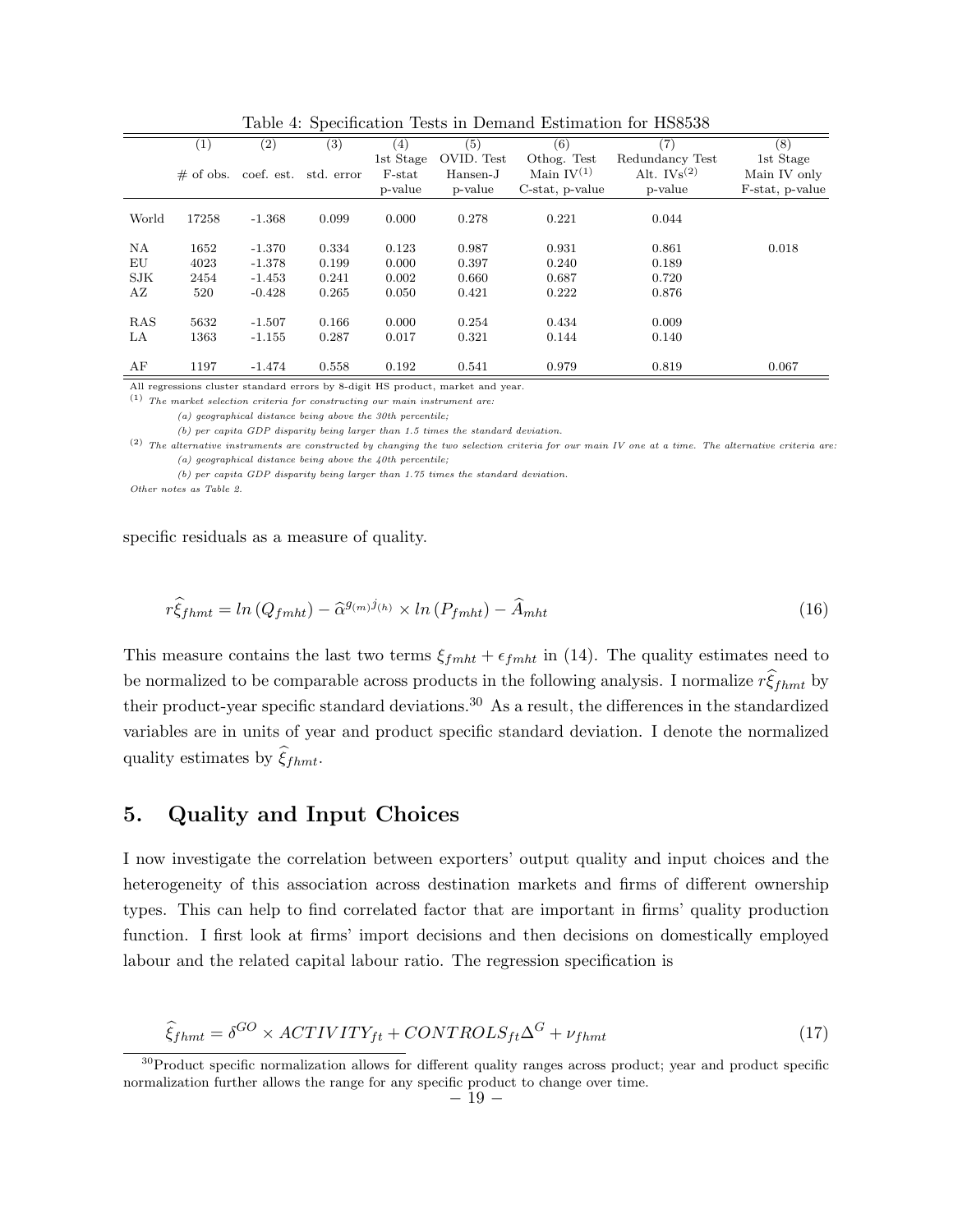Table 4: Specification Tests in Demand Estimation for HS8538

| | (1) | (2) | (3) | (4) | (5) | (6) | (7) | (8) |
|---|---|---|---|---|---|---|---|---|
| | # of obs. | coef. est. | std. error | 1st Stage F-stat p-value | OVID. Test Hansen-J p-value | Othog. Test Main IV[(1)] C-stat, p-value | Redundancy Test Alt. IVs[(2)] p-value | 1st Stage Main IV only F-stat, p-value |
| World | 17258 | -1.368 | 0.099 | 0.000 | 0.278 | 0.221 | 0.044 | |
| NA | 1652 | -1.370 | 0.334 | 0.123 | 0.987 | 0.931 | 0.861 | 0.018 |
| EU | 4023 | -1.378 | 0.199 | 0.000 | 0.397 | 0.240 | 0.189 | |
| SJK | 2454 | -1.453 | 0.241 | 0.002 | 0.660 | 0.687 | 0.720 | |
| AZ | 520 | -0.428 | 0.265 | 0.050 | 0.421 | 0.222 | 0.876 | |
| RAS | 5632 | -1.507 | 0.166 | 0.000 | 0.254 | 0.434 | 0.009 | |
| LA | 1363 | -1.155 | 0.287 | 0.017 | 0.321 | 0.144 | 0.140 | |
| AF | 1197 | -1.474 | 0.558 | 0.192 | 0.541 | 0.979 | 0.819 | 0.067 |

All regressions cluster standard errors by 8-digit HS product, market and year.

(1) *The market selection criteria for constructing our main instrument are:*

*(a) geographical distance being above the 30th percentile;*

*(b) per capita GDP disparity being larger than 1.5 times the standard deviation.*

(2) *The alternative instruments are constructed by changing the two selection criteria for our main IV one at a time. The alternative criteria are:*

*(a) geographical distance being above the 40th percentile;*

*(b) per capita GDP disparity being larger than 1.75 times the standard deviation.*

*Other notes as Table 2.*

specific residuals as a measure of quality.

$$r\widehat{\xi}_{fhmt} = ln\left(Q_{fmht}\right) - \widehat{\alpha}^{g_{(m)}j_{(h)}} \times ln\left(P_{fmht}\right) - \widehat{A}_{mht} \tag{16}$$

This measure contains the last two terms $\xi_{fmht} + \epsilon_{fmht}$ in (14). The quality estimates need to be normalized to be comparable across products in the following analysis. I normalize $r\widehat{\xi}_{fhmt}$ by their product-year specific standard deviations.[30] As a result, the differences in the standardized variables are in units of year and product specific standard deviation. I denote the normalized quality estimates by $\widehat{\xi}_{fhmt}$.

## 5. Quality and Input Choices

I now investigate the correlation between exporters' output quality and input choices and the heterogeneity of this association across destination markets and firms of different ownership types. This can help to find correlated factor that are important in firms' quality production function. I first look at firms' import decisions and then decisions on domestically employed labour and the related capital labour ratio. The regression specification is

$$\widehat{\xi}_{fhmt} = \delta^{GO} \times ACTIVITY_{ft} + CONTROLS_{ft}\Delta^{G} + \nu_{fhmt} \tag{17}$$

[30] Product specific normalization allows for different quality ranges across product; year and product specific normalization further allows the range for any specific product to change over time.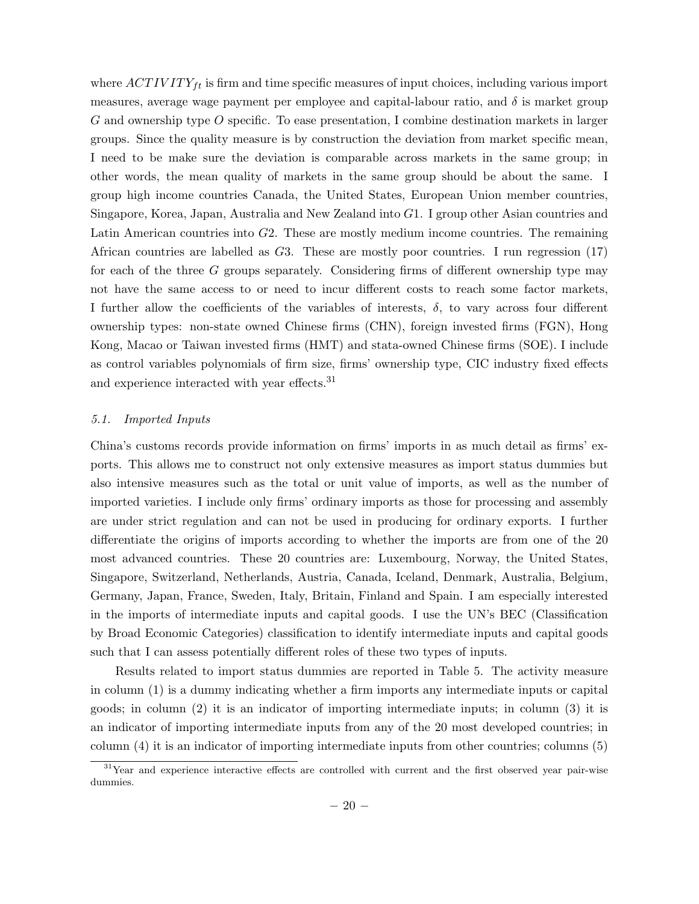where $ACTIVITY_{ft}$ is firm and time specific measures of input choices, including various import measures, average wage payment per employee and capital-labour ratio, and $\delta$ is market group $G$ and ownership type $O$ specific. To ease presentation, I combine destination markets in larger groups. Since the quality measure is by construction the deviation from market specific mean, I need to be make sure the deviation is comparable across markets in the same group; in other words, the mean quality of markets in the same group should be about the same. I group high income countries Canada, the United States, European Union member countries, Singapore, Korea, Japan, Australia and New Zealand into $G1$. I group other Asian countries and Latin American countries into $G2$. These are mostly medium income countries. The remaining African countries are labelled as $G3$. These are mostly poor countries. I run regression (17) for each of the three $G$ groups separately. Considering firms of different ownership type may not have the same access to or need to incur different costs to reach some factor markets, I further allow the coefficients of the variables of interests, $\delta$, to vary across four different ownership types: non-state owned Chinese firms (CHN), foreign invested firms (FGN), Hong Kong, Macao or Taiwan invested firms (HMT) and stata-owned Chinese firms (SOE). I include as control variables polynomials of firm size, firms' ownership type, CIC industry fixed effects and experience interacted with year effects.[31]

### *5.1. Imported Inputs*

China's customs records provide information on firms' imports in as much detail as firms' exports. This allows me to construct not only extensive measures as import status dummies but also intensive measures such as the total or unit value of imports, as well as the number of imported varieties. I include only firms' ordinary imports as those for processing and assembly are under strict regulation and can not be used in producing for ordinary exports. I further differentiate the origins of imports according to whether the imports are from one of the 20 most advanced countries. These 20 countries are: Luxembourg, Norway, the United States, Singapore, Switzerland, Netherlands, Austria, Canada, Iceland, Denmark, Australia, Belgium, Germany, Japan, France, Sweden, Italy, Britain, Finland and Spain. I am especially interested in the imports of intermediate inputs and capital goods. I use the UN's BEC (Classification by Broad Economic Categories) classification to identify intermediate inputs and capital goods such that I can assess potentially different roles of these two types of inputs.

Results related to import status dummies are reported in Table 5. The activity measure in column (1) is a dummy indicating whether a firm imports any intermediate inputs or capital goods; in column (2) it is an indicator of importing intermediate inputs; in column (3) it is an indicator of importing intermediate inputs from any of the 20 most developed countries; in column (4) it is an indicator of importing intermediate inputs from other countries; columns (5)

[31] Year and experience interactive effects are controlled with current and the first observed year pair-wise dummies.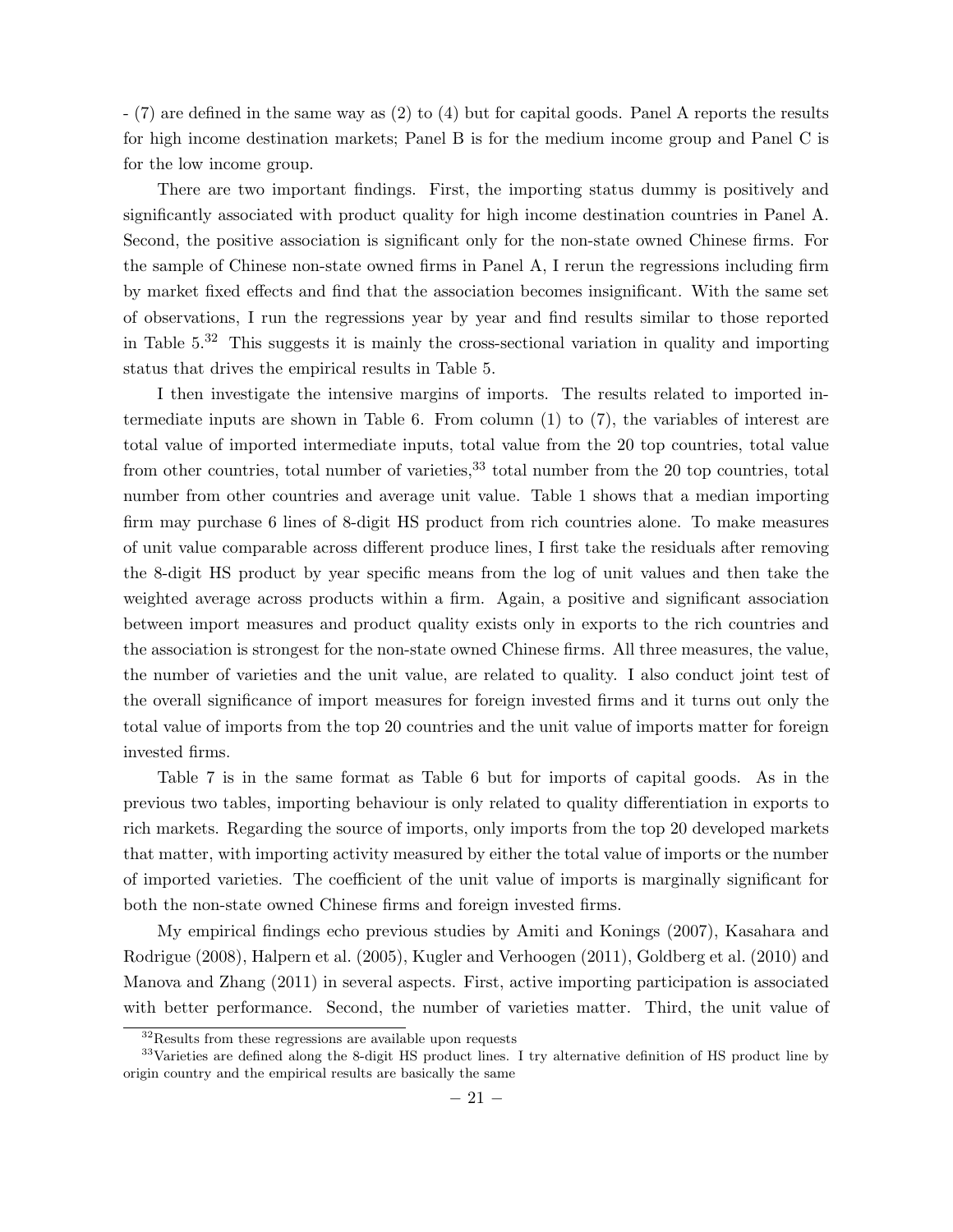- (7) are defined in the same way as (2) to (4) but for capital goods. Panel A reports the results for high income destination markets; Panel B is for the medium income group and Panel C is for the low income group.

There are two important findings. First, the importing status dummy is positively and significantly associated with product quality for high income destination countries in Panel A. Second, the positive association is significant only for the non-state owned Chinese firms. For the sample of Chinese non-state owned firms in Panel A, I rerun the regressions including firm by market fixed effects and find that the association becomes insignificant. With the same set of observations, I run the regressions year by year and find results similar to those reported in Table 5.[32] This suggests it is mainly the cross-sectional variation in quality and importing status that drives the empirical results in Table 5.

I then investigate the intensive margins of imports. The results related to imported intermediate inputs are shown in Table 6. From column (1) to (7), the variables of interest are total value of imported intermediate inputs, total value from the 20 top countries, total value from other countries, total number of varieties,[33] total number from the 20 top countries, total number from other countries and average unit value. Table 1 shows that a median importing firm may purchase 6 lines of 8-digit HS product from rich countries alone. To make measures of unit value comparable across different produce lines, I first take the residuals after removing the 8-digit HS product by year specific means from the log of unit values and then take the weighted average across products within a firm. Again, a positive and significant association between import measures and product quality exists only in exports to the rich countries and the association is strongest for the non-state owned Chinese firms. All three measures, the value, the number of varieties and the unit value, are related to quality. I also conduct joint test of the overall significance of import measures for foreign invested firms and it turns out only the total value of imports from the top 20 countries and the unit value of imports matter for foreign invested firms.

Table 7 is in the same format as Table 6 but for imports of capital goods. As in the previous two tables, importing behaviour is only related to quality differentiation in exports to rich markets. Regarding the source of imports, only imports from the top 20 developed markets that matter, with importing activity measured by either the total value of imports or the number of imported varieties. The coefficient of the unit value of imports is marginally significant for both the non-state owned Chinese firms and foreign invested firms.

My empirical findings echo previous studies by Amiti and Konings (2007), Kasahara and Rodrigue (2008), Halpern et al. (2005), Kugler and Verhoogen (2011), Goldberg et al. (2010) and Manova and Zhang (2011) in several aspects. First, active importing participation is associated with better performance. Second, the number of varieties matter. Third, the unit value of

[32] Results from these regressions are available upon requests

[33] Varieties are defined along the 8-digit HS product lines. I try alternative definition of HS product line by origin country and the empirical results are basically the same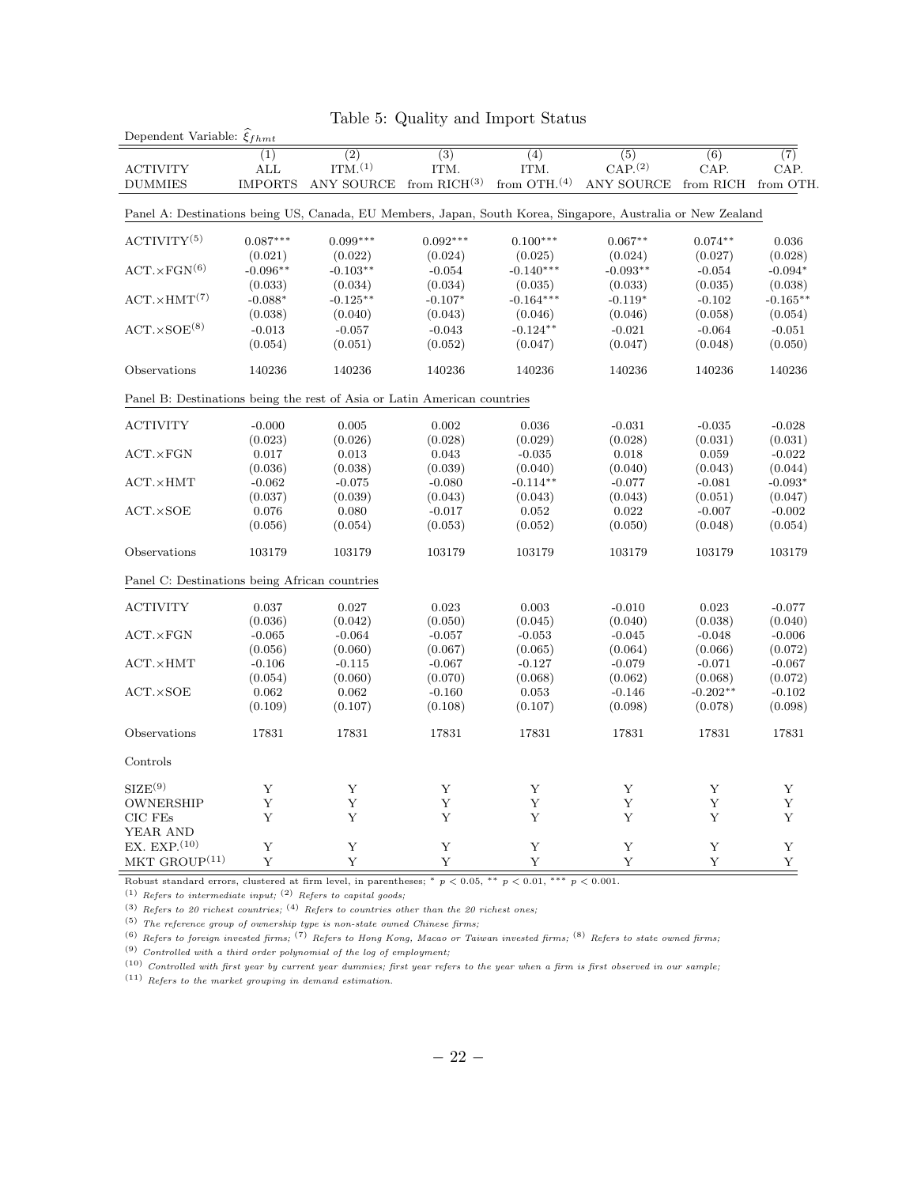Table 5: Quality and Import Status

| Dependent Variable: $\widehat{\xi}_{fhmt}$ | (1) | (2) | (3) | (4) | (5) | (6) | (7) |
|---|---|---|---|---|---|---|---|
| ACTIVITY DUMMIES | ALL IMPORTS | ITM.[(1)] ANY SOURCE | ITM. from RICH[(3)] | ITM. from OTH.[(4)] | CAP.[(2)] ANY SOURCE | CAP. from RICH | CAP. from OTH. |
| Panel A: Destinations being US, Canada, EU Members, Japan, South Korea, Singapore, Australia or New Zealand | | | | | | | |
| ACTIVITY[(5)] | 0.087*** | 0.099*** | 0.092*** | 0.100*** | 0.067** | 0.074** | 0.036 |
| | (0.021) | (0.022) | (0.024) | (0.025) | (0.024) | (0.027) | (0.028) |
| ACT.×FGN[(6)] | -0.096** | -0.103** | -0.054 | -0.140*** | -0.093** | -0.054 | -0.094* |
| | (0.033) | (0.034) | (0.034) | (0.035) | (0.033) | (0.035) | (0.038) |
| ACT.×HMT[(7)] | -0.088* | -0.125** | -0.107* | -0.164*** | -0.119* | -0.102 | -0.165** |
| | (0.038) | (0.040) | (0.043) | (0.046) | (0.046) | (0.058) | (0.054) |
| ACT.×SOE[(8)] | -0.013 | -0.057 | -0.043 | -0.124** | -0.021 | -0.064 | -0.051 |
| | (0.054) | (0.051) | (0.052) | (0.047) | (0.047) | (0.048) | (0.050) |
| Observations | 140236 | 140236 | 140236 | 140236 | 140236 | 140236 | 140236 |
| Panel B: Destinations being the rest of Asia or Latin American countries | | | | | | | |
| ACTIVITY | -0.000 | 0.005 | 0.002 | 0.036 | -0.031 | -0.035 | -0.028 |
| | (0.023) | (0.026) | (0.028) | (0.029) | (0.028) | (0.031) | (0.031) |
| ACT.×FGN | 0.017 | 0.013 | 0.043 | -0.035 | 0.018 | 0.059 | -0.022 |
| | (0.036) | (0.038) | (0.039) | (0.040) | (0.040) | (0.043) | (0.044) |
| ACT.×HMT | -0.062 | -0.075 | -0.080 | -0.114** | -0.077 | -0.081 | -0.093* |
| | (0.037) | (0.039) | (0.043) | (0.043) | (0.043) | (0.051) | (0.047) |
| ACT.×SOE | 0.076 | 0.080 | -0.017 | 0.052 | 0.022 | -0.007 | -0.002 |
| | (0.056) | (0.054) | (0.053) | (0.052) | (0.050) | (0.048) | (0.054) |
| Observations | 103179 | 103179 | 103179 | 103179 | 103179 | 103179 | 103179 |
| Panel C: Destinations being African countries | | | | | | | |
| ACTIVITY | 0.037 | 0.027 | 0.023 | 0.003 | -0.010 | 0.023 | -0.077 |
| | (0.036) | (0.042) | (0.050) | (0.045) | (0.040) | (0.038) | (0.040) |
| ACT.×FGN | -0.065 | -0.064 | -0.057 | -0.053 | -0.045 | -0.048 | -0.006 |
| | (0.056) | (0.060) | (0.067) | (0.065) | (0.064) | (0.066) | (0.072) |
| ACT.×HMT | -0.106 | -0.115 | -0.067 | -0.127 | -0.079 | -0.071 | -0.067 |
| | (0.054) | (0.060) | (0.070) | (0.068) | (0.062) | (0.068) | (0.072) |
| ACT.×SOE | 0.062 | 0.062 | -0.160 | 0.053 | -0.146 | -0.202** | -0.102 |
| | (0.109) | (0.107) | (0.108) | (0.107) | (0.098) | (0.078) | (0.098) |
| Observations | 17831 | 17831 | 17831 | 17831 | 17831 | 17831 | 17831 |
| Controls | | | | | | | |
| SIZE[(9)] | Y | Y | Y | Y | Y | Y | Y |
| OWNERSHIP | Y | Y | Y | Y | Y | Y | Y |
| CIC FEs | Y | Y | Y | Y | Y | Y | Y |
| YEAR AND EX. EXP.[(10)] | Y | Y | Y | Y | Y | Y | Y |
| MKT GROUP[(11)] | Y | Y | Y | Y | Y | Y | Y |

Robust standard errors, clustered at firm level, in parentheses; * $p < 0.05$, ** $p < 0.01$, *** $p < 0.001$.

(1) *Refers to intermediate input;* (2) *Refers to capital goods;*

(3) *Refers to 20 richest countries;* (4) *Refers to countries other than the 20 richest ones;*

(5) *The reference group of ownership type is non-state owned Chinese firms;*

(6) *Refers to foreign invested firms;* (7) *Refers to Hong Kong, Macao or Taiwan invested firms;* (8) *Refers to state owned firms;*

(9) *Controlled with a third order polynomial of the log of employment;*

(10) *Controlled with first year by current year dummies; first year refers to the year when a firm is first observed in our sample;*

(11) *Refers to the market grouping in demand estimation.*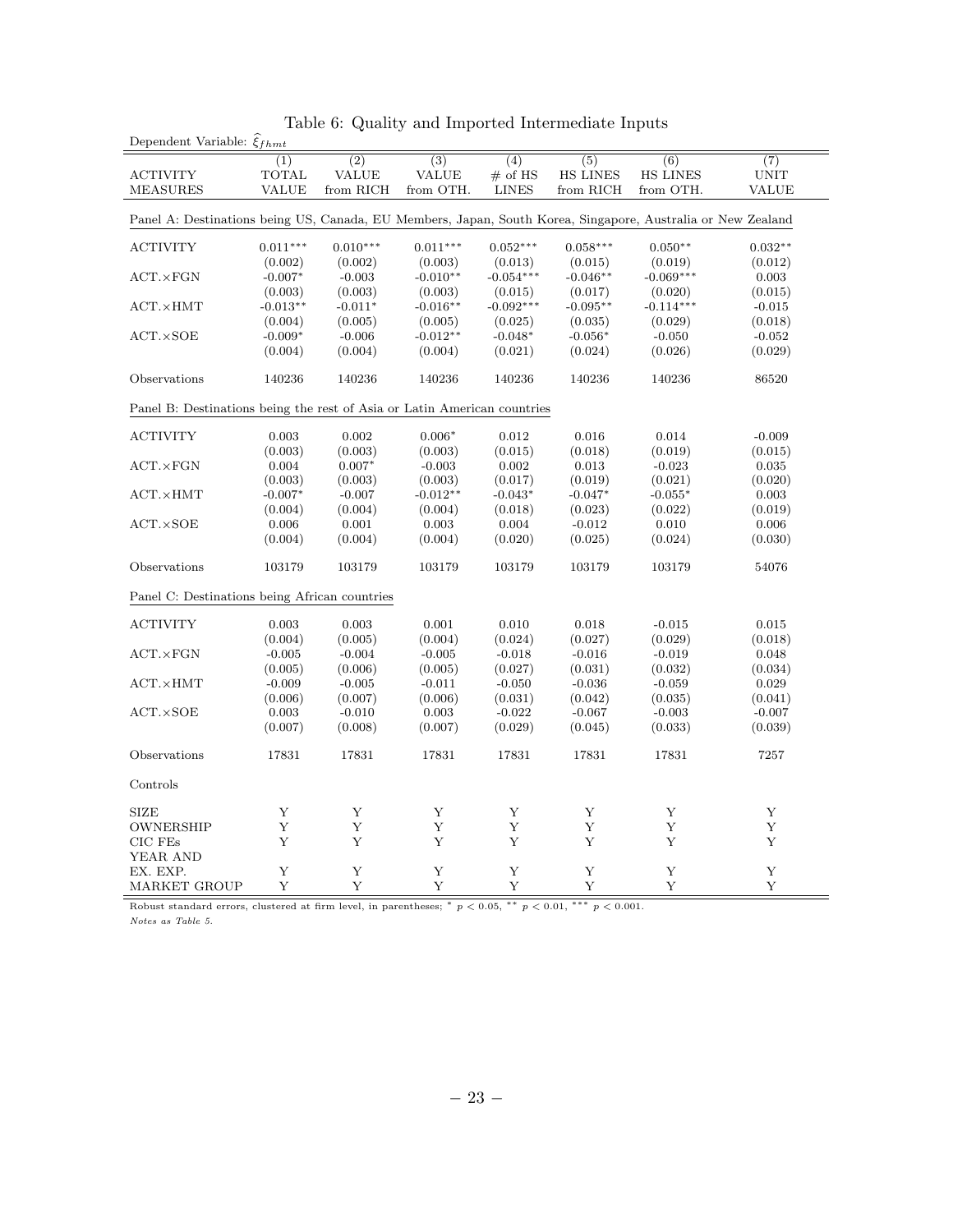Table 6: Quality and Imported Intermediate Inputs

| Dependent Variable: $\widehat{\xi}_{fhmt}$ | (1) | (2) | (3) | (4) | (5) | (6) | (7) |
|---|---|---|---|---|---|---|---|
| ACTIVITY MEASURES | TOTAL VALUE | VALUE from RICH | VALUE from OTH. | # of HS LINES | HS LINES from RICH | HS LINES from OTH. | UNIT VALUE |
| **Panel A: Destinations being US, Canada, EU Members, Japan, South Korea, Singapore, Australia or New Zealand** | | | | | | | |
| ACTIVITY | 0.011*** | 0.010*** | 0.011*** | 0.052*** | 0.058*** | 0.050** | 0.032** |
| | (0.002) | (0.002) | (0.003) | (0.013) | (0.015) | (0.019) | (0.012) |
| ACT.×FGN | -0.007* | -0.003 | -0.010** | -0.054*** | -0.046** | -0.069*** | 0.003 |
| | (0.003) | (0.003) | (0.003) | (0.015) | (0.017) | (0.020) | (0.015) |
| ACT.×HMT | -0.013** | -0.011* | -0.016** | -0.092*** | -0.095** | -0.114*** | -0.015 |
| | (0.004) | (0.005) | (0.005) | (0.025) | (0.035) | (0.029) | (0.018) |
| ACT.×SOE | -0.009* | -0.006 | -0.012** | -0.048* | -0.056* | -0.050 | -0.052 |
| | (0.004) | (0.004) | (0.004) | (0.021) | (0.024) | (0.026) | (0.029) |
| Observations | 140236 | 140236 | 140236 | 140236 | 140236 | 140236 | 86520 |
| **Panel B: Destinations being the rest of Asia or Latin American countries** | | | | | | | |
| ACTIVITY | 0.003 | 0.002 | 0.006* | 0.012 | 0.016 | 0.014 | -0.009 |
| | (0.003) | (0.003) | (0.003) | (0.015) | (0.018) | (0.019) | (0.015) |
| ACT.×FGN | 0.004 | 0.007* | -0.003 | 0.002 | 0.013 | -0.023 | 0.035 |
| | (0.003) | (0.003) | (0.003) | (0.017) | (0.019) | (0.021) | (0.020) |
| ACT.×HMT | -0.007* | -0.007 | -0.012** | -0.043* | -0.047* | -0.055* | 0.003 |
| | (0.004) | (0.004) | (0.004) | (0.018) | (0.023) | (0.022) | (0.019) |
| ACT.×SOE | 0.006 | 0.001 | 0.003 | 0.004 | -0.012 | 0.010 | 0.006 |
| | (0.004) | (0.004) | (0.004) | (0.020) | (0.025) | (0.024) | (0.030) |
| Observations | 103179 | 103179 | 103179 | 103179 | 103179 | 103179 | 54076 |
| **Panel C: Destinations being African countries** | | | | | | | |
| ACTIVITY | 0.003 | 0.003 | 0.001 | 0.010 | 0.018 | -0.015 | 0.015 |
| | (0.004) | (0.005) | (0.004) | (0.024) | (0.027) | (0.029) | (0.018) |
| ACT.×FGN | -0.005 | -0.004 | -0.005 | -0.018 | -0.016 | -0.019 | 0.048 |
| | (0.005) | (0.006) | (0.005) | (0.027) | (0.031) | (0.032) | (0.034) |
| ACT.×HMT | -0.009 | -0.005 | -0.011 | -0.050 | -0.036 | -0.059 | 0.029 |
| | (0.006) | (0.007) | (0.006) | (0.031) | (0.042) | (0.035) | (0.041) |
| ACT.×SOE | 0.003 | -0.010 | 0.003 | -0.022 | -0.067 | -0.003 | -0.007 |
| | (0.007) | (0.008) | (0.007) | (0.029) | (0.045) | (0.033) | (0.039) |
| Observations | 17831 | 17831 | 17831 | 17831 | 17831 | 17831 | 7257 |
| Controls | | | | | | | |
| SIZE | Y | Y | Y | Y | Y | Y | Y |
| OWNERSHIP | Y | Y | Y | Y | Y | Y | Y |
| CIC FEs | Y | Y | Y | Y | Y | Y | Y |
| YEAR AND EX. EXP. | Y | Y | Y | Y | Y | Y | Y |
| MARKET GROUP | Y | Y | Y | Y | Y | Y | Y |

Robust standard errors, clustered at firm level, in parentheses; * $p < 0.05$, ** $p < 0.01$, *** $p < 0.001$.

*Notes as Table 5.*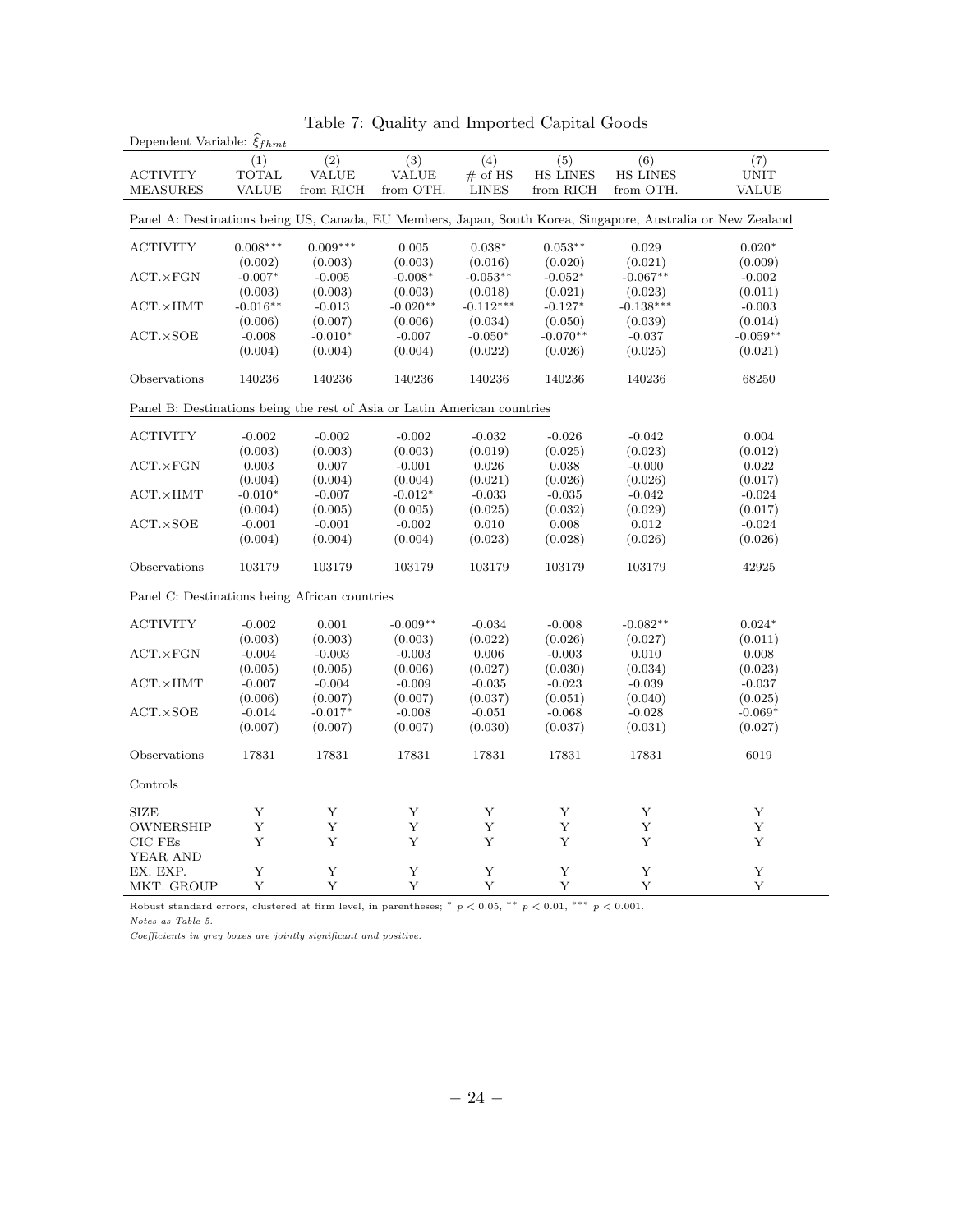Table 7: Quality and Imported Capital Goods

Dependent Variable: $\widehat{\xi}_{fhmt}$

| ACTIVITY MEASURES | (1) TOTAL VALUE | (2) VALUE from RICH | (3) VALUE from OTH. | (4) # of HS LINES | (5) HS LINES from RICH | (6) HS LINES from OTH. | (7) UNIT VALUE |
|---|---|---|---|---|---|---|---|
| **Panel A: Destinations being US, Canada, EU Members, Japan, South Korea, Singapore, Australia or New Zealand** | | | | | | | |
| ACTIVITY | 0.008*** | 0.009*** | 0.005 | 0.038* | 0.053** | 0.029 | 0.020* |
| | (0.002) | (0.003) | (0.003) | (0.016) | (0.020) | (0.021) | (0.009) |
| ACT.×FGN | -0.007* | -0.005 | -0.008* | -0.053** | -0.052* | -0.067** | -0.002 |
| | (0.003) | (0.003) | (0.003) | (0.018) | (0.021) | (0.023) | (0.011) |
| ACT.×HMT | -0.016** | -0.013 | -0.020** | -0.112*** | -0.127* | -0.138*** | -0.003 |
| | (0.006) | (0.007) | (0.006) | (0.034) | (0.050) | (0.039) | (0.014) |
| ACT.×SOE | -0.008 | -0.010* | -0.007 | -0.050* | -0.070** | -0.037 | -0.059** |
| | (0.004) | (0.004) | (0.004) | (0.022) | (0.026) | (0.025) | (0.021) |
| Observations | 140236 | 140236 | 140236 | 140236 | 140236 | 140236 | 68250 |
| **Panel B: Destinations being the rest of Asia or Latin American countries** | | | | | | | |
| ACTIVITY | -0.002 | -0.002 | -0.002 | -0.032 | -0.026 | -0.042 | 0.004 |
| | (0.003) | (0.003) | (0.003) | (0.019) | (0.025) | (0.023) | (0.012) |
| ACT.×FGN | 0.003 | 0.007 | -0.001 | 0.026 | 0.038 | -0.000 | 0.022 |
| | (0.004) | (0.004) | (0.004) | (0.021) | (0.026) | (0.026) | (0.017) |
| ACT.×HMT | -0.010* | -0.007 | -0.012* | -0.033 | -0.035 | -0.042 | -0.024 |
| | (0.004) | (0.005) | (0.005) | (0.025) | (0.032) | (0.029) | (0.017) |
| ACT.×SOE | -0.001 | -0.001 | -0.002 | 0.010 | 0.008 | 0.012 | -0.024 |
| | (0.004) | (0.004) | (0.004) | (0.023) | (0.028) | (0.026) | (0.026) |
| Observations | 103179 | 103179 | 103179 | 103179 | 103179 | 103179 | 42925 |
| **Panel C: Destinations being African countries** | | | | | | | |
| ACTIVITY | -0.002 | 0.001 | -0.009** | -0.034 | -0.008 | -0.082** | 0.024* |
| | (0.003) | (0.003) | (0.003) | (0.022) | (0.026) | (0.027) | (0.011) |
| ACT.×FGN | -0.004 | -0.003 | -0.003 | 0.006 | -0.003 | 0.010 | 0.008 |
| | (0.005) | (0.005) | (0.006) | (0.027) | (0.030) | (0.034) | (0.023) |
| ACT.×HMT | -0.007 | -0.004 | -0.009 | -0.035 | -0.023 | -0.039 | -0.037 |
| | (0.006) | (0.007) | (0.007) | (0.037) | (0.051) | (0.040) | (0.025) |
| ACT.×SOE | -0.014 | -0.017* | -0.008 | -0.051 | -0.068 | -0.028 | -0.069* |
| | (0.007) | (0.007) | (0.007) | (0.030) | (0.037) | (0.031) | (0.027) |
| Observations | 17831 | 17831 | 17831 | 17831 | 17831 | 17831 | 6019 |
| Controls | | | | | | | |
| SIZE | Y | Y | Y | Y | Y | Y | Y |
| OWNERSHIP | Y | Y | Y | Y | Y | Y | Y |
| CIC FEs | Y | Y | Y | Y | Y | Y | Y |
| YEAR AND EX. EXP. | Y | Y | Y | Y | Y | Y | Y |
| MKT. GROUP | Y | Y | Y | Y | Y | Y | Y |

Robust standard errors, clustered at firm level, in parentheses; * $p < 0.05$, ** $p < 0.01$, *** $p < 0.001$.

*Notes as Table 5.*

*Coefficients in grey boxes are jointly significant and positive.*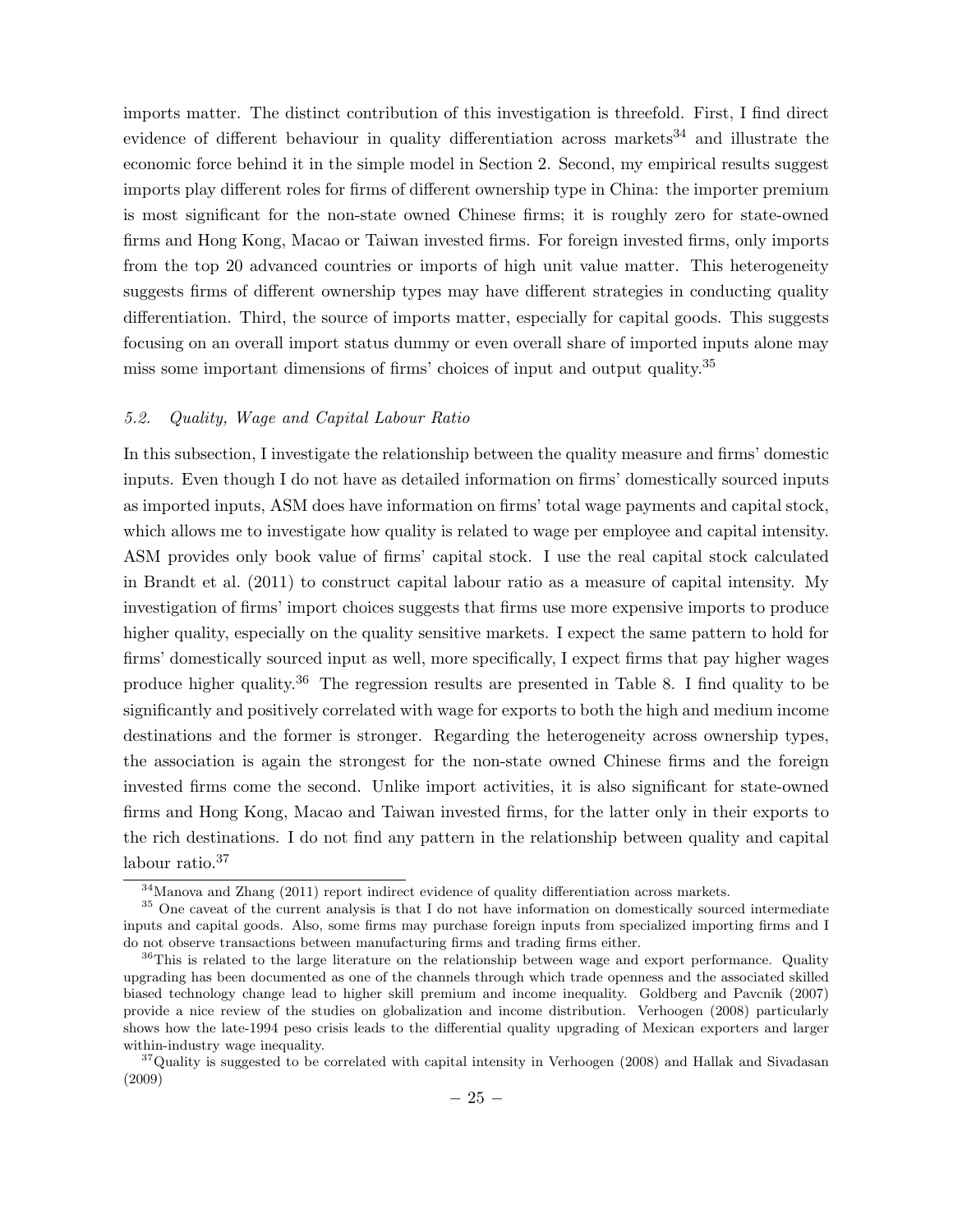imports matter. The distinct contribution of this investigation is threefold. First, I find direct evidence of different behaviour in quality differentiation across markets[34] and illustrate the economic force behind it in the simple model in Section 2. Second, my empirical results suggest imports play different roles for firms of different ownership type in China: the importer premium is most significant for the non-state owned Chinese firms; it is roughly zero for state-owned firms and Hong Kong, Macao or Taiwan invested firms. For foreign invested firms, only imports from the top 20 advanced countries or imports of high unit value matter. This heterogeneity suggests firms of different ownership types may have different strategies in conducting quality differentiation. Third, the source of imports matter, especially for capital goods. This suggests focusing on an overall import status dummy or even overall share of imported inputs alone may miss some important dimensions of firms' choices of input and output quality.[35]

### 5.2. *Quality, Wage and Capital Labour Ratio*

In this subsection, I investigate the relationship between the quality measure and firms' domestic inputs. Even though I do not have as detailed information on firms' domestically sourced inputs as imported inputs, ASM does have information on firms' total wage payments and capital stock, which allows me to investigate how quality is related to wage per employee and capital intensity. ASM provides only book value of firms' capital stock. I use the real capital stock calculated in Brandt et al. (2011) to construct capital labour ratio as a measure of capital intensity. My investigation of firms' import choices suggests that firms use more expensive imports to produce higher quality, especially on the quality sensitive markets. I expect the same pattern to hold for firms' domestically sourced input as well, more specifically, I expect firms that pay higher wages produce higher quality.[36] The regression results are presented in Table 8. I find quality to be significantly and positively correlated with wage for exports to both the high and medium income destinations and the former is stronger. Regarding the heterogeneity across ownership types, the association is again the strongest for the non-state owned Chinese firms and the foreign invested firms come the second. Unlike import activities, it is also significant for state-owned firms and Hong Kong, Macao and Taiwan invested firms, for the latter only in their exports to the rich destinations. I do not find any pattern in the relationship between quality and capital labour ratio.[37]

---

[34] Manova and Zhang (2011) report indirect evidence of quality differentiation across markets.

[35] One caveat of the current analysis is that I do not have information on domestically sourced intermediate inputs and capital goods. Also, some firms may purchase foreign inputs from specialized importing firms and I do not observe transactions between manufacturing firms and trading firms either.

[36] This is related to the large literature on the relationship between wage and export performance. Quality upgrading has been documented as one of the channels through which trade openness and the associated skilled biased technology change lead to higher skill premium and income inequality. Goldberg and Pavcnik (2007) provide a nice review of the studies on globalization and income distribution. Verhoogen (2008) particularly shows how the late-1994 peso crisis leads to the differential quality upgrading of Mexican exporters and larger within-industry wage inequality.

[37] Quality is suggested to be correlated with capital intensity in Verhoogen (2008) and Hallak and Sivadasan (2009)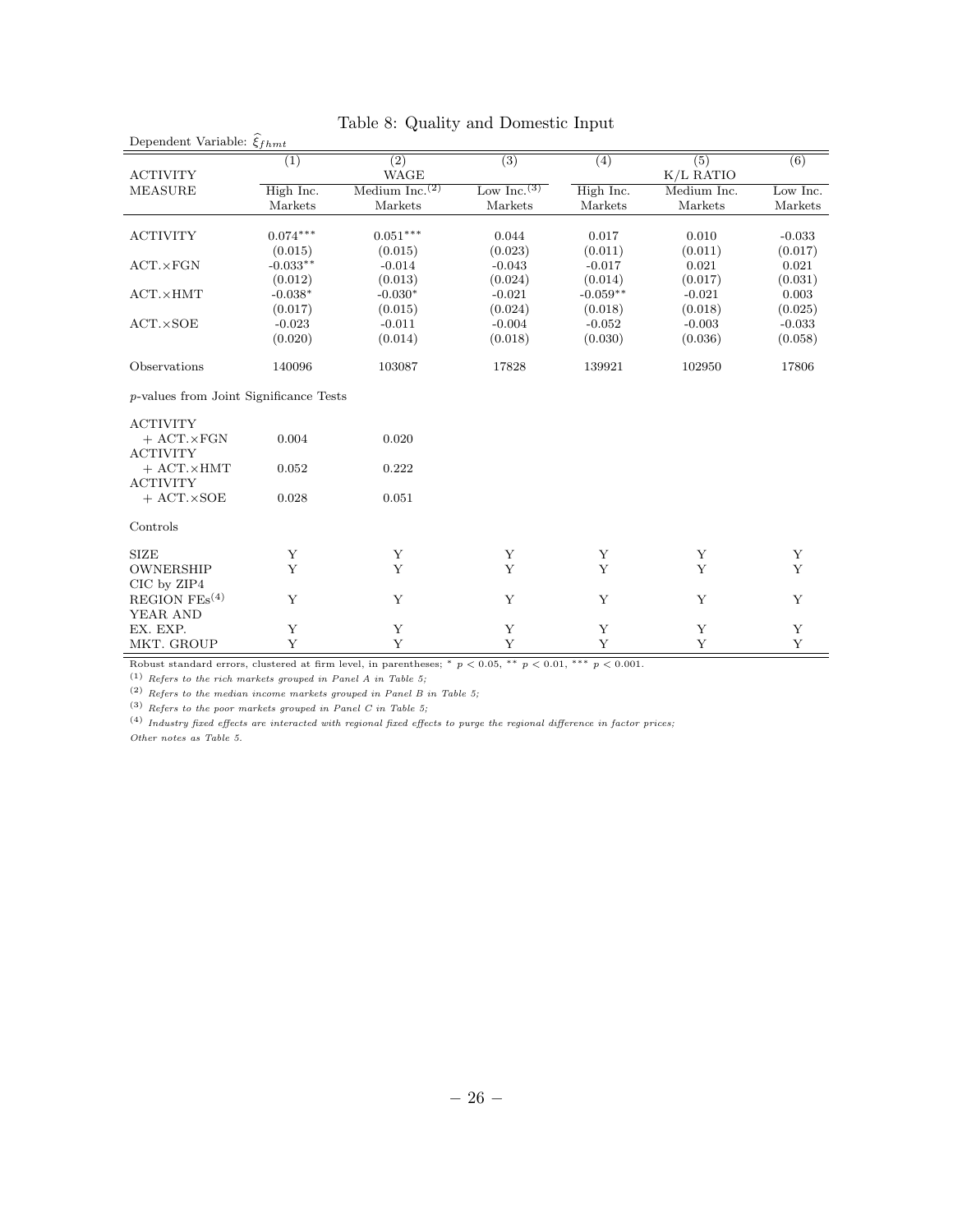Table 8: Quality and Domestic Input

| Dependent Variable: $\widehat{\xi}_{fhmt}$ | (1) | (2) | (3) | (4) | (5) | (6) |
|---|---|---|---|---|---|---|
| ACTIVITY | | WAGE | | | K/L RATIO | |
| MEASURE | High Inc. Markets | Medium Inc.[(2)] Markets | Low Inc.[(3)] Markets | High Inc. Markets | Medium Inc. Markets | Low Inc. Markets |
| ACTIVITY | $0.074^{***}$ | $0.051^{***}$ | 0.044 | 0.017 | 0.010 | -0.033 |
| | (0.015) | (0.015) | (0.023) | (0.011) | (0.011) | (0.017) |
| ACT.×FGN | $-0.033^{**}$ | -0.014 | -0.043 | -0.017 | 0.021 | 0.021 |
| | (0.012) | (0.013) | (0.024) | (0.014) | (0.017) | (0.031) |
| ACT.×HMT | $-0.038^{*}$ | $-0.030^{*}$ | -0.021 | $-0.059^{**}$ | -0.021 | 0.003 |
| | (0.017) | (0.015) | (0.024) | (0.018) | (0.018) | (0.025) |
| ACT.×SOE | -0.023 | -0.011 | -0.004 | -0.052 | -0.003 | -0.033 |
| | (0.020) | (0.014) | (0.018) | (0.030) | (0.036) | (0.058) |
| Observations | 140096 | 103087 | 17828 | 139921 | 102950 | 17806 |
| *p*-values from Joint Significance Tests | | | | | | |
| ACTIVITY + ACT.×FGN | 0.004 | 0.020 | | | | |
| ACTIVITY + ACT.×HMT | 0.052 | 0.222 | | | | |
| ACTIVITY + ACT.×SOE | 0.028 | 0.051 | | | | |
| Controls | | | | | | |
| SIZE | Y | Y | Y | Y | Y | Y |
| OWNERSHIP | Y | Y | Y | Y | Y | Y |
| CIC by ZIP4 REGION FEs[(4)] | Y | Y | Y | Y | Y | Y |
| YEAR AND EX. EXP. | Y | Y | Y | Y | Y | Y |
| MKT. GROUP | Y | Y | Y | Y | Y | Y |

Robust standard errors, clustered at firm level, in parentheses; * $p < 0.05$, ** $p < 0.01$, *** $p < 0.001$.

(1) *Refers to the rich markets grouped in Panel A in Table 5;*

(2) *Refers to the median income markets grouped in Panel B in Table 5;*

(3) *Refers to the poor markets grouped in Panel C in Table 5;*

(4) *Industry fixed effects are interacted with regional fixed effects to purge the regional difference in factor prices;*

*Other notes as Table 5.*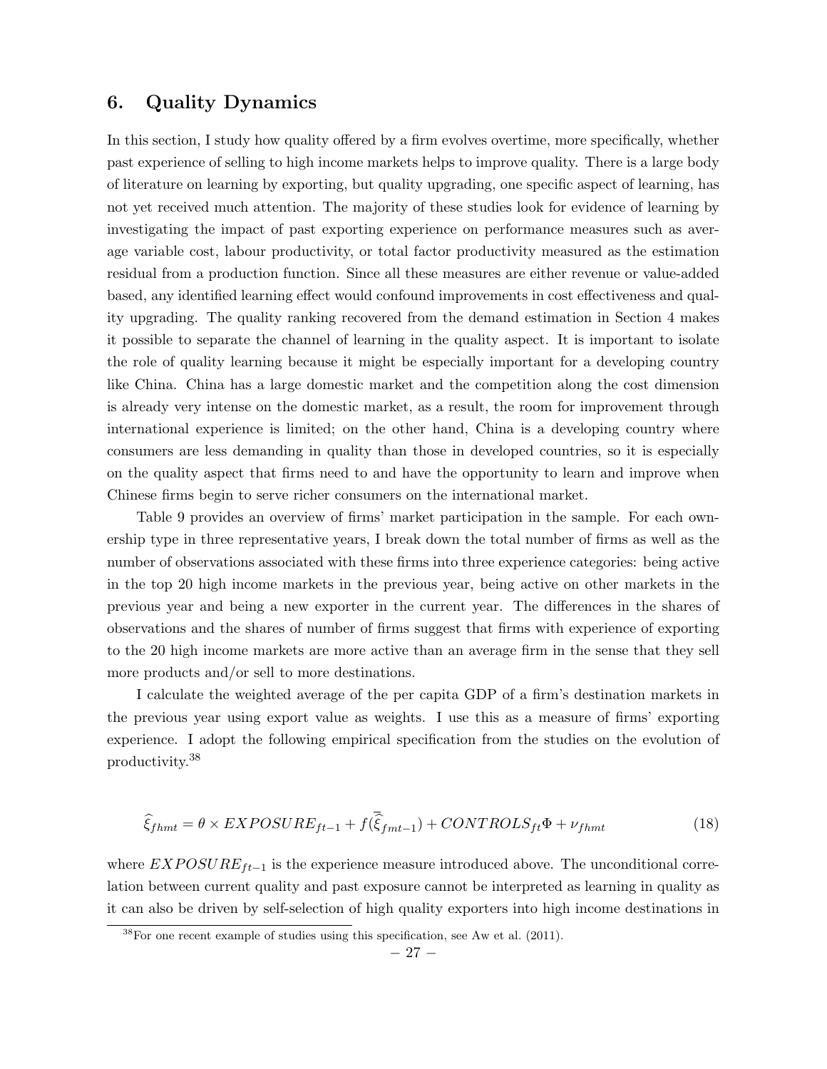## 6. Quality Dynamics

In this section, I study how quality offered by a firm evolves overtime, more specifically, whether past experience of selling to high income markets helps to improve quality. There is a large body of literature on learning by exporting, but quality upgrading, one specific aspect of learning, has not yet received much attention. The majority of these studies look for evidence of learning by investigating the impact of past exporting experience on performance measures such as average variable cost, labour productivity, or total factor productivity measured as the estimation residual from a production function. Since all these measures are either revenue or value-added based, any identified learning effect would confound improvements in cost effectiveness and quality upgrading. The quality ranking recovered from the demand estimation in Section 4 makes it possible to separate the channel of learning in the quality aspect. It is important to isolate the role of quality learning because it might be especially important for a developing country like China. China has a large domestic market and the competition along the cost dimension is already very intense on the domestic market, as a result, the room for improvement through international experience is limited; on the other hand, China is a developing country where consumers are less demanding in quality than those in developed countries, so it is especially on the quality aspect that firms need to and have the opportunity to learn and improve when Chinese firms begin to serve richer consumers on the international market.

Table 9 provides an overview of firms' market participation in the sample. For each ownership type in three representative years, I break down the total number of firms as well as the number of observations associated with these firms into three experience categories: being active in the top 20 high income markets in the previous year, being active on other markets in the previous year and being a new exporter in the current year. The differences in the shares of observations and the shares of number of firms suggest that firms with experience of exporting to the 20 high income markets are more active than an average firm in the sense that they sell more products and/or sell to more destinations.

I calculate the weighted average of the per capita GDP of a firm's destination markets in the previous year using export value as weights. I use this as a measure of firms' exporting experience. I adopt the following empirical specification from the studies on the evolution of productivity.[38]

$$\widehat{\xi}_{fhmt} = \theta \times EXPOSURE_{ft-1} + f(\overline{\widehat{\xi}}_{fmt-1}) + CONTROLS_{ft}\Phi + \nu_{fhmt} \tag{18}$$

where $EXPOSURE_{ft-1}$ is the experience measure introduced above. The unconditional correlation between current quality and past exposure cannot be interpreted as learning in quality as it can also be driven by self-selection of high quality exporters into high income destinations in

[38] For one recent example of studies using this specification, see Aw et al. (2011).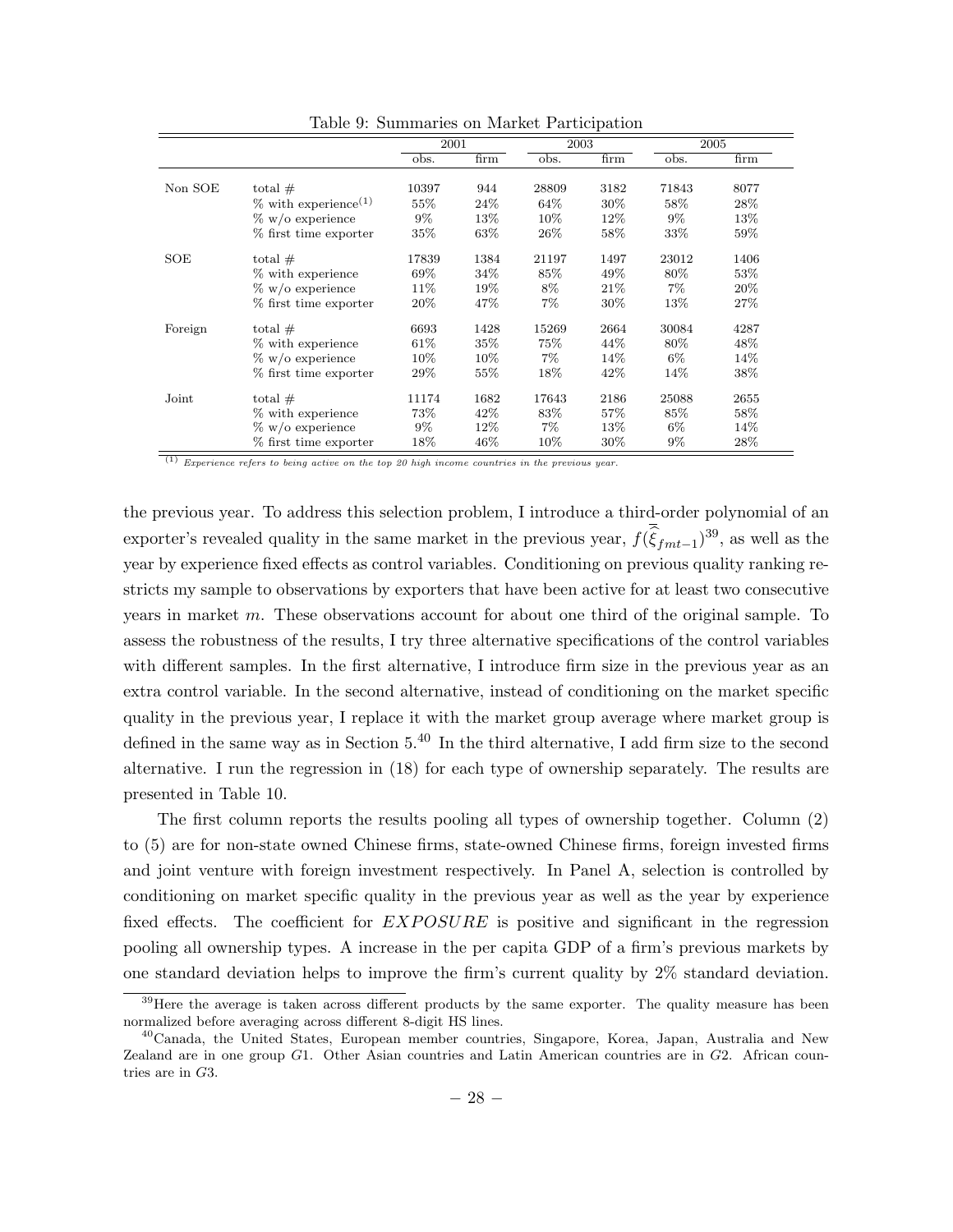Table 9: Summaries on Market Participation

| | | 2001 | | 2003 | | 2005 | |
|---|---|---|---|---|---|---|---|
| | | obs. | firm | obs. | firm | obs. | firm |
| Non SOE | total # | 10397 | 944 | 28809 | 3182 | 71843 | 8077 |
| | % with experience[(1)] | 55% | 24% | 64% | 30% | 58% | 28% |
| | % w/o experience | 9% | 13% | 10% | 12% | 9% | 13% |
| | % first time exporter | 35% | 63% | 26% | 58% | 33% | 59% |
| SOE | total # | 17839 | 1384 | 21197 | 1497 | 23012 | 1406 |
| | % with experience | 69% | 34% | 85% | 49% | 80% | 53% |
| | % w/o experience | 11% | 19% | 8% | 21% | 7% | 20% |
| | % first time exporter | 20% | 47% | 7% | 30% | 13% | 27% |
| Foreign | total # | 6693 | 1428 | 15269 | 2664 | 30084 | 4287 |
| | % with experience | 61% | 35% | 75% | 44% | 80% | 48% |
| | % w/o experience | 10% | 10% | 7% | 14% | 6% | 14% |
| | % first time exporter | 29% | 55% | 18% | 42% | 14% | 38% |
| Joint | total # | 11174 | 1682 | 17643 | 2186 | 25088 | 2655 |
| | % with experience | 73% | 42% | 83% | 57% | 85% | 58% |
| | % w/o experience | 9% | 12% | 7% | 13% | 6% | 14% |
| | % first time exporter | 18% | 46% | 10% | 30% | 9% | 28% |

(1) *Experience refers to being active on the top 20 high income countries in the previous year.*

the previous year. To address this selection problem, I introduce a third-order polynomial of an exporter's revealed quality in the same market in the previous year, $f(\bar{\hat{\xi}}_{fmt-1})$[39], as well as the year by experience fixed effects as control variables. Conditioning on previous quality ranking restricts my sample to observations by exporters that have been active for at least two consecutive years in market $m$. These observations account for about one third of the original sample. To assess the robustness of the results, I try three alternative specifications of the control variables with different samples. In the first alternative, I introduce firm size in the previous year as an extra control variable. In the second alternative, instead of conditioning on the market specific quality in the previous year, I replace it with the market group average where market group is defined in the same way as in Section 5.[40] In the third alternative, I add firm size to the second alternative. I run the regression in (18) for each type of ownership separately. The results are presented in Table 10.

The first column reports the results pooling all types of ownership together. Column (2) to (5) are for non-state owned Chinese firms, state-owned Chinese firms, foreign invested firms and joint venture with foreign investment respectively. In Panel A, selection is controlled by conditioning on market specific quality in the previous year as well as the year by experience fixed effects. The coefficient for $EXPOSURE$ is positive and significant in the regression pooling all ownership types. A increase in the per capita GDP of a firm's previous markets by one standard deviation helps to improve the firm's current quality by 2% standard deviation.

[39] Here the average is taken across different products by the same exporter. The quality measure has been normalized before averaging across different 8-digit HS lines.

[40] Canada, the United States, European member countries, Singapore, Korea, Japan, Australia and New Zealand are in one group $G1$. Other Asian countries and Latin American countries are in $G2$. African countries are in $G3$.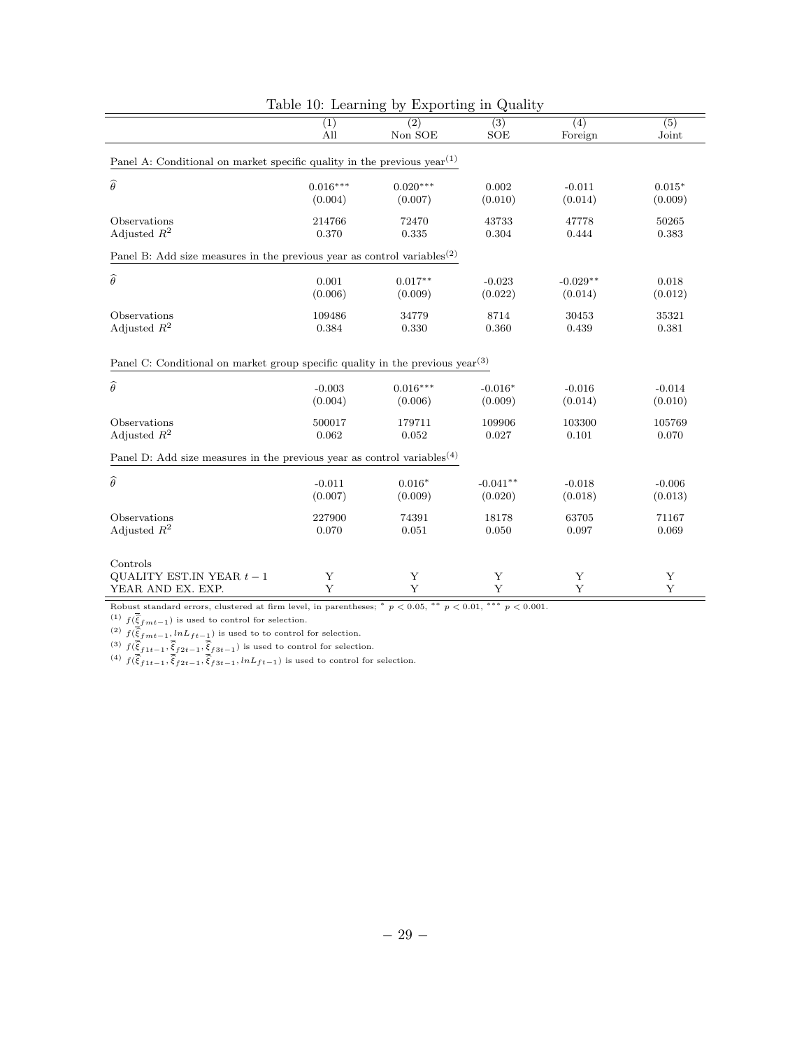Table 10: Learning by Exporting in Quality

| | (1) All | (2) Non SOE | (3) SOE | (4) Foreign | (5) Joint |
|---|---|---|---|---|---|
| Panel A: Conditional on market specific quality in the previous year[(1)] | | | | | |
| $\widehat{\theta}$ | 0.016*** | 0.020*** | 0.002 | -0.011 | 0.015* |
| | (0.004) | (0.007) | (0.010) | (0.014) | (0.009) |
| Observations | 214766 | 72470 | 43733 | 47778 | 50265 |
| Adjusted $R^2$ | 0.370 | 0.335 | 0.304 | 0.444 | 0.383 |
| Panel B: Add size measures in the previous year as control variables[(2)] | | | | | |
| $\widehat{\theta}$ | 0.001 | 0.017** | -0.023 | -0.029** | 0.018 |
| | (0.006) | (0.009) | (0.022) | (0.014) | (0.012) |
| Observations | 109486 | 34779 | 8714 | 30453 | 35321 |
| Adjusted $R^2$ | 0.384 | 0.330 | 0.360 | 0.439 | 0.381 |
| Panel C: Conditional on market group specific quality in the previous year[(3)] | | | | | |
| $\widehat{\theta}$ | -0.003 | 0.016*** | -0.016* | -0.016 | -0.014 |
| | (0.004) | (0.006) | (0.009) | (0.014) | (0.010) |
| Observations | 500017 | 179711 | 109906 | 103300 | 105769 |
| Adjusted $R^2$ | 0.062 | 0.052 | 0.027 | 0.101 | 0.070 |
| Panel D: Add size measures in the previous year as control variables[(4)] | | | | | |
| $\widehat{\theta}$ | -0.011 | 0.016* | -0.041** | -0.018 | -0.006 |
| | (0.007) | (0.009) | (0.020) | (0.018) | (0.013) |
| Observations | 227900 | 74391 | 18178 | 63705 | 71167 |
| Adjusted $R^2$ | 0.070 | 0.051 | 0.050 | 0.097 | 0.069 |
| Controls | | | | | |
| QUALITY EST.IN YEAR $t-1$ | Y | Y | Y | Y | Y |
| YEAR AND EX. EXP. | Y | Y | Y | Y | Y |

Robust standard errors, clustered at firm level, in parentheses; * $p < 0.05$, ** $p < 0.01$, *** $p < 0.001$.

(1) $f(\overline{\bar{\xi}}_{fmt-1})$ is used to control for selection.

(2) $f(\overline{\bar{\xi}}_{fmt-1}, lnL_{ft-1})$ is used to to control for selection.

(3) $f(\overline{\bar{\xi}}_{f1t-1}, \overline{\bar{\xi}}_{f2t-1}, \overline{\bar{\xi}}_{f3t-1})$ is used to control for selection.

(4) $f(\overline{\bar{\xi}}_{f1t-1}, \overline{\bar{\xi}}_{f2t-1}, \overline{\bar{\xi}}_{f3t-1}, lnL_{ft-1})$ is used to control for selection.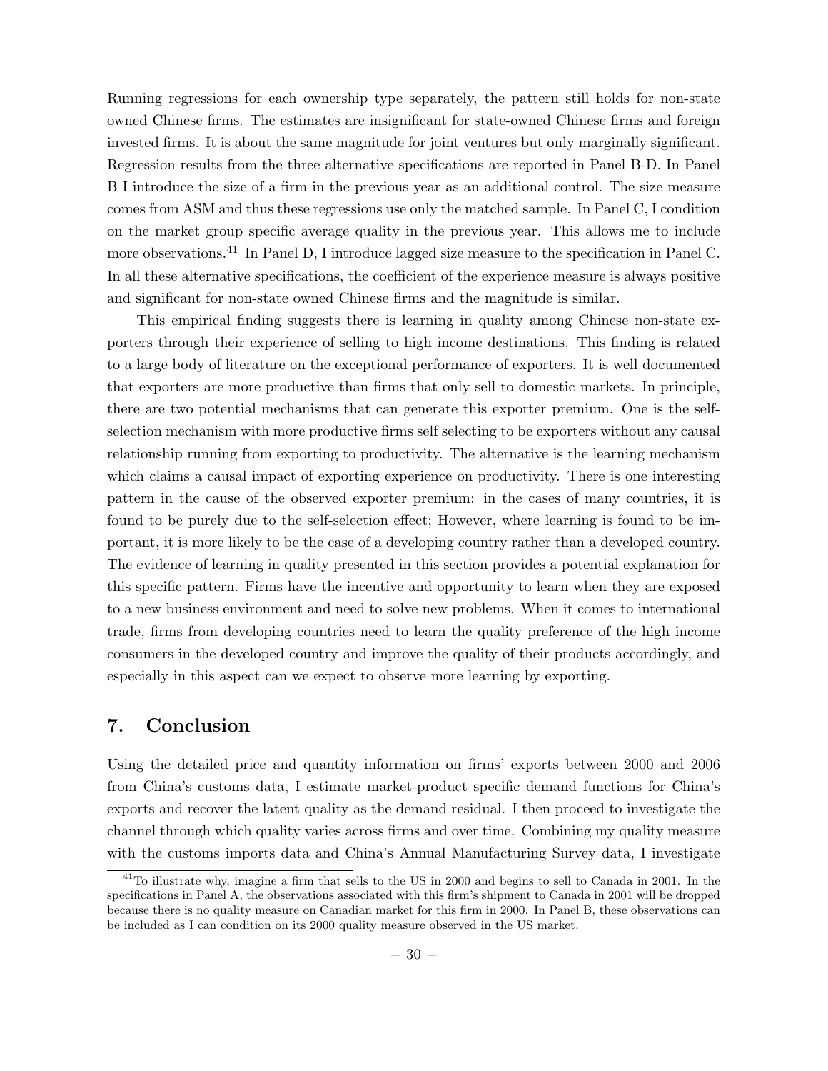Running regressions for each ownership type separately, the pattern still holds for non-state owned Chinese firms. The estimates are insignificant for state-owned Chinese firms and foreign invested firms. It is about the same magnitude for joint ventures but only marginally significant. Regression results from the three alternative specifications are reported in Panel B-D. In Panel B I introduce the size of a firm in the previous year as an additional control. The size measure comes from ASM and thus these regressions use only the matched sample. In Panel C, I condition on the market group specific average quality in the previous year. This allows me to include more observations.[41] In Panel D, I introduce lagged size measure to the specification in Panel C. In all these alternative specifications, the coefficient of the experience measure is always positive and significant for non-state owned Chinese firms and the magnitude is similar.

This empirical finding suggests there is learning in quality among Chinese non-state exporters through their experience of selling to high income destinations. This finding is related to a large body of literature on the exceptional performance of exporters. It is well documented that exporters are more productive than firms that only sell to domestic markets. In principle, there are two potential mechanisms that can generate this exporter premium. One is the self-selection mechanism with more productive firms self selecting to be exporters without any causal relationship running from exporting to productivity. The alternative is the learning mechanism which claims a causal impact of exporting experience on productivity. There is one interesting pattern in the cause of the observed exporter premium: in the cases of many countries, it is found to be purely due to the self-selection effect; However, where learning is found to be important, it is more likely to be the case of a developing country rather than a developed country. The evidence of learning in quality presented in this section provides a potential explanation for this specific pattern. Firms have the incentive and opportunity to learn when they are exposed to a new business environment and need to solve new problems. When it comes to international trade, firms from developing countries need to learn the quality preference of the high income consumers in the developed country and improve the quality of their products accordingly, and especially in this aspect can we expect to observe more learning by exporting.

## 7. Conclusion

Using the detailed price and quantity information on firms' exports between 2000 and 2006 from China's customs data, I estimate market-product specific demand functions for China's exports and recover the latent quality as the demand residual. I then proceed to investigate the channel through which quality varies across firms and over time. Combining my quality measure with the customs imports data and China's Annual Manufacturing Survey data, I investigate

[41] To illustrate why, imagine a firm that sells to the US in 2000 and begins to sell to Canada in 2001. In the specifications in Panel A, the observations associated with this firm's shipment to Canada in 2001 will be dropped because there is no quality measure on Canadian market for this firm in 2000. In Panel B, these observations can be included as I can condition on its 2000 quality measure observed in the US market.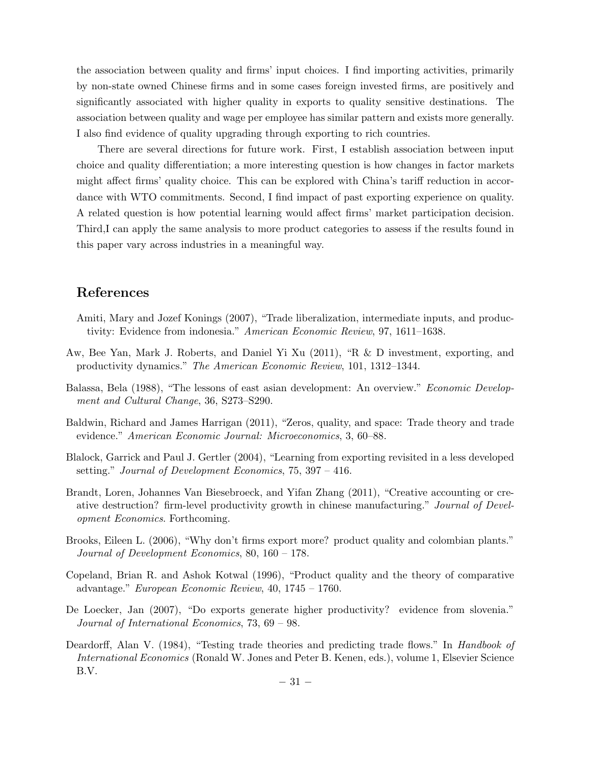the association between quality and firms' input choices. I find importing activities, primarily by non-state owned Chinese firms and in some cases foreign invested firms, are positively and significantly associated with higher quality in exports to quality sensitive destinations. The association between quality and wage per employee has similar pattern and exists more generally. I also find evidence of quality upgrading through exporting to rich countries.

There are several directions for future work. First, I establish association between input choice and quality differentiation; a more interesting question is how changes in factor markets might affect firms' quality choice. This can be explored with China's tariff reduction in accordance with WTO commitments. Second, I find impact of past exporting experience on quality. A related question is how potential learning would affect firms' market participation decision. Third,I can apply the same analysis to more product categories to assess if the results found in this paper vary across industries in a meaningful way.

## References

Amiti, Mary and Jozef Konings (2007), "Trade liberalization, intermediate inputs, and productivity: Evidence from indonesia." *American Economic Review*, 97, 1611–1638.

Aw, Bee Yan, Mark J. Roberts, and Daniel Yi Xu (2011), "R & D investment, exporting, and productivity dynamics." *The American Economic Review*, 101, 1312–1344.

Balassa, Bela (1988), "The lessons of east asian development: An overview." *Economic Development and Cultural Change*, 36, S273–S290.

Baldwin, Richard and James Harrigan (2011), "Zeros, quality, and space: Trade theory and trade evidence." *American Economic Journal: Microeconomics*, 3, 60–88.

Blalock, Garrick and Paul J. Gertler (2004), "Learning from exporting revisited in a less developed setting." *Journal of Development Economics*, 75, 397 – 416.

Brandt, Loren, Johannes Van Biesebroeck, and Yifan Zhang (2011), "Creative accounting or creative destruction? firm-level productivity growth in chinese manufacturing." *Journal of Development Economics*. Forthcoming.

Brooks, Eileen L. (2006), "Why don't firms export more? product quality and colombian plants." *Journal of Development Economics*, 80, 160 – 178.

Copeland, Brian R. and Ashok Kotwal (1996), "Product quality and the theory of comparative advantage." *European Economic Review*, 40, 1745 – 1760.

De Loecker, Jan (2007), "Do exports generate higher productivity? evidence from slovenia." *Journal of International Economics*, 73, 69 – 98.

Deardorff, Alan V. (1984), "Testing trade theories and predicting trade flows." In *Handbook of International Economics* (Ronald W. Jones and Peter B. Kenen, eds.), volume 1, Elsevier Science B.V.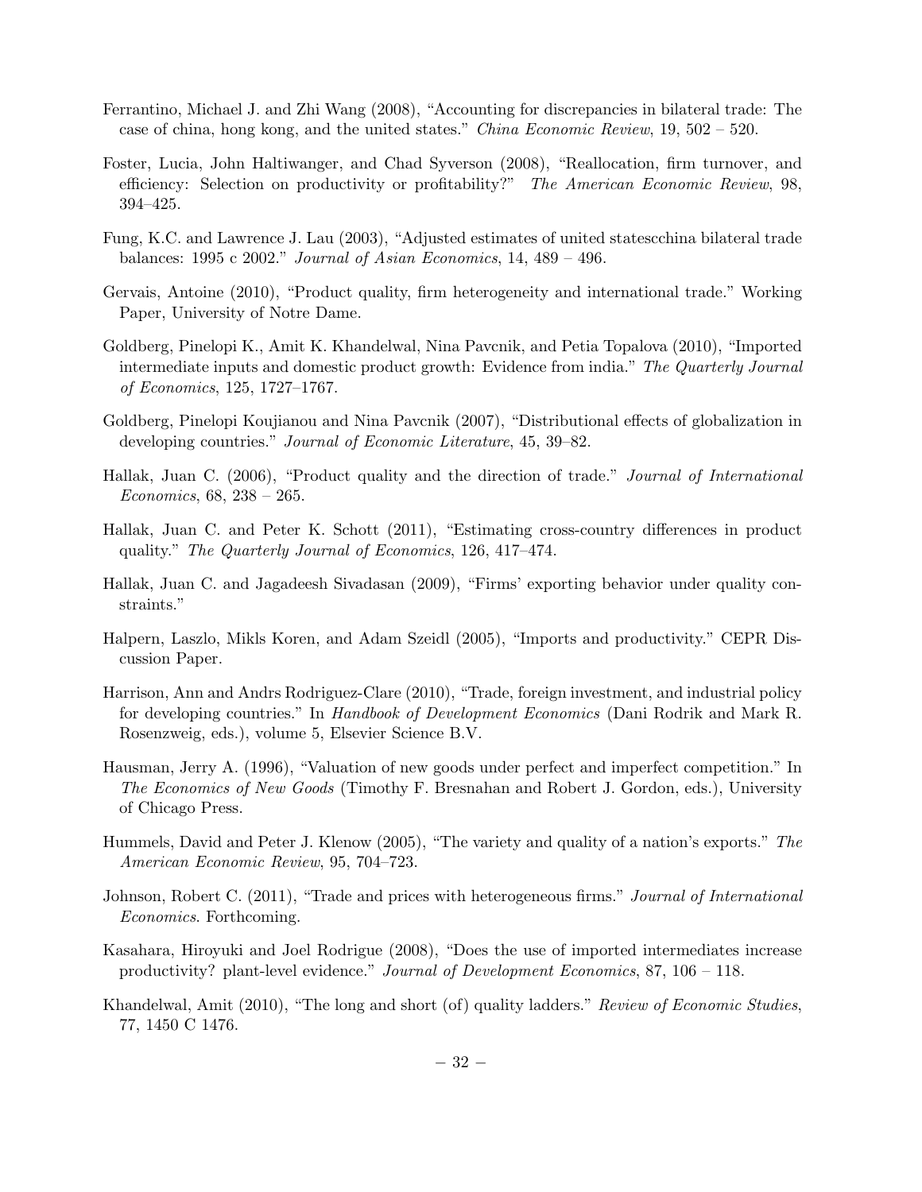Ferrantino, Michael J. and Zhi Wang (2008), "Accounting for discrepancies in bilateral trade: The case of china, hong kong, and the united states." *China Economic Review*, 19, 502 – 520.

Foster, Lucia, John Haltiwanger, and Chad Syverson (2008), "Reallocation, firm turnover, and efficiency: Selection on productivity or profitability?" *The American Economic Review*, 98, 394–425.

Fung, K.C. and Lawrence J. Lau (2003), "Adjusted estimates of united statescchina bilateral trade balances: 1995 c 2002." *Journal of Asian Economics*, 14, 489 – 496.

Gervais, Antoine (2010), "Product quality, firm heterogeneity and international trade." Working Paper, University of Notre Dame.

Goldberg, Pinelopi K., Amit K. Khandelwal, Nina Pavcnik, and Petia Topalova (2010), "Imported intermediate inputs and domestic product growth: Evidence from india." *The Quarterly Journal of Economics*, 125, 1727–1767.

Goldberg, Pinelopi Koujianou and Nina Pavcnik (2007), "Distributional effects of globalization in developing countries." *Journal of Economic Literature*, 45, 39–82.

Hallak, Juan C. (2006), "Product quality and the direction of trade." *Journal of International Economics*, 68, 238 – 265.

Hallak, Juan C. and Peter K. Schott (2011), "Estimating cross-country differences in product quality." *The Quarterly Journal of Economics*, 126, 417–474.

Hallak, Juan C. and Jagadeesh Sivadasan (2009), "Firms' exporting behavior under quality constraints."

Halpern, Laszlo, Mikls Koren, and Adam Szeidl (2005), "Imports and productivity." CEPR Discussion Paper.

Harrison, Ann and Andrs Rodriguez-Clare (2010), "Trade, foreign investment, and industrial policy for developing countries." In *Handbook of Development Economics* (Dani Rodrik and Mark R. Rosenzweig, eds.), volume 5, Elsevier Science B.V.

Hausman, Jerry A. (1996), "Valuation of new goods under perfect and imperfect competition." In *The Economics of New Goods* (Timothy F. Bresnahan and Robert J. Gordon, eds.), University of Chicago Press.

Hummels, David and Peter J. Klenow (2005), "The variety and quality of a nation's exports." *The American Economic Review*, 95, 704–723.

Johnson, Robert C. (2011), "Trade and prices with heterogeneous firms." *Journal of International Economics*. Forthcoming.

Kasahara, Hiroyuki and Joel Rodrigue (2008), "Does the use of imported intermediates increase productivity? plant-level evidence." *Journal of Development Economics*, 87, 106 – 118.

Khandelwal, Amit (2010), "The long and short (of) quality ladders." *Review of Economic Studies*, 77, 1450 C 1476.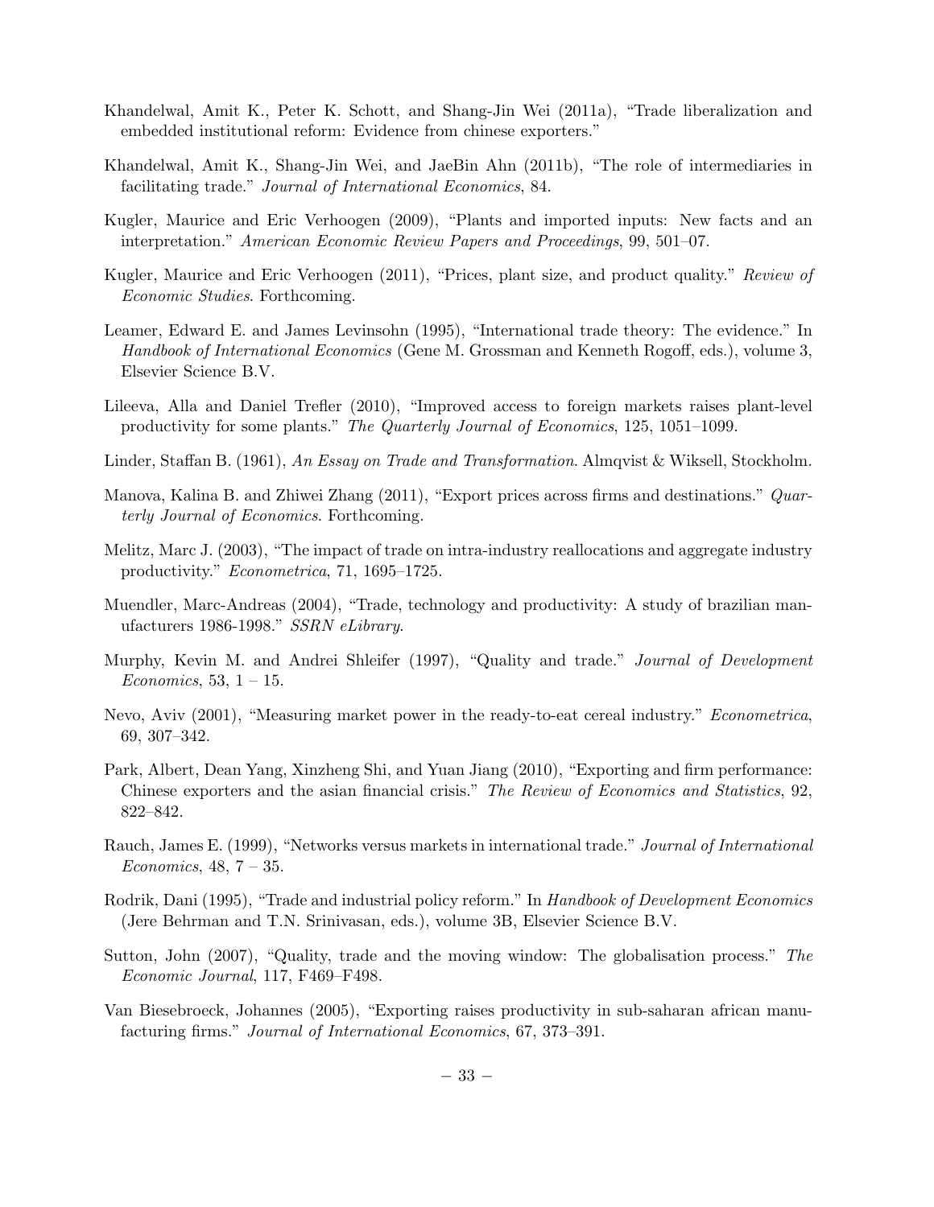Khandelwal, Amit K., Peter K. Schott, and Shang-Jin Wei (2011a), "Trade liberalization and embedded institutional reform: Evidence from chinese exporters."

Khandelwal, Amit K., Shang-Jin Wei, and JaeBin Ahn (2011b), "The role of intermediaries in facilitating trade." *Journal of International Economics*, 84.

Kugler, Maurice and Eric Verhoogen (2009), "Plants and imported inputs: New facts and an interpretation." *American Economic Review Papers and Proceedings*, 99, 501–07.

Kugler, Maurice and Eric Verhoogen (2011), "Prices, plant size, and product quality." *Review of Economic Studies*. Forthcoming.

Leamer, Edward E. and James Levinsohn (1995), "International trade theory: The evidence." In *Handbook of International Economics* (Gene M. Grossman and Kenneth Rogoff, eds.), volume 3, Elsevier Science B.V.

Lileeva, Alla and Daniel Trefler (2010), "Improved access to foreign markets raises plant-level productivity for some plants." *The Quarterly Journal of Economics*, 125, 1051–1099.

Linder, Staffan B. (1961), *An Essay on Trade and Transformation*. Almqvist & Wiksell, Stockholm.

Manova, Kalina B. and Zhiwei Zhang (2011), "Export prices across firms and destinations." *Quarterly Journal of Economics*. Forthcoming.

Melitz, Marc J. (2003), "The impact of trade on intra-industry reallocations and aggregate industry productivity." *Econometrica*, 71, 1695–1725.

Muendler, Marc-Andreas (2004), "Trade, technology and productivity: A study of brazilian manufacturers 1986-1998." *SSRN eLibrary*.

Murphy, Kevin M. and Andrei Shleifer (1997), "Quality and trade." *Journal of Development Economics*, 53, 1 – 15.

Nevo, Aviv (2001), "Measuring market power in the ready-to-eat cereal industry." *Econometrica*, 69, 307–342.

Park, Albert, Dean Yang, Xinzheng Shi, and Yuan Jiang (2010), "Exporting and firm performance: Chinese exporters and the asian financial crisis." *The Review of Economics and Statistics*, 92, 822–842.

Rauch, James E. (1999), "Networks versus markets in international trade." *Journal of International Economics*, 48, 7 – 35.

Rodrik, Dani (1995), "Trade and industrial policy reform." In *Handbook of Development Economics* (Jere Behrman and T.N. Srinivasan, eds.), volume 3B, Elsevier Science B.V.

Sutton, John (2007), "Quality, trade and the moving window: The globalisation process." *The Economic Journal*, 117, F469–F498.

Van Biesebroeck, Johannes (2005), "Exporting raises productivity in sub-saharan african manufacturing firms." *Journal of International Economics*, 67, 373–391.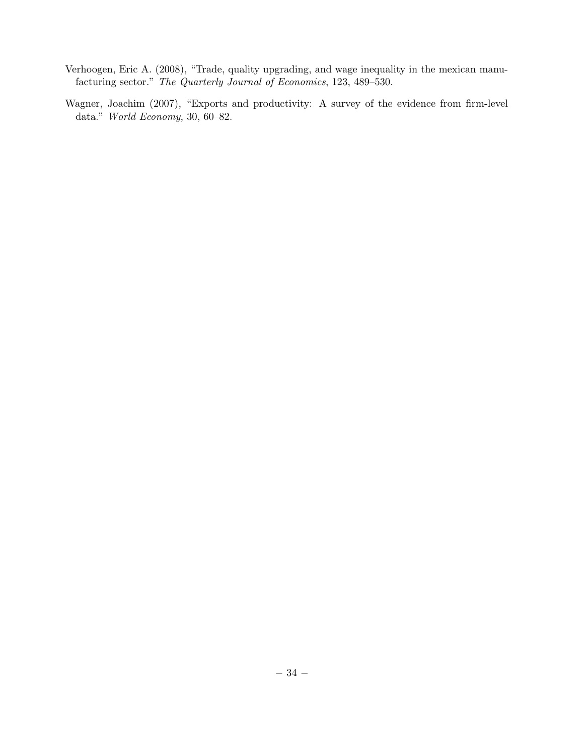Verhoogen, Eric A. (2008), "Trade, quality upgrading, and wage inequality in the mexican manufacturing sector." *The Quarterly Journal of Economics*, 123, 489–530.

Wagner, Joachim (2007), "Exports and productivity: A survey of the evidence from firm-level data." *World Economy*, 30, 60–82.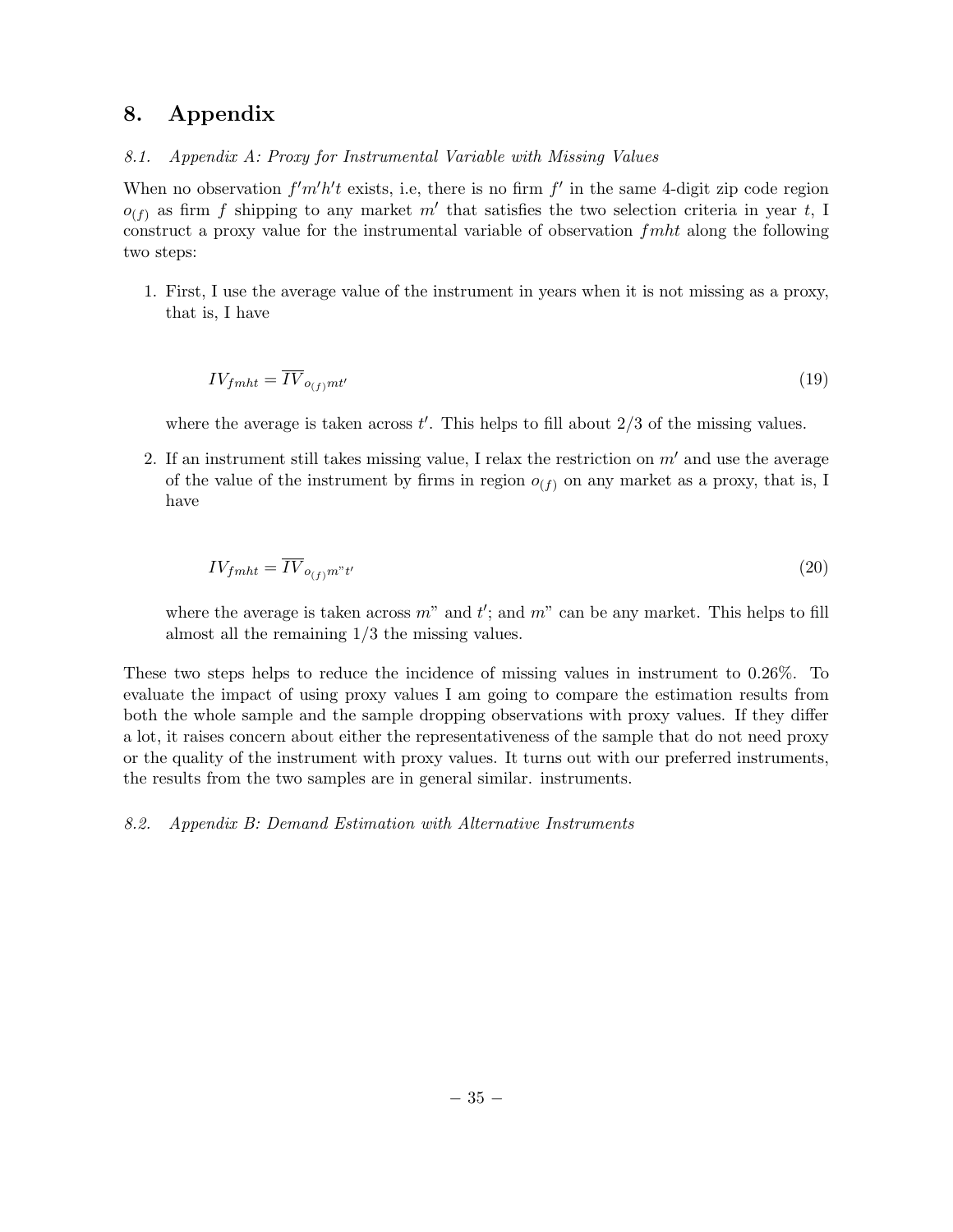# 8. Appendix

### 8.1. *Appendix A: Proxy for Instrumental Variable with Missing Values*

When no observation $f'm'h't$ exists, i.e, there is no firm $f'$ in the same 4-digit zip code region $o_{(f)}$ as firm $f$ shipping to any market $m'$ that satisfies the two selection criteria in year $t$, I construct a proxy value for the instrumental variable of observation $fmht$ along the following two steps:

1. First, I use the average value of the instrument in years when it is not missing as a proxy, that is, I have

$$IV_{fmht} = \overline{IV}_{o_{(f)}mt'} \tag{19}$$

   where the average is taken across $t'$. This helps to fill about 2/3 of the missing values.

2. If an instrument still takes missing value, I relax the restriction on $m'$ and use the average of the value of the instrument by firms in region $o_{(f)}$ on any market as a proxy, that is, I have

$$IV_{fmht} = \overline{IV}_{o_{(f)}m"t'} \tag{20}$$

   where the average is taken across $m"$ and $t'$; and $m"$ can be any market. This helps to fill almost all the remaining 1/3 the missing values.

These two steps helps to reduce the incidence of missing values in instrument to 0.26%. To evaluate the impact of using proxy values I am going to compare the estimation results from both the whole sample and the sample dropping observations with proxy values. If they differ a lot, it raises concern about either the representativeness of the sample that do not need proxy or the quality of the instrument with proxy values. It turns out with our preferred instruments, the results from the two samples are in general similar. instruments.

### 8.2. *Appendix B: Demand Estimation with Alternative Instruments*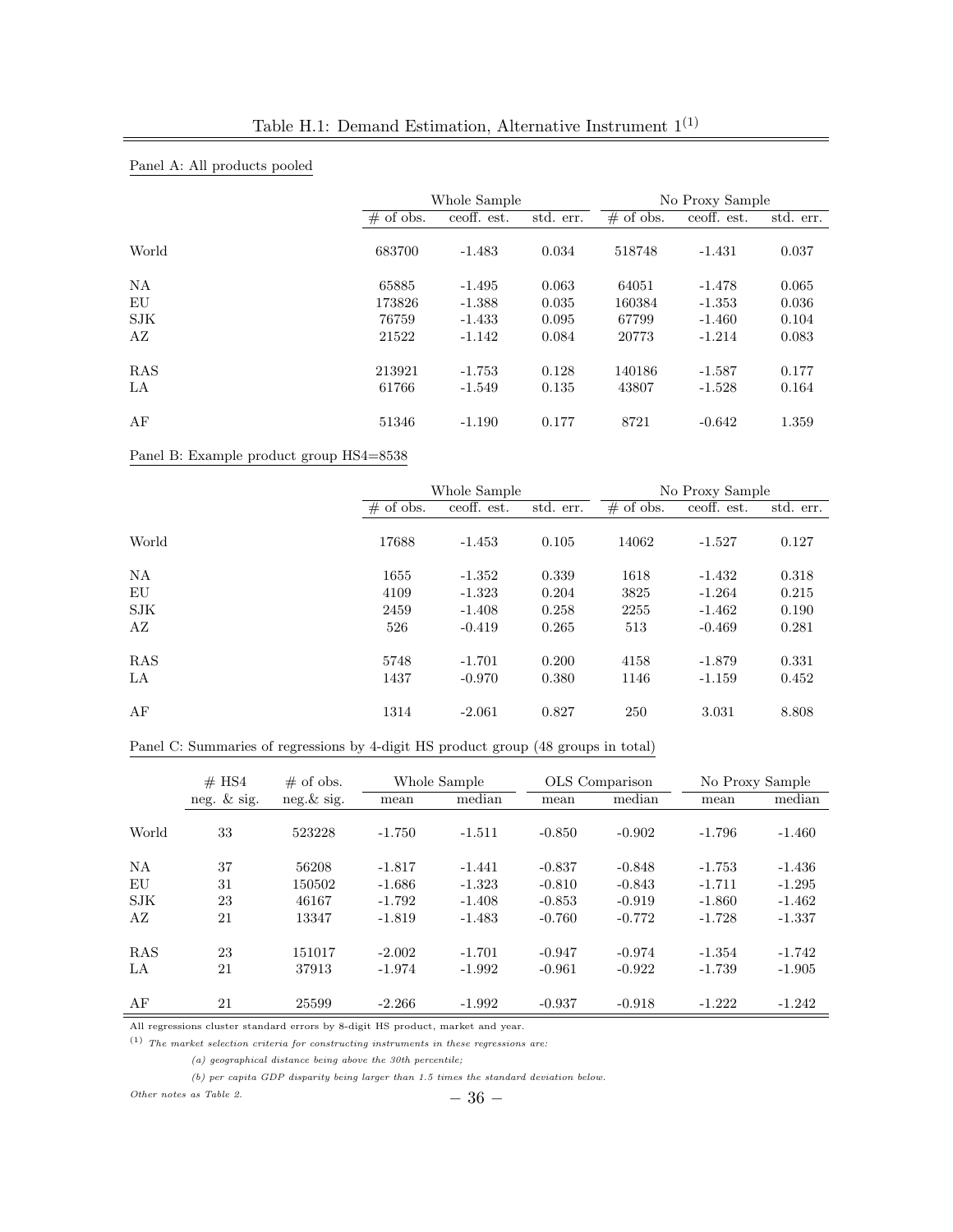Table H.1: Demand Estimation, Alternative Instrument 1[(1)]

Panel A: All products pooled

| | Whole Sample | | | No Proxy Sample | | |
|---|---|---|---|---|---|---|
| | # of obs. | ceoff. est. | std. err. | # of obs. | ceoff. est. | std. err. |
| World | 683700 | -1.483 | 0.034 | 518748 | -1.431 | 0.037 |
| NA | 65885 | -1.495 | 0.063 | 64051 | -1.478 | 0.065 |
| EU | 173826 | -1.388 | 0.035 | 160384 | -1.353 | 0.036 |
| SJK | 76759 | -1.433 | 0.095 | 67799 | -1.460 | 0.104 |
| AZ | 21522 | -1.142 | 0.084 | 20773 | -1.214 | 0.083 |
| RAS | 213921 | -1.753 | 0.128 | 140186 | -1.587 | 0.177 |
| LA | 61766 | -1.549 | 0.135 | 43807 | -1.528 | 0.164 |
| AF | 51346 | -1.190 | 0.177 | 8721 | -0.642 | 1.359 |

Panel B: Example product group HS4=8538

| | Whole Sample | | | No Proxy Sample | | |
|---|---|---|---|---|---|---|
| | # of obs. | ceoff. est. | std. err. | # of obs. | ceoff. est. | std. err. |
| World | 17688 | -1.453 | 0.105 | 14062 | -1.527 | 0.127 |
| NA | 1655 | -1.352 | 0.339 | 1618 | -1.432 | 0.318 |
| EU | 4109 | -1.323 | 0.204 | 3825 | -1.264 | 0.215 |
| SJK | 2459 | -1.408 | 0.258 | 2255 | -1.462 | 0.190 |
| AZ | 526 | -0.419 | 0.265 | 513 | -0.469 | 0.281 |
| RAS | 5748 | -1.701 | 0.200 | 4158 | -1.879 | 0.331 |
| LA | 1437 | -0.970 | 0.380 | 1146 | -1.159 | 0.452 |
| AF | 1314 | -2.061 | 0.827 | 250 | 3.031 | 8.808 |

Panel C: Summaries of regressions by 4-digit HS product group (48 groups in total)

| | # HS4 | # of obs. | Whole Sample | | OLS Comparison | | No Proxy Sample | |
|---|---|---|---|---|---|---|---|---|
| | neg. & sig. | neg.& sig. | mean | median | mean | median | mean | median |
| World | 33 | 523228 | -1.750 | -1.511 | -0.850 | -0.902 | -1.796 | -1.460 |
| NA | 37 | 56208 | -1.817 | -1.441 | -0.837 | -0.848 | -1.753 | -1.436 |
| EU | 31 | 150502 | -1.686 | -1.323 | -0.810 | -0.843 | -1.711 | -1.295 |
| SJK | 23 | 46167 | -1.792 | -1.408 | -0.853 | -0.919 | -1.860 | -1.462 |
| AZ | 21 | 13347 | -1.819 | -1.483 | -0.760 | -0.772 | -1.728 | -1.337 |
| RAS | 23 | 151017 | -2.002 | -1.701 | -0.947 | -0.974 | -1.354 | -1.742 |
| LA | 21 | 37913 | -1.974 | -1.992 | -0.961 | -0.922 | -1.739 | -1.905 |
| AF | 21 | 25599 | -2.266 | -1.992 | -0.937 | -0.918 | -1.222 | -1.242 |

All regressions cluster standard errors by 8-digit HS product, market and year.

[(1)] *The market selection criteria for constructing instruments in these regressions are:*

*(a) geographical distance being above the 30th percentile;*

*(b) per capita GDP disparity being larger than 1.5 times the standard deviation below.*

*Other notes as Table 2.*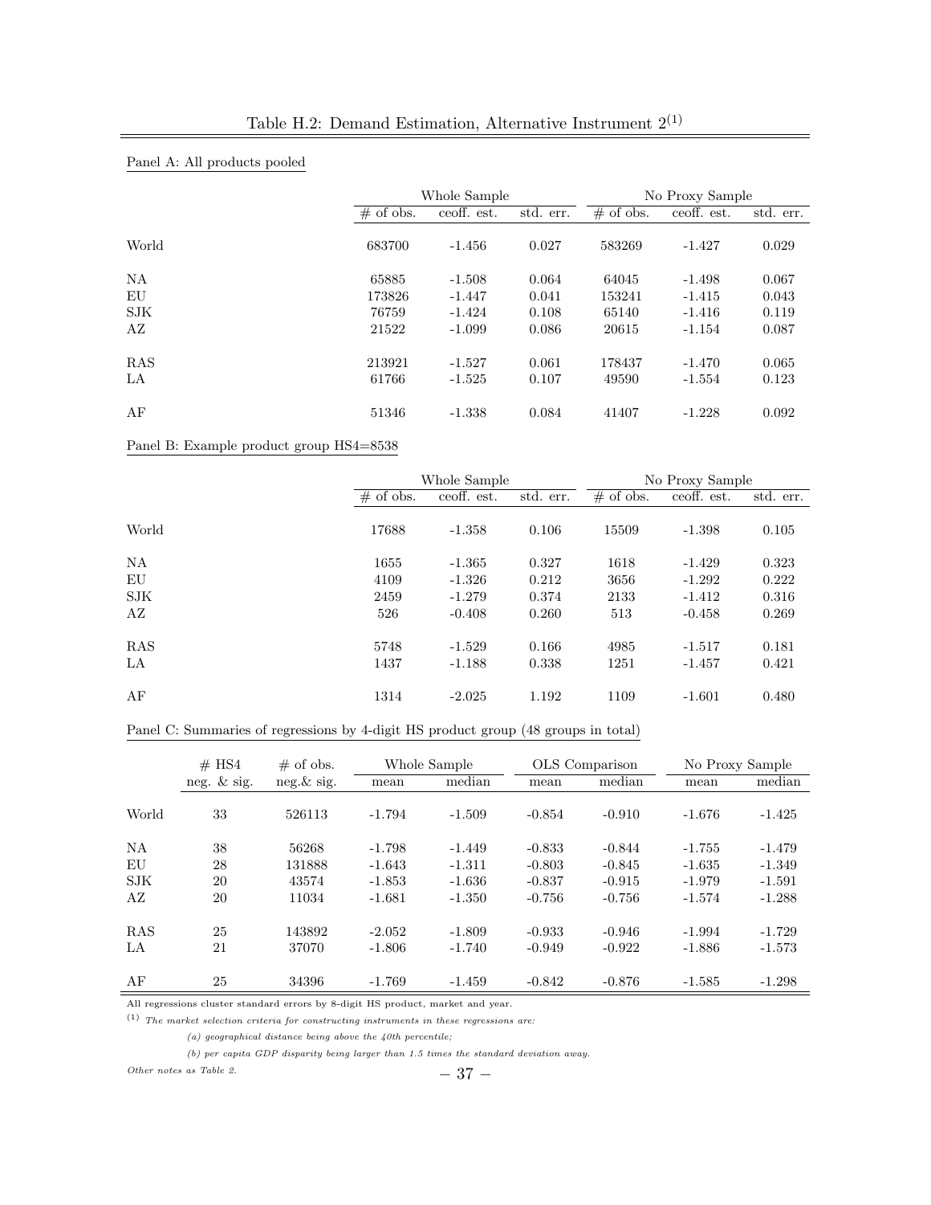# Table H.2: Demand Estimation, Alternative Instrument 2[(1)]

Panel A: All products pooled

| | Whole Sample | | | No Proxy Sample | | |
|---|---|---|---|---|---|---|
| | # of obs. | ceoff. est. | std. err. | # of obs. | ceoff. est. | std. err. |
| World | 683700 | -1.456 | 0.027 | 583269 | -1.427 | 0.029 |
| NA | 65885 | -1.508 | 0.064 | 64045 | -1.498 | 0.067 |
| EU | 173826 | -1.447 | 0.041 | 153241 | -1.415 | 0.043 |
| SJK | 76759 | -1.424 | 0.108 | 65140 | -1.416 | 0.119 |
| AZ | 21522 | -1.099 | 0.086 | 20615 | -1.154 | 0.087 |
| RAS | 213921 | -1.527 | 0.061 | 178437 | -1.470 | 0.065 |
| LA | 61766 | -1.525 | 0.107 | 49590 | -1.554 | 0.123 |
| AF | 51346 | -1.338 | 0.084 | 41407 | -1.228 | 0.092 |

Panel B: Example product group HS4=8538

| | Whole Sample | | | No Proxy Sample | | |
|---|---|---|---|---|---|---|
| | # of obs. | ceoff. est. | std. err. | # of obs. | ceoff. est. | std. err. |
| World | 17688 | -1.358 | 0.106 | 15509 | -1.398 | 0.105 |
| NA | 1655 | -1.365 | 0.327 | 1618 | -1.429 | 0.323 |
| EU | 4109 | -1.326 | 0.212 | 3656 | -1.292 | 0.222 |
| SJK | 2459 | -1.279 | 0.374 | 2133 | -1.412 | 0.316 |
| AZ | 526 | -0.408 | 0.260 | 513 | -0.458 | 0.269 |
| RAS | 5748 | -1.529 | 0.166 | 4985 | -1.517 | 0.181 |
| LA | 1437 | -1.188 | 0.338 | 1251 | -1.457 | 0.421 |
| AF | 1314 | -2.025 | 1.192 | 1109 | -1.601 | 0.480 |

Panel C: Summaries of regressions by 4-digit HS product group (48 groups in total)

| | # HS4 | # of obs. | Whole Sample | | OLS Comparison | | No Proxy Sample | |
|---|---|---|---|---|---|---|---|---|
| | neg. & sig. | neg.& sig. | mean | median | mean | median | mean | median |
| World | 33 | 526113 | -1.794 | -1.509 | -0.854 | -0.910 | -1.676 | -1.425 |
| NA | 38 | 56268 | -1.798 | -1.449 | -0.833 | -0.844 | -1.755 | -1.479 |
| EU | 28 | 131888 | -1.643 | -1.311 | -0.803 | -0.845 | -1.635 | -1.349 |
| SJK | 20 | 43574 | -1.853 | -1.636 | -0.837 | -0.915 | -1.979 | -1.591 |
| AZ | 20 | 11034 | -1.681 | -1.350 | -0.756 | -0.756 | -1.574 | -1.288 |
| RAS | 25 | 143892 | -2.052 | -1.809 | -0.933 | -0.946 | -1.994 | -1.729 |
| LA | 21 | 37070 | -1.806 | -1.740 | -0.949 | -0.922 | -1.886 | -1.573 |
| AF | 25 | 34396 | -1.769 | -1.459 | -0.842 | -0.876 | -1.585 | -1.298 |

All regressions cluster standard errors by 8-digit HS product, market and year.

[(1)] *The market selection criteria for constructing instruments in these regressions are:*

*(a) geographical distance being above the 40th percentile;*

*(b) per capita GDP disparity being larger than 1.5 times the standard deviation away.*

*Other notes as Table 2.*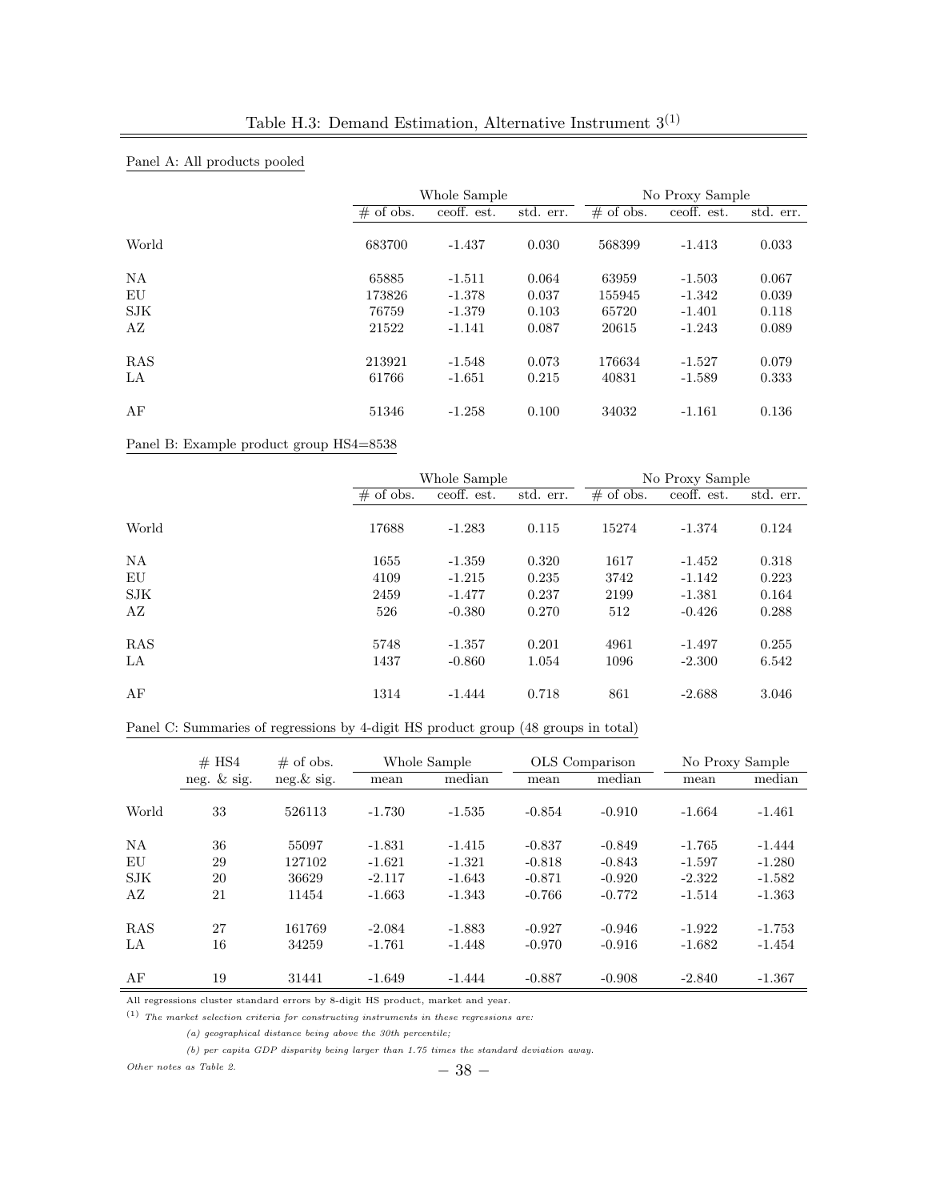# Table H.3: Demand Estimation, Alternative Instrument 3[1]

Panel A: All products pooled

| | Whole Sample | | | No Proxy Sample | | |
|---|---|---|---|---|---|---|
| | # of obs. | ceoff. est. | std. err. | # of obs. | ceoff. est. | std. err. |
| World | 683700 | -1.437 | 0.030 | 568399 | -1.413 | 0.033 |
| NA | 65885 | -1.511 | 0.064 | 63959 | -1.503 | 0.067 |
| EU | 173826 | -1.378 | 0.037 | 155945 | -1.342 | 0.039 |
| SJK | 76759 | -1.379 | 0.103 | 65720 | -1.401 | 0.118 |
| AZ | 21522 | -1.141 | 0.087 | 20615 | -1.243 | 0.089 |
| RAS | 213921 | -1.548 | 0.073 | 176634 | -1.527 | 0.079 |
| LA | 61766 | -1.651 | 0.215 | 40831 | -1.589 | 0.333 |
| AF | 51346 | -1.258 | 0.100 | 34032 | -1.161 | 0.136 |

Panel B: Example product group HS4=8538

| | Whole Sample | | | No Proxy Sample | | |
|---|---|---|---|---|---|---|
| | # of obs. | ceoff. est. | std. err. | # of obs. | ceoff. est. | std. err. |
| World | 17688 | -1.283 | 0.115 | 15274 | -1.374 | 0.124 |
| NA | 1655 | -1.359 | 0.320 | 1617 | -1.452 | 0.318 |
| EU | 4109 | -1.215 | 0.235 | 3742 | -1.142 | 0.223 |
| SJK | 2459 | -1.477 | 0.237 | 2199 | -1.381 | 0.164 |
| AZ | 526 | -0.380 | 0.270 | 512 | -0.426 | 0.288 |
| RAS | 5748 | -1.357 | 0.201 | 4961 | -1.497 | 0.255 |
| LA | 1437 | -0.860 | 1.054 | 1096 | -2.300 | 6.542 |
| AF | 1314 | -1.444 | 0.718 | 861 | -2.688 | 3.046 |

Panel C: Summaries of regressions by 4-digit HS product group (48 groups in total)

| | # HS4 | # of obs. | Whole Sample | | OLS Comparison | | No Proxy Sample | |
|---|---|---|---|---|---|---|---|---|
| | neg. & sig. | neg.& sig. | mean | median | mean | median | mean | median |
| World | 33 | 526113 | -1.730 | -1.535 | -0.854 | -0.910 | -1.664 | -1.461 |
| NA | 36 | 55097 | -1.831 | -1.415 | -0.837 | -0.849 | -1.765 | -1.444 |
| EU | 29 | 127102 | -1.621 | -1.321 | -0.818 | -0.843 | -1.597 | -1.280 |
| SJK | 20 | 36629 | -2.117 | -1.643 | -0.871 | -0.920 | -2.322 | -1.582 |
| AZ | 21 | 11454 | -1.663 | -1.343 | -0.766 | -0.772 | -1.514 | -1.363 |
| RAS | 27 | 161769 | -2.084 | -1.883 | -0.927 | -0.946 | -1.922 | -1.753 |
| LA | 16 | 34259 | -1.761 | -1.448 | -0.970 | -0.916 | -1.682 | -1.454 |
| AF | 19 | 31441 | -1.649 | -1.444 | -0.887 | -0.908 | -2.840 | -1.367 |

All regressions cluster standard errors by 8-digit HS product, market and year.

[1] *The market selection criteria for constructing instruments in these regressions are:*

*(a) geographical distance being above the 30th percentile;*

*(b) per capita GDP disparity being larger than 1.75 times the standard deviation away.*

*Other notes as Table 2.*